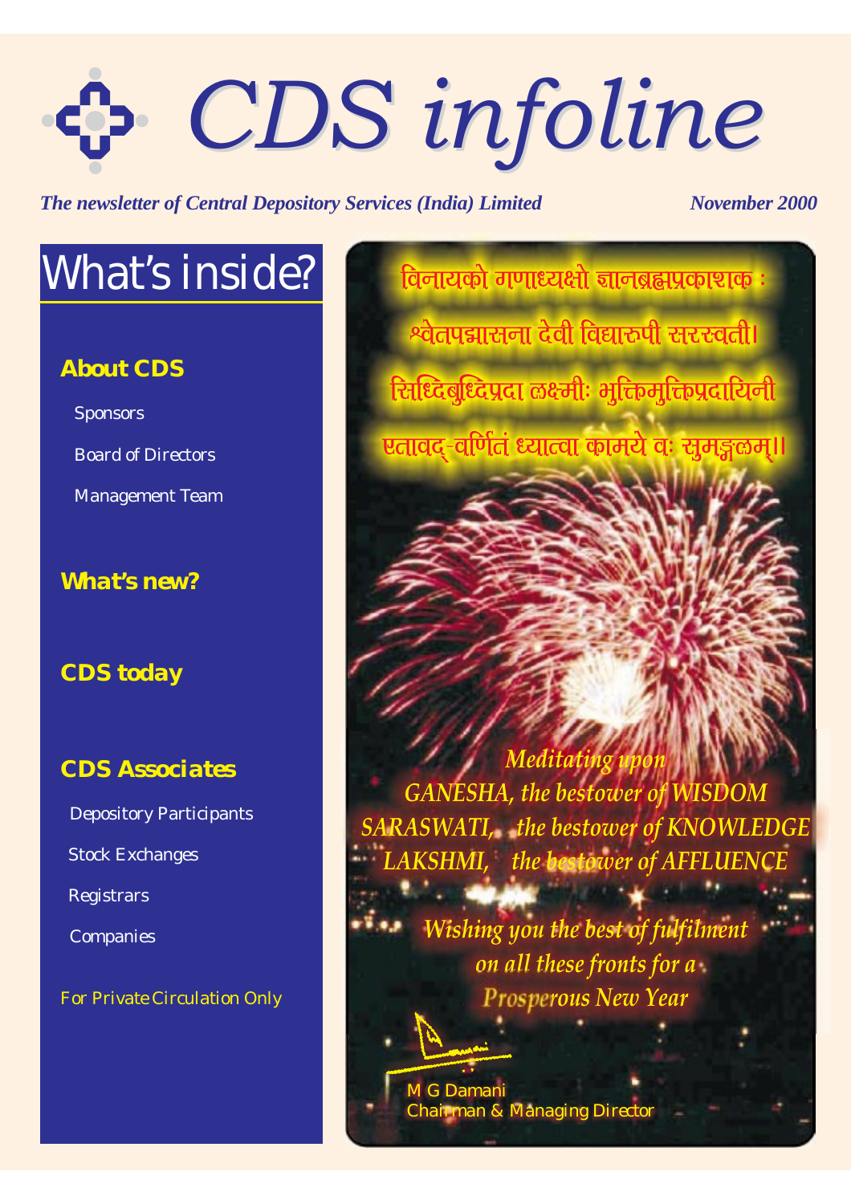# CDS infoline

*The newsletter of Central Depository Services (India) Limited*

*November 2000*

## What's inside?

**About CDS**

- Sponsors
- Board of Directors
- Management Team

**What's new?**

**CDS today**

**CDS Associates**

- Depository Participants
- Stock Exchanges
- Registrars
- Companies

For Private Circulation Only

विनायको गणाध्यक्षो ज्ञानब्रह्मप्रकाशक :
श्वेतपद्मासना देवी विद्यारूपी सरस्वती।
सिध्दिबुध्दिप्रदा लक्ष्मीः भुक्तिमुक्तिप्रदायिनी
एतावद्-वर्णितं ध्यात्वा कामये वः सुमङ्गलम्।।

*Meditating upon*
*GANESHA, the bestower of WISDOM*
*SARASWATI, the bestower of KNOWLEDGE*
*LAKSHMI, the bestower of AFFLUENCE*

*Wishing you the best of fulfilment*
*on all these fronts for a*
*Prosperous New Year*

M G Damani
Chairman & Managing Director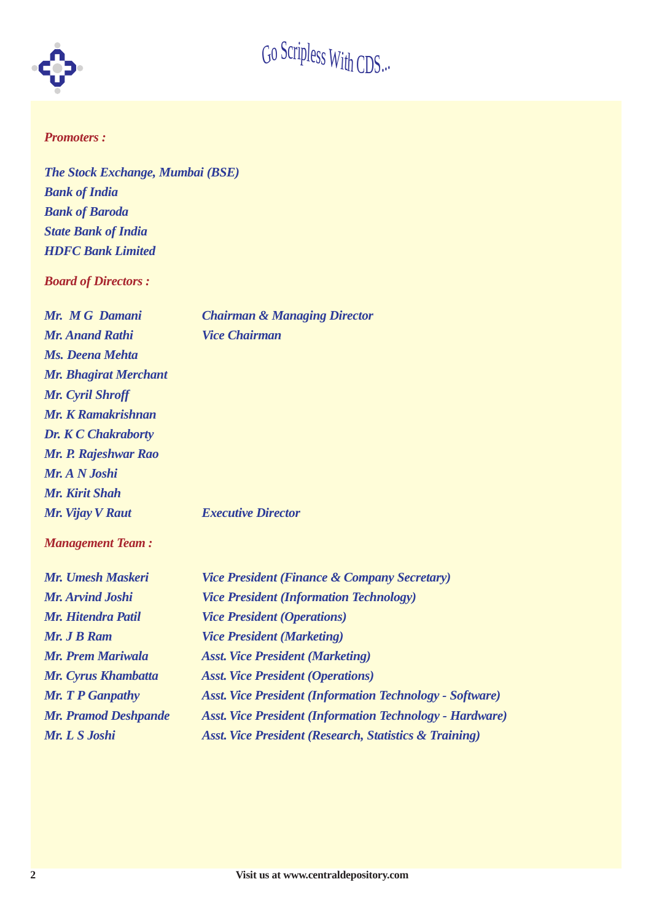## *Promoters :*

*The Stock Exchange, Mumbai (BSE)*
*Bank of India*
*Bank of Baroda*
*State Bank of India*
*HDFC Bank Limited*

## *Board of Directors :*

| | |
|---|---|
| *Mr. M G Damani* | *Chairman & Managing Director* |
| *Mr. Anand Rathi* | *Vice Chairman* |
| *Ms. Deena Mehta* | |
| *Mr. Bhagirat Merchant* | |
| *Mr. Cyril Shroff* | |
| *Mr. K Ramakrishnan* | |
| *Dr. K C Chakraborty* | |
| *Mr. P. Rajeshwar Rao* | |
| *Mr. A N Joshi* | |
| *Mr. Kirit Shah* | |
| *Mr. Vijay V Raut* | *Executive Director* |

## *Management Team :*

| | |
|---|---|
| *Mr. Umesh Maskeri* | *Vice President (Finance & Company Secretary)* |
| *Mr. Arvind Joshi* | *Vice President (Information Technology)* |
| *Mr. Hitendra Patil* | *Vice President (Operations)* |
| *Mr. J B Ram* | *Vice President (Marketing)* |
| *Mr. Prem Mariwala* | *Asst. Vice President (Marketing)* |
| *Mr. Cyrus Khambatta* | *Asst. Vice President (Operations)* |
| *Mr. T P Ganpathy* | *Asst. Vice President (Information Technology - Software)* |
| *Mr. Pramod Deshpande* | *Asst. Vice President (Information Technology - Hardware)* |
| *Mr. L S Joshi* | *Asst. Vice President (Research, Statistics & Training)* |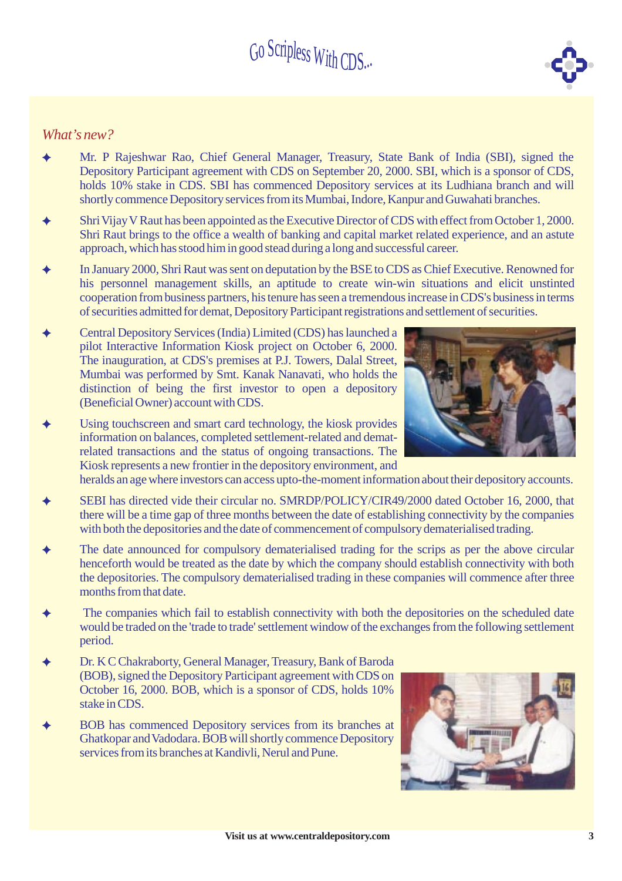## *What's new?*

- Mr. P Rajeshwar Rao, Chief General Manager, Treasury, State Bank of India (SBI), signed the Depository Participant agreement with CDS on September 20, 2000. SBI, which is a sponsor of CDS, holds 10% stake in CDS. SBI has commenced Depository services at its Ludhiana branch and will shortly commence Depository services from its Mumbai, Indore, Kanpur and Guwahati branches.
- Shri Vijay V Raut has been appointed as the Executive Director of CDS with effect from October 1, 2000. Shri Raut brings to the office a wealth of banking and capital market related experience, and an astute approach, which has stood him in good stead during a long and successful career.
- In January 2000, Shri Raut was sent on deputation by the BSE to CDS as Chief Executive. Renowned for his personnel management skills, an aptitude to create win-win situations and elicit unstinted cooperation from business partners, his tenure has seen a tremendous increase in CDS's business in terms of securities admitted for demat, Depository Participant registrations and settlement of securities.
- Central Depository Services (India) Limited (CDS) has launched a pilot Interactive Information Kiosk project on October 6, 2000. The inauguration, at CDS's premises at P.J. Towers, Dalal Street, Mumbai was performed by Smt. Kanak Nanavati, who holds the distinction of being the first investor to open a depository (Beneficial Owner) account with CDS.
- Using touchscreen and smart card technology, the kiosk provides information on balances, completed settlement-related and demat-related transactions and the status of ongoing transactions. The Kiosk represents a new frontier in the depository environment, and heralds an age where investors can access upto-the-moment information about their depository accounts.
- SEBI has directed vide their circular no. SMRDP/POLICY/CIR49/2000 dated October 16, 2000, that there will be a time gap of three months between the date of establishing connectivity by the companies with both the depositories and the date of commencement of compulsory dematerialised trading.
- The date announced for compulsory dematerialised trading for the scrips as per the above circular henceforth would be treated as the date by which the company should establish connectivity with both the depositories. The compulsory dematerialised trading in these companies will commence after three months from that date.
- The companies which fail to establish connectivity with both the depositories on the scheduled date would be traded on the 'trade to trade' settlement window of the exchanges from the following settlement period.
- Dr. K C Chakraborty, General Manager, Treasury, Bank of Baroda (BOB), signed the Depository Participant agreement with CDS on October 16, 2000. BOB, which is a sponsor of CDS, holds 10% stake in CDS.
- BOB has commenced Depository services from its branches at Ghatkopar and Vadodara. BOB will shortly commence Depository services from its branches at Kandivli, Nerul and Pune.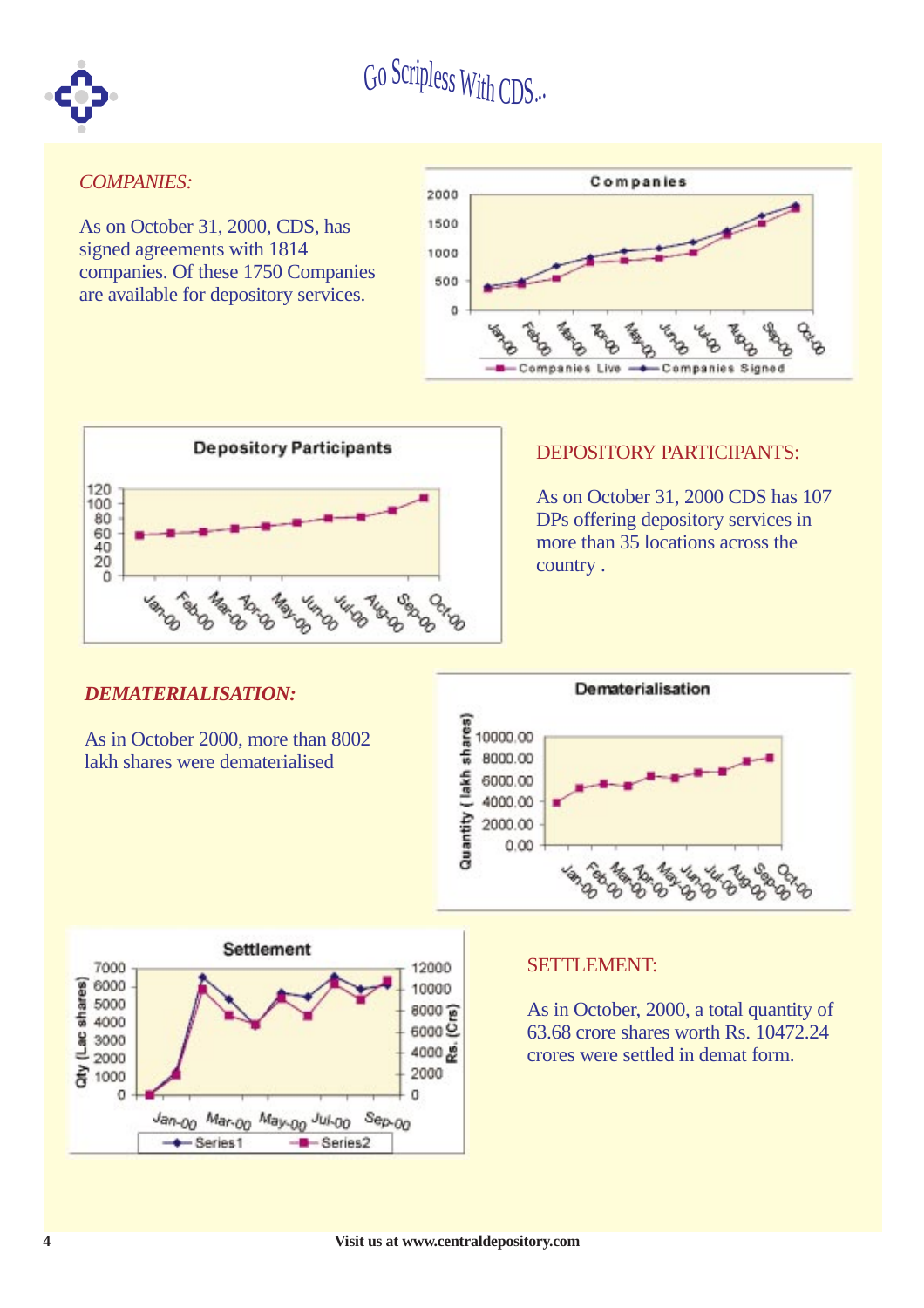Go Scripless With CDS...

## *COMPANIES:*

As on October 31, 2000, CDS, has signed agreements with 1814 companies. Of these 1750 Companies are available for depository services.

## DEPOSITORY PARTICIPANTS:

As on October 31, 2000 CDS has 107 DPs offering depository services in more than 35 locations across the country .

## ***DEMATERIALISATION:***

As in October 2000, more than 8002 lakh shares were dematerialised

## SETTLEMENT:

As in October, 2000, a total quantity of 63.68 crore shares worth Rs. 10472.24 crores were settled in demat form.

Visit us at www.centraldepository.com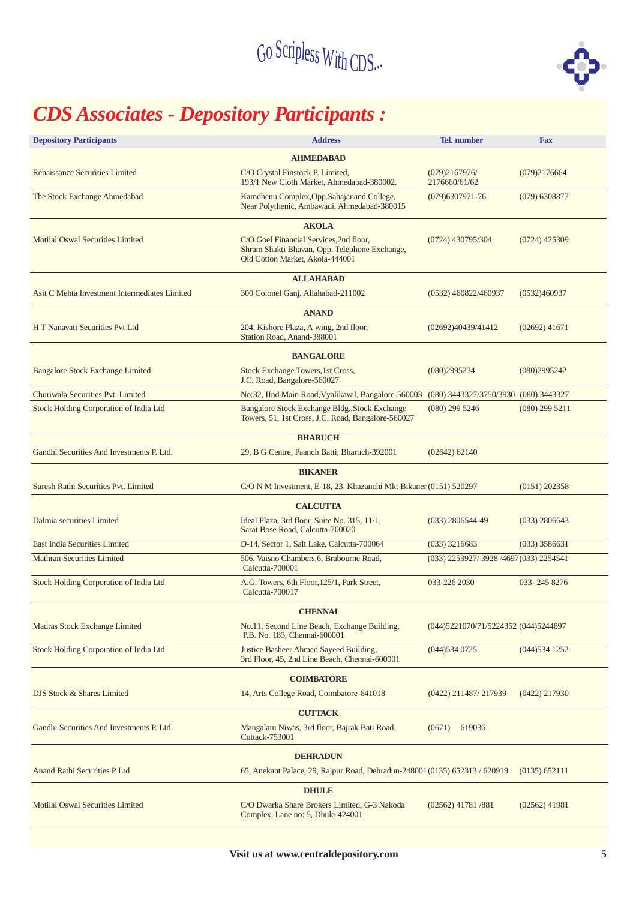Go Scripless With CDS...

# CDS Associates - Depository Participants :

| Depository Participants | Address | Tel. number | Fax |
|---|---|---|---|
| | **AHMEDABAD** | | |
| Renaissance Securities Limited | C/O Crystal Finstock P. Limited, 193/1 New Cloth Market, Ahmedabad-380002. | (079)2167976/ 2176660/61/62 | (079)2176664 |
| The Stock Exchange Ahmedabad | Kamdhenu Complex,Opp.Sahajanand College, Near Polythenic, Ambawadi, Ahmedabad-380015 | (079)6307971-76 | (079) 6308877 |
| | **AKOLA** | | |
| Motilal Oswal Securities Limited | C/O Goel Financial Services,2nd floor, Shram Shakti Bhavan, Opp. Telephone Exchange, Old Cotton Market, Akola-444001 | (0724) 430795/304 | (0724) 425309 |
| | **ALLAHABAD** | | |
| Asit C Mehta Investment Intermediates Limited | 300 Colonel Ganj, Allahabad-211002 | (0532) 460822/460937 | (0532)460937 |
| | **ANAND** | | |
| H T Nanavati Securities Pvt Ltd | 204, Kishore Plaza, A wing, 2nd floor, Station Road, Anand-388001 | (02692)40439/41412 | (02692) 41671 |
| | **BANGALORE** | | |
| Bangalore Stock Exchange Limited | Stock Exchange Towers,1st Cross, J.C. Road, Bangalore-560027 | (080)2995234 | (080)2995242 |
| Churiwala Securities Pvt. Limited | No:32, IInd Main Road,Vyalikaval, Bangalore-560003 | (080) 3443327/3750/3930 | (080) 3443327 |
| Stock Holding Corporation of India Ltd | Bangalore Stock Exchange Bldg.,Stock Exchange Towers, 51, 1st Cross, J.C. Road, Bangalore-560027 | (080) 299 5246 | (080) 299 5211 |
| | **BHARUCH** | | |
| Gandhi Securities And Investments P. Ltd. | 29, B G Centre, Paanch Batti, Bharuch-392001 | (02642) 62140 | |
| | **BIKANER** | | |
| Suresh Rathi Securities Pvt. Limited | C/O N M Investment, E-18, 23, Khazanchi Mkt Bikaner | (0151) 520297 | (0151) 202358 |
| | **CALCUTTA** | | |
| Dalmia securities Limited | Ideal Plaza, 3rd floor, Suite No. 315, 11/1, Sarat Bose Road, Calcutta-700020 | (033) 2806544-49 | (033) 2806643 |
| East India Securities Limited | D-14, Sector 1, Salt Lake, Calcutta-700064 | (033) 3216683 | (033) 3586631 |
| Mathran Securities Limited | 506, Vaisno Chambers,6, Brabourne Road, Calcutta-700001 | (033) 2253927/ 3928 /4697 | (033) 2254541 |
| Stock Holding Corporation of India Ltd | A.G. Towers, 6th Floor,125/1, Park Street, Calcutta-700017 | 033-226 2030 | 033- 245 8276 |
| | **CHENNAI** | | |
| Madras Stock Exchange Limited | No.11, Second Line Beach, Exchange Building, P.B. No. 183, Chennai-600001 | (044)5221070/71/5224352 | (044)5244897 |
| Stock Holding Corporation of India Ltd | Justice Basheer Ahmed Sayeed Building, 3rd Floor, 45, 2nd Line Beach, Chennai-600001 | (044)534 0725 | (044)534 1252 |
| | **COIMBATORE** | | |
| DJS Stock & Shares Limited | 14, Arts College Road, Coimbatore-641018 | (0422) 211487/ 217939 | (0422) 217930 |
| | **CUTTACK** | | |
| Gandhi Securities And Investments P. Ltd. | Mangalam Niwas, 3rd floor, Bajrak Bati Road, Cuttack-753001 | (0671) 619036 | |
| | **DEHRADUN** | | |
| Anand Rathi Securities P Ltd | 65, Anekant Palace, 29, Rajpur Road, Dehradun-248001 | (0135) 652313 / 620919 | (0135) 652111 |
| | **DHULE** | | |
| Motilal Oswal Securities Limited | C/O Dwarka Share Brokers Limited, G-3 Nakoda Complex, Lane no: 5, Dhule-424001 | (02562) 41781 /881 | (02562) 41981 |

**Visit us at www.centraldepository.com**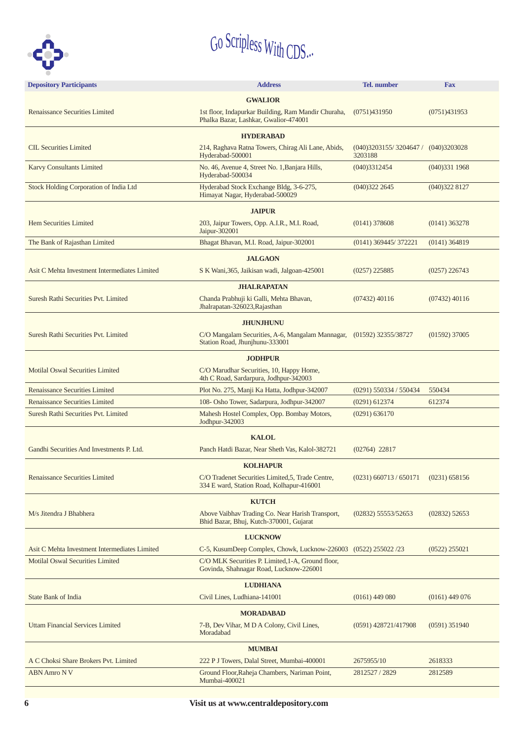Go Scripless With CDS...

| Depository Participants | Address | Tel. number | Fax |
|---|---|---|---|
| | **GWALIOR** | | |
| Renaissance Securities Limited | 1st floor, Indapurkar Building, Ram Mandir Churaha, Phalka Bazar, Lashkar, Gwalior-474001 | (0751)431950 | (0751)431953 |
| | **HYDERABAD** | | |
| CIL Securities Limited | 214, Raghava Ratna Towers, Chirag Ali Lane, Abids, Hyderabad-500001 | (040)3203155/ 3204647 / 3203188 | (040)3203028 |
| Karvy Consultants Limited | No. 46, Avenue 4, Street No. 1,Banjara Hills, Hyderabad-500034 | (040)3312454 | (040)331 1968 |
| Stock Holding Corporation of India Ltd | Hyderabad Stock Exchange Bldg, 3-6-275, Himayat Nagar, Hyderabad-500029 | (040)322 2645 | (040)322 8127 |
| | **JAIPUR** | | |
| Hem Securities Limited | 203, Jaipur Towers, Opp. A.I.R., M.I. Road, Jaipur-302001 | (0141) 378608 | (0141) 363278 |
| The Bank of Rajasthan Limited | Bhagat Bhavan, M.I. Road, Jaipur-302001 | (0141) 369445/ 372221 | (0141) 364819 |
| | **JALGAON** | | |
| Asit C Mehta Investment Intermediates Limited | S K Wani,365, Jaikisan wadi, Jalgoan-425001 | (0257) 225885 | (0257) 226743 |
| | **JHALRAPATAN** | | |
| Suresh Rathi Securities Pvt. Limited | Chanda Prabhuji ki Galli, Mehta Bhavan, Jhalrapatan-326023,Rajasthan | (07432) 40116 | (07432) 40116 |
| | **JHUNJHUNU** | | |
| Suresh Rathi Securities Pvt. Limited | C/O Mangalam Securities, A-6, Mangalam Mannagar, Station Road, Jhunjhunu-333001 | (01592) 32355/38727 | (01592) 37005 |
| | **JODHPUR** | | |
| Motilal Oswal Securities Limited | C/O Marudhar Securities, 10, Happy Home, 4th C Road, Sardarpura, Jodhpur-342003 | | |
| Renaissance Securities Limited | Plot No. 275, Manji Ka Hatta, Jodhpur-342007 | (0291) 550334 / 550434 | 550434 |
| Renaissance Securities Limited | 108- Osho Tower, Sadarpura, Jodhpur-342007 | (0291) 612374 | 612374 |
| Suresh Rathi Securities Pvt. Limited | Mahesh Hostel Complex, Opp. Bombay Motors, Jodhpur-342003 | (0291) 636170 | |
| | **KALOL** | | |
| Gandhi Securities And Investments P. Ltd. | Panch Hatdi Bazar, Near Sheth Vas, Kalol-382721 | (02764) 22817 | |
| | **KOLHAPUR** | | |
| Renaissance Securities Limited | C/O Tradenet Securities Limited,5, Trade Centre, 334 E ward, Station Road, Kolhapur-416001 | (0231) 660713 / 650171 | (0231) 658156 |
| | **KUTCH** | | |
| M/s Jitendra J Bhabhera | Above Vaibhav Trading Co. Near Harish Transport, Bhid Bazar, Bhuj, Kutch-370001, Gujarat | (02832) 55553/52653 | (02832) 52653 |
| | **LUCKNOW** | | |
| Asit C Mehta Investment Intermediates Limited | C-5, KusumDeep Complex, Chowk, Lucknow-226003 | (0522) 255022 /23 | (0522) 255021 |
| Motilal Oswal Securities Limited | C/O MLK Securities P. Limited,1-A, Ground floor, Govinda, Shahnagar Road, Lucknow-226001 | | |
| | **LUDHIANA** | | |
| State Bank of India | Civil Lines, Ludhiana-141001 | (0161) 449 080 | (0161) 449 076 |
| | **MORADABAD** | | |
| Uttam Financial Services Limited | 7-B, Dev Vihar, M D A Colony, Civil Lines, Moradabad | (0591) 428721/417908 | (0591) 351940 |
| | **MUMBAI** | | |
| A C Choksi Share Brokers Pvt. Limited | 222 P J Towers, Dalal Street, Mumbai-400001 | 2675955/10 | 2618333 |
| ABN Amro N V | Ground Floor,Raheja Chambers, Nariman Point, Mumbai-400021 | 2812527 / 2829 | 2812589 |

**Visit us at www.centraldepository.com**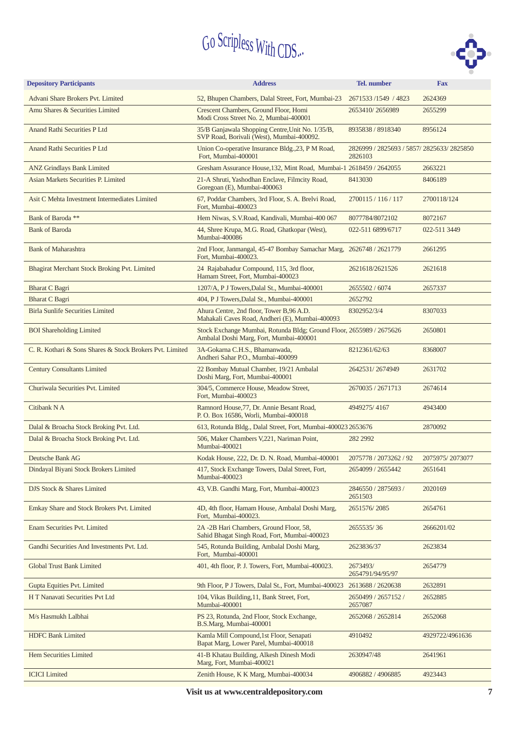Go Scripless With CDS...

| Depository Participants | Address | Tel. number | Fax |
|---|---|---|---|
| Advani Share Brokers Pvt. Limited | 52, Bhupen Chambers, Dalal Street, Fort, Mumbai-23 | 2671533 /1549 / 4823 | 2624369 |
| Amu Shares & Securities Limited | Crescent Chambers, Ground Floor, Homi Modi Cross Street No. 2, Mumbai-400001 | 2653410/ 2656989 | 2655299 |
| Anand Rathi Securities P Ltd | 35/B Ganjawala Shopping Centre,Unit No. 1/35/B, SVP Road, Borivali (West), Mumbai-400092. | 8935838 / 8918340 | 8956124 |
| Anand Rathi Securities P Ltd | Union Co-operative Insurance Bldg.,23, P M Road, Fort, Mumbai-400001 | 2826999 / 2825693 / 5857/ 2825633/ 2825850 2826103 | |
| ANZ Grindlays Bank Limited | Gresham Assurance House,132, Mint Road, Mumbai-1 | 2618459 / 2642055 | 2663221 |
| Asian Markets Securities P. Limited | 21-A Shruti, Yashodhan Enclave, Filmcity Road, Goregoan (E), Mumbai-400063 | 8413030 | 8406189 |
| Asit C Mehta Investment Intermediates Limited | 67, Poddar Chambers, 3rd Floor, S. A. Brelvi Road, Fort, Mumbai-400023 | 2700115 / 116 / 117 | 2700118/124 |
| Bank of Baroda ** | Hem Niwas, S.V.Road, Kandivali, Mumbai-400 067 | 8077784/8072102 | 8072167 |
| Bank of Baroda | 44, Shree Krupa, M.G. Road, Ghatkopar (West), Mumbai-400086 | 022-511 6899/6717 | 022-511 3449 |
| Bank of Maharashtra | 2nd Floor, Janmangal, 45-47 Bombay Samachar Marg, Fort, Mumbai-400023. | 2626748 / 2621779 | 2661295 |
| Bhagirat Merchant Stock Broking Pvt. Limited | 24 Rajabahadur Compound, 115, 3rd floor, Hamam Street, Fort, Mumbai-400023 | 2621618/2621526 | 2621618 |
| Bharat C Bagri | 1207/A, P J Towers,Dalal St., Mumbai-400001 | 2655502 / 6074 | 2657337 |
| Bharat C Bagri | 404, P J Towers,Dalal St., Mumbai-400001 | 2652792 | |
| Birla Sunlife Securities Limited | Ahura Centre, 2nd floor, Tower B,96 A.D. Mahakali Caves Road, Andheri (E), Mumbai-400093 | 8302952/3/4 | 8307033 |
| BOI Shareholding Limited | Stock Exchange Mumbai, Rotunda Bldg; Ground Floor, Ambalal Doshi Marg, Fort, Mumbai-400001 | 2655989 / 2675626 | 2650801 |
| C. R. Kothari & Sons Shares & Stock Brokers Pvt. Limited | 3A-Gokarna C.H.S., Bhamanwada, Andheri Sahar P.O., Mumbai-400099 | 8212361/62/63 | 8368007 |
| Century Consultants Limited | 22 Bombay Mutual Chamber, 19/21 Ambalal Doshi Marg, Fort, Mumbai-400001 | 2642531/ 2674949 | 2631702 |
| Churiwala Securities Pvt. Limited | 304/5, Commerce House, Meadow Street, Fort, Mumbai-400023 | 2670035 / 2671713 | 2674614 |
| Citibank N A | Ramnord House,77, Dr. Annie Besant Road, P. O. Box 16586, Worli, Mumbai-400018 | 4949275/ 4167 | 4943400 |
| Dalal & Broacha Stock Broking Pvt. Ltd. | 613, Rotunda Bldg., Dalal Street, Fort, Mumbai-400023 | 2653676 | 2870092 |
| Dalal & Broacha Stock Broking Pvt. Ltd. | 506, Maker Chambers V,221, Nariman Point, Mumbai-400021 | 282 2992 | |
| Deutsche Bank AG | Kodak House, 222, Dr. D. N. Road, Mumbai-400001 | 2075778 / 2073262 / 92 | 2075975/ 2073077 |
| Dindayal Biyani Stock Brokers Limited | 417, Stock Exchange Towers, Dalal Street, Fort, Mumbai-400023 | 2654099 / 2655442 | 2651641 |
| DJS Stock & Shares Limited | 43, V.B. Gandhi Marg, Fort, Mumbai-400023 | 2846550 / 2875693 / 2651503 | 2020169 |
| Emkay Share and Stock Brokers Pvt. Limited | 4D, 4th floor, Hamam House, Ambalal Doshi Marg, Fort, Mumbai-400023. | 2651576/ 2085 | 2654761 |
| Enam Securities Pvt. Limited | 2A -2B Hari Chambers, Ground Floor, 58, Sahid Bhagat Singh Road, Fort, Mumbai-400023 | 2655535/ 36 | 2666201/02 |
| Gandhi Securities And Investments Pvt. Ltd. | 545, Rotunda Building, Ambalal Doshi Marg, Fort, Mumbai-400001 | 2623836/37 | 2623834 |
| Global Trust Bank Limited | 401, 4th floor, P. J. Towers, Fort, Mumbai-400023. | 2673493/ 2654791/94/95/97 | 2654779 |
| Gupta Equities Pvt. Limited | 9th Floor, P J Towers, Dalal St., Fort, Mumbai-400023 | 2613688 / 2620638 | 2632891 |
| H T Nanavati Securities Pvt Ltd | 104, Vikas Building,11, Bank Street, Fort, Mumbai-400001 | 2650499 / 2657152 / 2657087 | 2652885 |
| M/s Hasmukh Lalbhai | PS 23, Rotunda, 2nd Floor, Stock Exchange, B.S.Marg, Mumbai-400001 | 2652068 / 2652814 | 2652068 |
| HDFC Bank Limited | Kamla Mill Compound,1st Floor, Senapati Bapat Marg, Lower Parel, Mumbai-400018 | 4910492 | 4929722/4961636 |
| Hem Securities Limited | 41-B Khatau Building, Alkesh Dinesh Modi Marg, Fort, Mumbai-400021 | 2630947/48 | 2641961 |
| ICICI Limited | Zenith House, K K Marg, Mumbai-400034 | 4906882 / 4906885 | 4923443 |

Visit us at www.centraldepository.com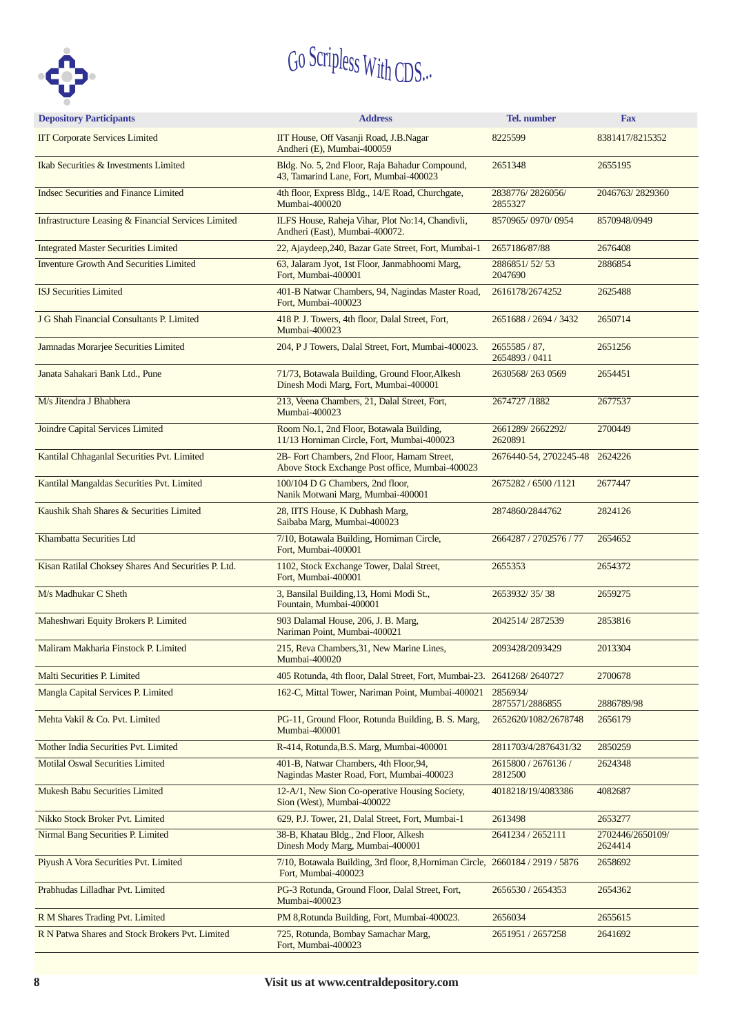Go Scripless With CDS...

| Depository Participants | Address | Tel. number | Fax |
|---|---|---|---|
| IIT Corporate Services Limited | IIT House, Off Vasanji Road, J.B.Nagar Andheri (E), Mumbai-400059 | 8225599 | 8381417/8215352 |
| Ikab Securities & Investments Limited | Bldg. No. 5, 2nd Floor, Raja Bahadur Compound, 43, Tamarind Lane, Fort, Mumbai-400023 | 2651348 | 2655195 |
| Indsec Securities and Finance Limited | 4th floor, Express Bldg., 14/E Road, Churchgate, Mumbai-400020 | 2838776/ 2826056/ 2855327 | 2046763/ 2829360 |
| Infrastructure Leasing & Financial Services Limited | ILFS House, Raheja Vihar, Plot No:14, Chandivli, Andheri (East), Mumbai-400072. | 8570965/ 0970/ 0954 | 8570948/0949 |
| Integrated Master Securities Limited | 22, Ajaydeep,240, Bazar Gate Street, Fort, Mumbai-1 | 2657186/87/88 | 2676408 |
| Inventure Growth And Securities Limited | 63, Jalaram Jyot, 1st Floor, Janmabhoomi Marg, Fort, Mumbai-400001 | 2886851/ 52/ 53 2047690 | 2886854 |
| ISJ Securities Limited | 401-B Natwar Chambers, 94, Nagindas Master Road, Fort, Mumbai-400023 | 2616178/2674252 | 2625488 |
| J G Shah Financial Consultants P. Limited | 418 P. J. Towers, 4th floor, Dalal Street, Fort, Mumbai-400023 | 2651688 / 2694 / 3432 | 2650714 |
| Jamnadas Morarjee Securities Limited | 204, P J Towers, Dalal Street, Fort, Mumbai-400023. | 2655585 / 87, 2654893 / 0411 | 2651256 |
| Janata Sahakari Bank Ltd., Pune | 71/73, Botawala Building, Ground Floor,Alkesh Dinesh Modi Marg, Fort, Mumbai-400001 | 2630568/ 263 0569 | 2654451 |
| M/s Jitendra J Bhabhera | 213, Veena Chambers, 21, Dalal Street, Fort, Mumbai-400023 | 2674727 /1882 | 2677537 |
| Joindre Capital Services Limited | Room No.1, 2nd Floor, Botawala Building, 11/13 Horniman Circle, Fort, Mumbai-400023 | 2661289/ 2662292/ 2620891 | 2700449 |
| Kantilal Chhaganlal Securities Pvt. Limited | 2B- Fort Chambers, 2nd Floor, Hamam Street, Above Stock Exchange Post office, Mumbai-400023 | 2676440-54, 2702245-48 | 2624226 |
| Kantilal Mangaldas Securities Pvt. Limited | 100/104 D G Chambers, 2nd floor, Nanik Motwani Marg, Mumbai-400001 | 2675282 / 6500 /1121 | 2677447 |
| Kaushik Shah Shares & Securities Limited | 28, IITS House, K Dubhash Marg, Saibaba Marg, Mumbai-400023 | 2874860/2844762 | 2824126 |
| Khambatta Securities Ltd | 7/10, Botawala Building, Horniman Circle, Fort, Mumbai-400001 | 2664287 / 2702576 / 77 | 2654652 |
| Kisan Ratilal Choksey Shares And Securities P. Ltd. | 1102, Stock Exchange Tower, Dalal Street, Fort, Mumbai-400001 | 2655353 | 2654372 |
| M/s Madhukar C Sheth | 3, Bansilal Building,13, Homi Modi St., Fountain, Mumbai-400001 | 2653932/ 35/ 38 | 2659275 |
| Maheshwari Equity Brokers P. Limited | 903 Dalamal House, 206, J. B. Marg, Nariman Point, Mumbai-400021 | 2042514/ 2872539 | 2853816 |
| Maliram Makharia Finstock P. Limited | 215, Reva Chambers,31, New Marine Lines, Mumbai-400020 | 2093428/2093429 | 2013304 |
| Malti Securities P. Limited | 405 Rotunda, 4th floor, Dalal Street, Fort, Mumbai-23. | 2641268/ 2640727 | 2700678 |
| Mangla Capital Services P. Limited | 162-C, Mittal Tower, Nariman Point, Mumbai-400021 | 2856934/ 2875571/2886855 | 2886789/98 |
| Mehta Vakil & Co. Pvt. Limited | PG-11, Ground Floor, Rotunda Building, B. S. Marg, Mumbai-400001 | 2652620/1082/2678748 | 2656179 |
| Mother India Securities Pvt. Limited | R-414, Rotunda,B.S. Marg, Mumbai-400001 | 2811703/4/2876431/32 | 2850259 |
| Motilal Oswal Securities Limited | 401-B, Natwar Chambers, 4th Floor,94, Nagindas Master Road, Fort, Mumbai-400023 | 2615800 / 2676136 / 2812500 | 2624348 |
| Mukesh Babu Securities Limited | 12-A/1, New Sion Co-operative Housing Society, Sion (West), Mumbai-400022 | 4018218/19/4083386 | 4082687 |
| Nikko Stock Broker Pvt. Limited | 629, P.J. Tower, 21, Dalal Street, Fort, Mumbai-1 | 2613498 | 2653277 |
| Nirmal Bang Securities P. Limited | 38-B, Khatau Bldg., 2nd Floor, Alkesh Dinesh Mody Marg, Mumbai-400001 | 2641234 / 2652111 | 2702446/2650109/ 2624414 |
| Piyush A Vora Securities Pvt. Limited | 7/10, Botawala Building, 3rd floor, 8,Horniman Circle, Fort, Mumbai-400023 | 2660184 / 2919 / 5876 | 2658692 |
| Prabhudas Lilladhar Pvt. Limited | PG-3 Rotunda, Ground Floor, Dalal Street, Fort, Mumbai-400023 | 2656530 / 2654353 | 2654362 |
| R M Shares Trading Pvt. Limited | PM 8,Rotunda Building, Fort, Mumbai-400023. | 2656034 | 2655615 |
| R N Patwa Shares and Stock Brokers Pvt. Limited | 725, Rotunda, Bombay Samachar Marg, Fort, Mumbai-400023 | 2651951 / 2657258 | 2641692 |

**Visit us at www.centraldepository.com**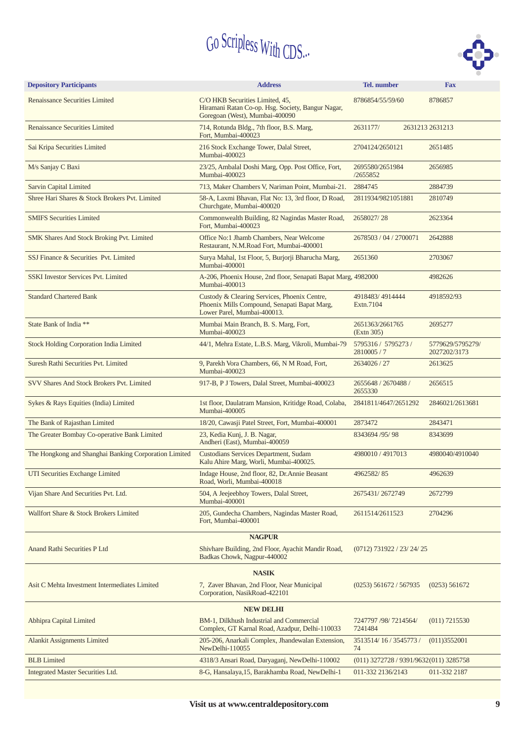Go Scripless With CDS...

| Depository Participants | Address | Tel. number | Fax |
|---|---|---|---|
| Renaissance Securities Limited | C/O HKB Securities Limited, 45, Hiramani Ratan Co-op. Hsg. Society, Bangur Nagar, Goregoan (West), Mumbai-400090 | 8786854/55/59/60 | 8786857 |
| Renaissance Securities Limited | 714, Rotunda Bldg., 7th floor, B.S. Marg, Fort, Mumbai-400023 | 2631177/ | 2631213 2631213 |
| Sai Kripa Securities Limited | 216 Stock Exchange Tower, Dalal Street, Mumbai-400023 | 2704124/2650121 | 2651485 |
| M/s Sanjay C Baxi | 23/25, Ambalal Doshi Marg, Opp. Post Office, Fort, Mumbai-400023 | 2695580/2651984 /2655852 | 2656985 |
| Sarvin Capital Limited | 713, Maker Chambers V, Nariman Point, Mumbai-21. | 2884745 | 2884739 |
| Shree Hari Shares & Stock Brokers Pvt. Limited | 58-A, Laxmi Bhavan, Flat No: 13, 3rd floor, D Road, Churchgate, Mumbai-400020 | 2811934/9821051881 | 2810749 |
| SMIFS Securities Limited | Commonwealth Building, 82 Nagindas Master Road, Fort, Mumbai-400023 | 2658027/ 28 | 2623364 |
| SMK Shares And Stock Broking Pvt. Limited | Office No:1 Jhamb Chambers, Near Welcome Restaurant, N.M.Road Fort, Mumbai-400001 | 2678503 / 04 / 2700071 | 2642888 |
| SSJ Finance & Securities Pvt. Limited | Surya Mahal, 1st Floor, 5, Burjorji Bharucha Marg, Mumbai-400001 | 2651360 | 2703067 |
| SSKI Investor Services Pvt. Limited | A-206, Phoenix House, 2nd floor, Senapati Bapat Marg, Mumbai-400013 | 4982000 | 4982626 |
| Standard Chartered Bank | Custody & Clearing Services, Phoenix Centre, Phoenix Mills Compound, Senapati Bapat Marg, Lower Parel, Mumbai-400013. | 4918483/ 4914444 Extn.7104 | 4918592/93 |
| State Bank of India ** | Mumbai Main Branch, B. S. Marg, Fort, Mumbai-400023 | 2651363/2661765 (Extn 305) | 2695277 |
| Stock Holding Corporation India Limited | 44/1, Mehra Estate, L.B.S. Marg, Vikroli, Mumbai-79 | 5795316 / 5795273 / 2810005 / 7 | 5779629/5795279/ 2027202/3173 |
| Suresh Rathi Securities Pvt. Limited | 9, Parekh Vora Chambers, 66, N M Road, Fort, Mumbai-400023 | 2634026 / 27 | 2613625 |
| SVV Shares And Stock Brokers Pvt. Limited | 917-B, P J Towers, Dalal Street, Mumbai-400023 | 2655648 / 2670488 / 2655330 | 2656515 |
| Sykes & Rays Equities (India) Limited | 1st floor, Daulatram Mansion, Kritidge Road, Colaba, Mumbai-400005 | 2841811/4647/2651292 | 2846021/2613681 |
| The Bank of Rajasthan Limited | 18/20, Cawasji Patel Street, Fort, Mumbai-400001 | 2873472 | 2843471 |
| The Greater Bombay Co-operative Bank Limited | 23, Kedia Kunj, J. B. Nagar, Andheri (East), Mumbai-400059 | 8343694 /95/ 98 | 8343699 |
| The Hongkong and Shanghai Banking Corporation Limited | Custodians Services Department, Sudam Kalu Ahire Marg, Worli, Mumbai-400025. | 4980010 / 4917013 | 4980040/4910040 |
| UTI Securities Exchange Limited | Indage House, 2nd floor, 82, Dr.Annie Beasant Road, Worli, Mumbai-400018 | 4962582/ 85 | 4962639 |
| Vijan Share And Securities Pvt. Ltd. | 504, A Jeejeebhoy Towers, Dalal Street, Mumbai-400001 | 2675431/ 2672749 | 2672799 |
| Wallfort Share & Stock Brokers Limited | 205, Gundecha Chambers, Nagindas Master Road, Fort, Mumbai-400001 | 2611514/2611523 | 2704296 |
| | **NAGPUR** | | |
| Anand Rathi Securities P Ltd | Shivhare Building, 2nd Floor, Ayachit Mandir Road, Badkas Chowk, Nagpur-440002 | (0712) 731922 / 23/ 24/ 25 | |
| | **NASIK** | | |
| Asit C Mehta Investment Intermediates Limited | 7, Zaver Bhavan, 2nd Floor, Near Municipal Corporation, NasikRoad-422101 | (0253) 561672 / 567935 | (0253) 561672 |
| | **NEW DELHI** | | |
| Abhipra Capital Limited | BM-1, Dilkhush Industrial and Commercial Complex, GT Karnal Road, Azadpur, Delhi-110033 | 7247797 /98/ 7214564/ 7241484 | (011) 7215530 |
| Alankit Assignments Limited | 205-206, Anarkali Complex, Jhandewalan Extension, NewDelhi-110055 | 3513514/ 16 / 3545773 / 74 | (011)3552001 |
| BLB Limited | 4318/3 Ansari Road, Daryaganj, NewDelhi-110002 | (011) 3272728 / 9391/9632 | (011) 3285758 |
| Integrated Master Securities Ltd. | 8-G, Hansalaya,15, Barakhamba Road, NewDelhi-1 | 011-332 2136/2143 | 011-332 2187 |

**Visit us at www.centraldepository.com**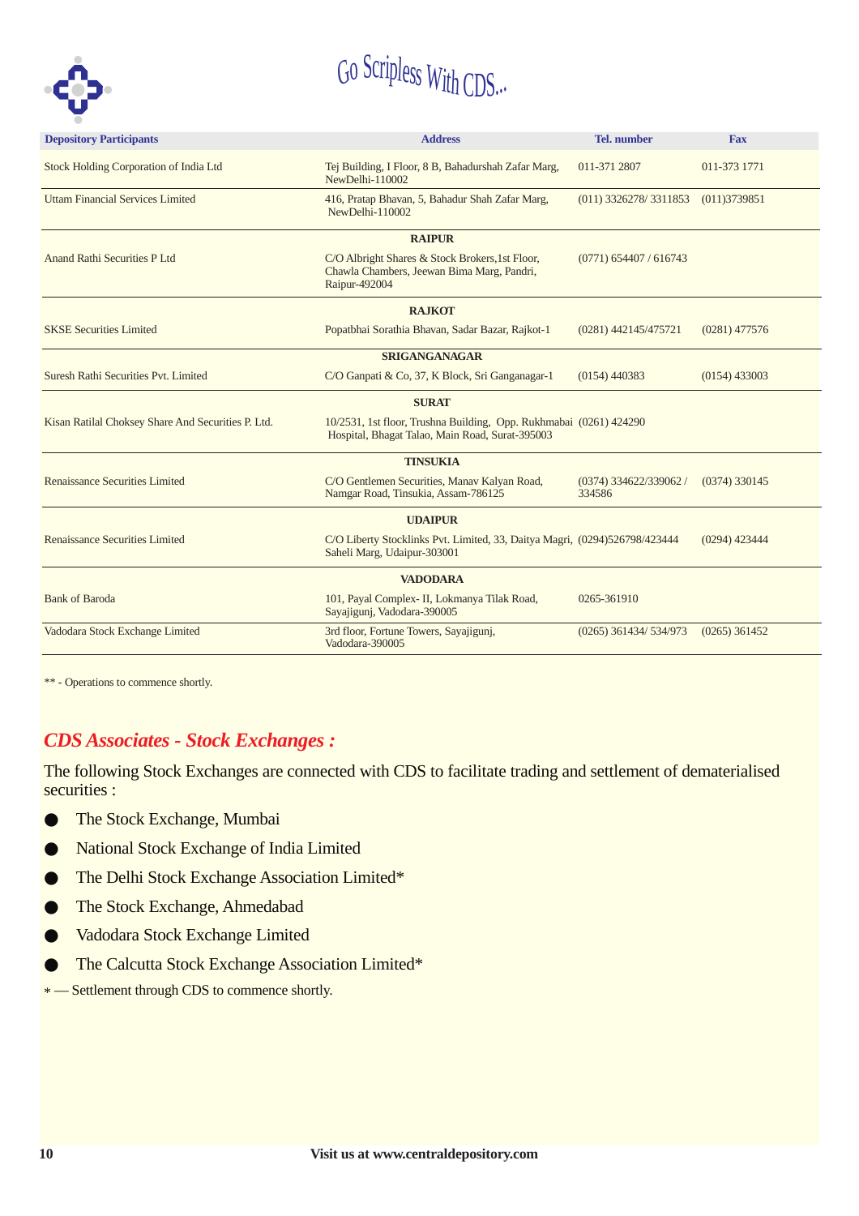Go Scripless With CDS...

| Depository Participants | Address | Tel. number | Fax |
|---|---|---|---|
| Stock Holding Corporation of India Ltd | Tej Building, I Floor, 8 B, Bahadurshah Zafar Marg, NewDelhi-110002 | 011-371 2807 | 011-373 1771 |
| Uttam Financial Services Limited | 416, Pratap Bhavan, 5, Bahadur Shah Zafar Marg, NewDelhi-110002 | (011) 3326278/ 3311853 | (011)3739851 |
| | **RAIPUR** | | |
| Anand Rathi Securities P Ltd | C/O Albright Shares & Stock Brokers,1st Floor, Chawla Chambers, Jeewan Bima Marg, Pandri, Raipur-492004 | (0771) 654407 / 616743 | |
| | **RAJKOT** | | |
| SKSE Securities Limited | Popatbhai Sorathia Bhavan, Sadar Bazar, Rajkot-1 | (0281) 442145/475721 | (0281) 477576 |
| | **SRIGANGANAGAR** | | |
| Suresh Rathi Securities Pvt. Limited | C/O Ganpati & Co, 37, K Block, Sri Ganganagar-1 | (0154) 440383 | (0154) 433003 |
| | **SURAT** | | |
| Kisan Ratilal Choksey Share And Securities P. Ltd. | 10/2531, 1st floor, Trushna Building, Opp. Rukhmabai Hospital, Bhagat Talao, Main Road, Surat-395003 | (0261) 424290 | |
| | **TINSUKIA** | | |
| Renaissance Securities Limited | C/O Gentlemen Securities, Manav Kalyan Road, Namgar Road, Tinsukia, Assam-786125 | (0374) 334622/339062 / 334586 | (0374) 330145 |
| | **UDAIPUR** | | |
| Renaissance Securities Limited | C/O Liberty Stocklinks Pvt. Limited, 33, Daitya Magri, Saheli Marg, Udaipur-303001 | (0294)526798/423444 | (0294) 423444 |
| | **VADODARA** | | |
| Bank of Baroda | 101, Payal Complex- II, Lokmanya Tilak Road, Sayajigunj, Vadodara-390005 | 0265-361910 | |
| Vadodara Stock Exchange Limited | 3rd floor, Fortune Towers, Sayajigunj, Vadodara-390005 | (0265) 361434/ 534/973 | (0265) 361452 |

** - Operations to commence shortly.

## *CDS Associates - Stock Exchanges :*

The following Stock Exchanges are connected with CDS to facilitate trading and settlement of dematerialised securities :

- The Stock Exchange, Mumbai
- National Stock Exchange of India Limited
- The Delhi Stock Exchange Association Limited*
- The Stock Exchange, Ahmedabad
- Vadodara Stock Exchange Limited
- The Calcutta Stock Exchange Association Limited*

* — Settlement through CDS to commence shortly.

Visit us at www.centraldepository.com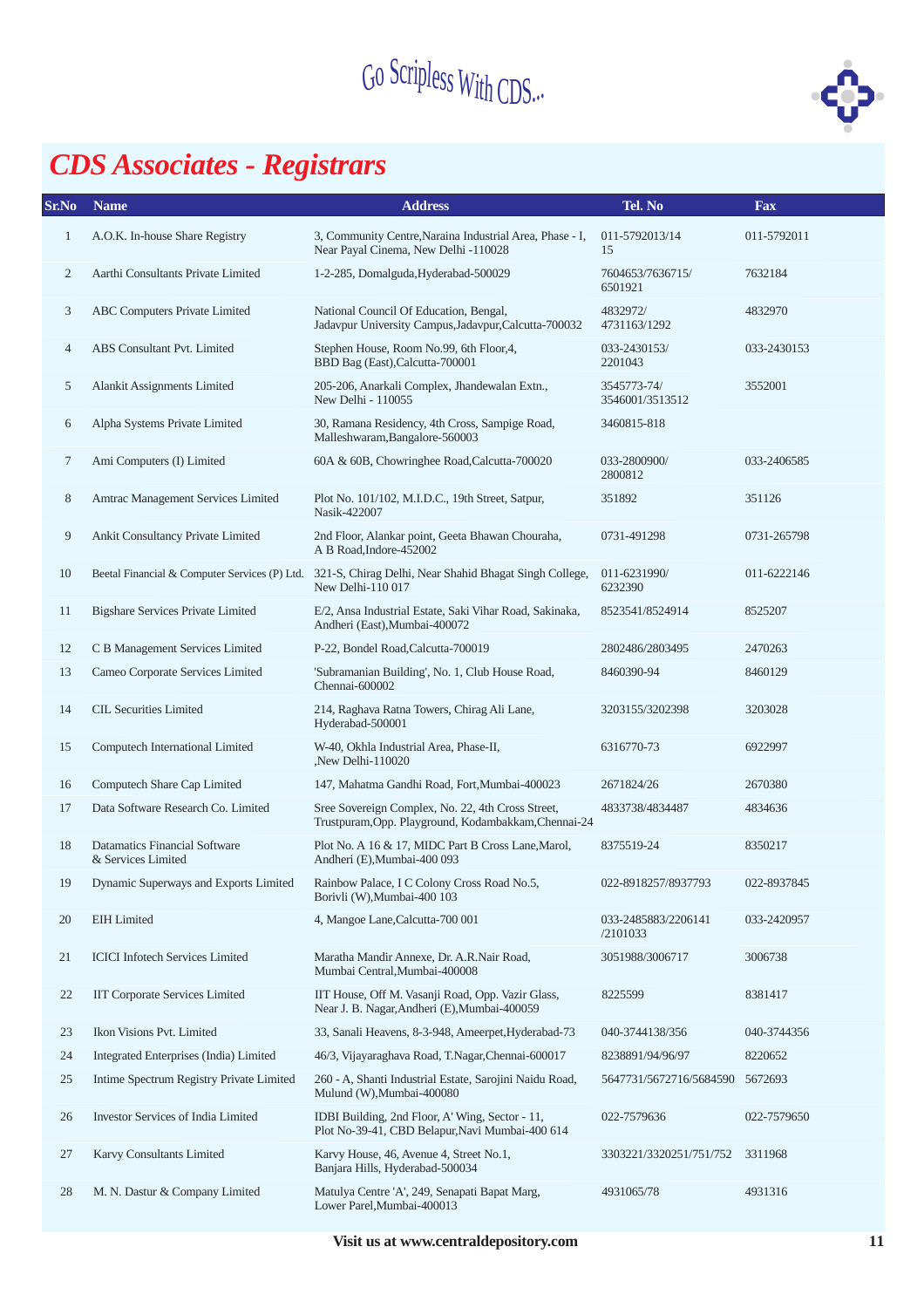Go Scripless With CDS...

# *CDS Associates - Registrars*

| Sr.No | Name | Address | Tel. No | Fax |
|---|---|---|---|---|
| 1 | A.O.K. In-house Share Registry | 3, Community Centre,Naraina Industrial Area, Phase - I, Near Payal Cinema, New Delhi -110028 | 011-5792013/14 15 | 011-5792011 |
| 2 | Aarthi Consultants Private Limited | 1-2-285, Domalguda,Hyderabad-500029 | 7604653/7636715/ 6501921 | 7632184 |
| 3 | ABC Computers Private Limited | National Council Of Education, Bengal, Jadavpur University Campus,Jadavpur,Calcutta-700032 | 4832972/ 4731163/1292 | 4832970 |
| 4 | ABS Consultant Pvt. Limited | Stephen House, Room No.99, 6th Floor,4, BBD Bag (East),Calcutta-700001 | 033-2430153/ 2201043 | 033-2430153 |
| 5 | Alankit Assignments Limited | 205-206, Anarkali Complex, Jhandewalan Extn., New Delhi - 110055 | 3545773-74/ 3546001/3513512 | 3552001 |
| 6 | Alpha Systems Private Limited | 30, Ramana Residency, 4th Cross, Sampige Road, Malleshwaram,Bangalore-560003 | 3460815-818 | |
| 7 | Ami Computers (I) Limited | 60A & 60B, Chowringhee Road,Calcutta-700020 | 033-2800900/ 2800812 | 033-2406585 |
| 8 | Amtrac Management Services Limited | Plot No. 101/102, M.I.D.C., 19th Street, Satpur, Nasik-422007 | 351892 | 351126 |
| 9 | Ankit Consultancy Private Limited | 2nd Floor, Alankar point, Geeta Bhawan Chouraha, A B Road,Indore-452002 | 0731-491298 | 0731-265798 |
| 10 | Beetal Financial & Computer Services (P) Ltd. | 321-S, Chirag Delhi, Near Shahid Bhagat Singh College, New Delhi-110 017 | 011-6231990/ 6232390 | 011-6222146 |
| 11 | Bigshare Services Private Limited | E/2, Ansa Industrial Estate, Saki Vihar Road, Sakinaka, Andheri (East),Mumbai-400072 | 8523541/8524914 | 8525207 |
| 12 | C B Management Services Limited | P-22, Bondel Road,Calcutta-700019 | 2802486/2803495 | 2470263 |
| 13 | Cameo Corporate Services Limited | 'Subramanian Building', No. 1, Club House Road, Chennai-600002 | 8460390-94 | 8460129 |
| 14 | CIL Securities Limited | 214, Raghava Ratna Towers, Chirag Ali Lane, Hyderabad-500001 | 3203155/3202398 | 3203028 |
| 15 | Computech International Limited | W-40, Okhla Industrial Area, Phase-II, ,New Delhi-110020 | 6316770-73 | 6922997 |
| 16 | Computech Share Cap Limited | 147, Mahatma Gandhi Road, Fort,Mumbai-400023 | 2671824/26 | 2670380 |
| 17 | Data Software Research Co. Limited | Sree Sovereign Complex, No. 22, 4th Cross Street, Trustpuram,Opp. Playground, Kodambakkam,Chennai-24 | 4833738/4834487 | 4834636 |
| 18 | Datamatics Financial Software & Services Limited | Plot No. A 16 & 17, MIDC Part B Cross Lane,Marol, Andheri (E),Mumbai-400 093 | 8375519-24 | 8350217 |
| 19 | Dynamic Superways and Exports Limited | Rainbow Palace, I C Colony Cross Road No.5, Borivli (W),Mumbai-400 103 | 022-8918257/8937793 | 022-8937845 |
| 20 | EIH Limited | 4, Mangoe Lane,Calcutta-700 001 | 033-2485883/2206141 /2101033 | 033-2420957 |
| 21 | ICICI Infotech Services Limited | Maratha Mandir Annexe, Dr. A.R.Nair Road, Mumbai Central,Mumbai-400008 | 3051988/3006717 | 3006738 |
| 22 | IIT Corporate Services Limited | IIT House, Off M. Vasanji Road, Opp. Vazir Glass, Near J. B. Nagar,Andheri (E),Mumbai-400059 | 8225599 | 8381417 |
| 23 | Ikon Visions Pvt. Limited | 33, Sanali Heavens, 8-3-948, Ameerpet,Hyderabad-73 | 040-3744138/356 | 040-3744356 |
| 24 | Integrated Enterprises (India) Limited | 46/3, Vijayaraghava Road, T.Nagar,Chennai-600017 | 8238891/94/96/97 | 8220652 |
| 25 | Intime Spectrum Registry Private Limited | 260 - A, Shanti Industrial Estate, Sarojini Naidu Road, Mulund (W),Mumbai-400080 | 5647731/5672716/5684590 | 5672693 |
| 26 | Investor Services of India Limited | IDBI Building, 2nd Floor, A' Wing, Sector - 11, Plot No-39-41, CBD Belapur,Navi Mumbai-400 614 | 022-7579636 | 022-7579650 |
| 27 | Karvy Consultants Limited | Karvy House, 46, Avenue 4, Street No.1, Banjara Hills, Hyderabad-500034 | 3303221/3320251/751/752 | 3311968 |
| 28 | M. N. Dastur & Company Limited | Matulya Centre 'A', 249, Senapati Bapat Marg, Lower Parel,Mumbai-400013 | 4931065/78 | 4931316 |

**Visit us at www.centraldepository.com**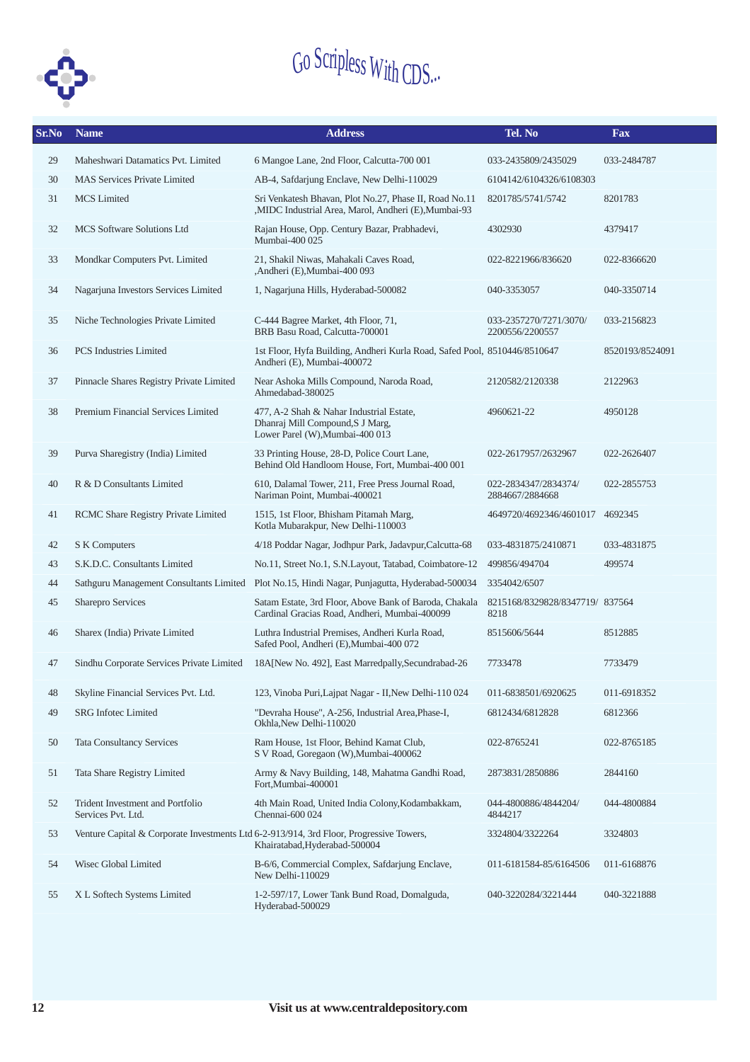Go Scripless With CDS...

| Sr.No | Name | Address | Tel. No | Fax |
|---|---|---|---|---|
| 29 | Maheshwari Datamatics Pvt. Limited | 6 Mangoe Lane, 2nd Floor, Calcutta-700 001 | 033-2435809/2435029 | 033-2484787 |
| 30 | MAS Services Private Limited | AB-4, Safdarjung Enclave, New Delhi-110029 | 6104142/6104326/6108303 | |
| 31 | MCS Limited | Sri Venkatesh Bhavan, Plot No.27, Phase II, Road No.11 ,MIDC Industrial Area, Marol, Andheri (E),Mumbai-93 | 8201785/5741/5742 | 8201783 |
| 32 | MCS Software Solutions Ltd | Rajan House, Opp. Century Bazar, Prabhadevi, Mumbai-400 025 | 4302930 | 4379417 |
| 33 | Mondkar Computers Pvt. Limited | 21, Shakil Niwas, Mahakali Caves Road, ,Andheri (E),Mumbai-400 093 | 022-8221966/836620 | 022-8366620 |
| 34 | Nagarjuna Investors Services Limited | 1, Nagarjuna Hills, Hyderabad-500082 | 040-3353057 | 040-3350714 |
| 35 | Niche Technologies Private Limited | C-444 Bagree Market, 4th Floor, 71, BRB Basu Road, Calcutta-700001 | 033-2357270/7271/3070/ 2200556/2200557 | 033-2156823 |
| 36 | PCS Industries Limited | 1st Floor, Hyfa Building, Andheri Kurla Road, Safed Pool, Andheri (E), Mumbai-400072 | 8510446/8510647 | 8520193/8524091 |
| 37 | Pinnacle Shares Registry Private Limited | Near Ashoka Mills Compound, Naroda Road, Ahmedabad-380025 | 2120582/2120338 | 2122963 |
| 38 | Premium Financial Services Limited | 477, A-2 Shah & Nahar Industrial Estate, Dhanraj Mill Compound,S J Marg, Lower Parel (W),Mumbai-400 013 | 4960621-22 | 4950128 |
| 39 | Purva Sharegistry (India) Limited | 33 Printing House, 28-D, Police Court Lane, Behind Old Handloom House, Fort, Mumbai-400 001 | 022-2617957/2632967 | 022-2626407 |
| 40 | R & D Consultants Limited | 610, Dalamal Tower, 211, Free Press Journal Road, Nariman Point, Mumbai-400021 | 022-2834347/2834374/ 2884667/2884668 | 022-2855753 |
| 41 | RCMC Share Registry Private Limited | 1515, 1st Floor, Bhisham Pitamah Marg, Kotla Mubarakpur, New Delhi-110003 | 4649720/4692346/4601017 | 4692345 |
| 42 | S K Computers | 4/18 Poddar Nagar, Jodhpur Park, Jadavpur,Calcutta-68 | 033-4831875/2410871 | 033-4831875 |
| 43 | S.K.D.C. Consultants Limited | No.11, Street No.1, S.N.Layout, Tatabad, Coimbatore-12 | 499856/494704 | 499574 |
| 44 | Sathguru Management Consultants Limited | Plot No.15, Hindi Nagar, Punjagutta, Hyderabad-500034 | 3354042/6507 | |
| 45 | Sharepro Services | Satam Estate, 3rd Floor, Above Bank of Baroda, Chakala Cardinal Gracias Road, Andheri, Mumbai-400099 | 8215168/8329828/8347719/ 8218 | 837564 |
| 46 | Sharex (India) Private Limited | Luthra Industrial Premises, Andheri Kurla Road, Safed Pool, Andheri (E),Mumbai-400 072 | 8515606/5644 | 8512885 |
| 47 | Sindhu Corporate Services Private Limited | 18A[New No. 492], East Marredpally,Secundrabad-26 | 7733478 | 7733479 |
| 48 | Skyline Financial Services Pvt. Ltd. | 123, Vinoba Puri,Lajpat Nagar - II,New Delhi-110 024 | 011-6838501/6920625 | 011-6918352 |
| 49 | SRG Infotec Limited | "Devraha House", A-256, Industrial Area,Phase-I, Okhla,New Delhi-110020 | 6812434/6812828 | 6812366 |
| 50 | Tata Consultancy Services | Ram House, 1st Floor, Behind Kamat Club, S V Road, Goregaon (W),Mumbai-400062 | 022-8765241 | 022-8765185 |
| 51 | Tata Share Registry Limited | Army & Navy Building, 148, Mahatma Gandhi Road, Fort,Mumbai-400001 | 2873831/2850886 | 2844160 |
| 52 | Trident Investment and Portfolio Services Pvt. Ltd. | 4th Main Road, United India Colony,Kodambakkam, Chennai-600 024 | 044-4800886/4844204/ 4844217 | 044-4800884 |
| 53 | Venture Capital & Corporate Investments Ltd | 6-2-913/914, 3rd Floor, Progressive Towers, Khairatabad,Hyderabad-500004 | 3324804/3322264 | 3324803 |
| 54 | Wisec Global Limited | B-6/6, Commercial Complex, Safdarjung Enclave, New Delhi-110029 | 011-6181584-85/6164506 | 011-6168876 |
| 55 | X L Softech Systems Limited | 1-2-597/17, Lower Tank Bund Road, Domalguda, Hyderabad-500029 | 040-3220284/3221444 | 040-3221888 |

Visit us at www.centraldepository.com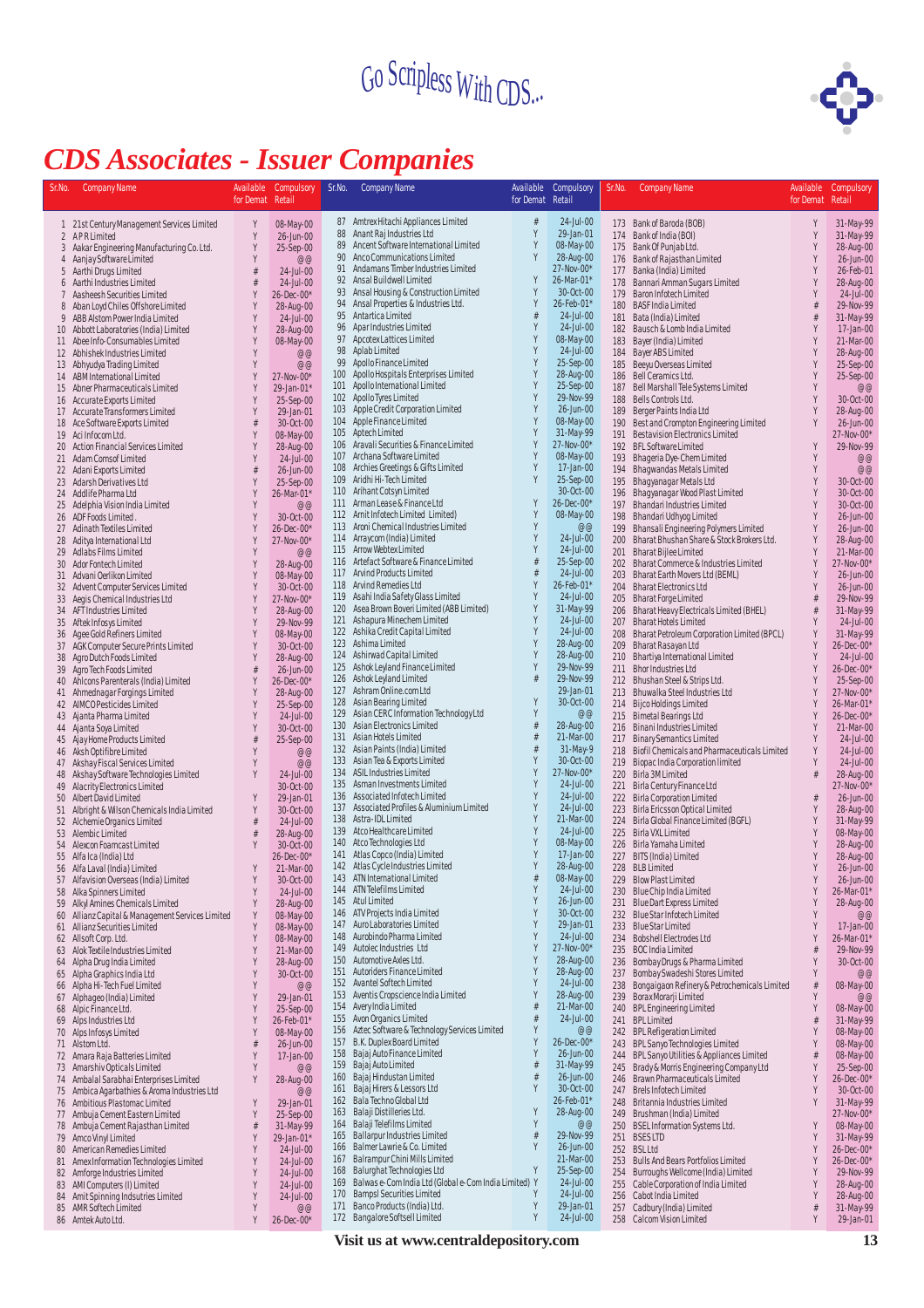Go Scripless With CDS...

# CDS Associates - Issuer Companies

| Sr.No. | Company Name | Available for Demat | Compulsory Retail |
|---|---|---|---|
| 1 | 21st Century Management Services Limited | Y | 08-May-00 |
| 2 | A P R Limited | Y | 26-Jun-00 |
| 3 | Aakar Engineering Manufacturing Co. Ltd. | Y | 25-Sep-00 |
| 4 | Aanjay Software Limited | Y | @@ |
| 5 | Aarthi Drugs Limited | # | 24-Jul-00 |
| 6 | Aarthi Industries Limited | # | 24-Jul-00 |
| 7 | Aasheesh Securities Limited | Y | 26-Dec-00* |
| 8 | Aban Loyd Chiles Offshore Limited | Y | 28-Aug-00 |
| 9 | ABB Alstom Power India Limited | Y | 24-Jul-00 |
| 10 | Abbott Laboratories (India) Limited | Y | 28-Aug-00 |
| 11 | Abee Info-Consumables Limited | Y | 08-May-00 |
| 12 | Abhishek Industries Limited | Y | @@ |
| 13 | Abhyudya Trading Limited | Y | @@ |
| 14 | ABM International Limited | Y | 27-Nov-00* |
| 15 | Abner Pharmaceuticals Limited | Y | 29-Jan-01* |
| 16 | Accurate Exports Limited | Y | 25-Sep-00 |
| 17 | Accurate Transformers Limited | Y | 29-Jan-01 |
| 18 | Ace Software Exports Limited | # | 30-Oct-00 |
| 19 | Aci Infocom Ltd. | Y | 08-May-00 |
| 20 | Action Financial Services Limited | Y | 28-Aug-00 |
| 21 | Adam Comsof Limited | Y | 24-Jul-00 |
| 22 | Adani Exports Limited | # | 26-Jun-00 |
| 23 | Adarsh Derivatives Ltd | Y | 25-Sep-00 |
| 24 | Addlife Pharma Ltd | Y | 26-Mar-01* |
| 25 | Adelphia Vision India Limited | Y | @@ |
| 26 | ADF Foods Limited . | Y | 30-Oct-00 |
| 27 | Adinath Textiles Limited | Y | 26-Dec-00* |
| 28 | Aditya International Ltd | Y | 27-Nov-00* |
| 29 | Adlabs Films Limited | Y | @@ |
| 30 | Ador Fontech Limited | Y | 28-Aug-00 |
| 31 | Advani Oerlikon Limited | Y | 08-May-00 |
| 32 | Advent Computer Services Limited | Y | 30-Oct-00 |
| 33 | Aegis Chemical Industries Ltd | Y | 27-Nov-00* |
| 34 | AFT Industries Limited | Y | 28-Aug-00 |
| 35 | Aftek Infosys Limited | Y | 29-Nov-99 |
| 36 | Agee Gold Refiners Limited | Y | 08-May-00 |
| 37 | AGK Computer Secure Prints Limited | Y | 30-Oct-00 |
| 38 | Agro Dutch Foods Limited | Y | 28-Aug-00 |
| 39 | Agro Tech Foods Limited | # | 26-Jun-00 |
| 40 | Ahlcons Parenterals (India) Limited | Y | 26-Dec-00* |
| 41 | Ahmednagar Forgings Limited | Y | 28-Aug-00 |
| 42 | AIMCO Pesticides Limited | Y | 25-Sep-00 |
| 43 | Ajanta Pharma Limited | Y | 24-Jul-00 |
| 44 | Ajanta Soya Limited | Y | 30-Oct-00 |
| 45 | Ajay Home Products Limited | # | 25-Sep-00 |
| 46 | Aksh Optifibre Limited | Y | @@ |
| 47 | Akshay Fiscal Services Limited | Y | @@ |
| 48 | Akshay Software Technologies Limited | Y | 24-Jul-00 |
| 49 | Alacrity Electronics Limited | | 29-Jan-01 |
| 50 | Albert David Limited | Y | 29-Jan-01 |
| 51 | Albright & Wilson Chemicals India Limited | Y | 30-Oct-00 |
| 52 | Alchemie Organics Limited | # | 24-Jul-00 |
| 53 | Alembic Limited | # | 28-Aug-00 |
| 54 | Alexcon Foamcast Limited | Y | 30-Oct-00 |
| 55 | Alfa Ica (India) Ltd | | 26-Dec-00* |
| 56 | Alfa Laval (India) Limited | Y | 21-Mar-00 |
| 57 | Alfavision Overseas (India) Limited | Y | 30-Oct-00 |
| 58 | Alka Spinners Limited | Y | 24-Jul-00 |
| 59 | Alkyl Amines Chemicals Limited | Y | 28-Aug-00 |
| 60 | Allianz Capital & Management Services Limited | Y | 08-May-00 |
| 61 | Allianz Securities Limited | Y | 08-May-00 |
| 62 | Allsoft Corp. Ltd. | Y | 08-May-00 |
| 63 | Alok Textile Industries Limited | Y | 21-Mar-00 |
| 64 | Alpha Drug India Limited | Y | 28-Aug-00 |
| 65 | Alpha Graphics India Ltd | Y | 30-Oct-00 |
| 66 | Alpha Hi-Tech Fuel Limited | Y | @@ |
| 67 | Alphageo (India) Limited | Y | 29-Jan-01 |
| 68 | Alpic Finance Ltd. | Y | 25-Sep-00 |
| 69 | Alps Industries Ltd | Y | 26-Feb-01* |
| 70 | Alps Infosys Limited | Y | 08-May-00 |
| 71 | Alstom Ltd. | # | 26-Jun-00 |
| 72 | Amara Raja Batteries Limited | Y | 17-Jan-00 |
| 73 | Amarshiv Opticals Limited | Y | @@ |
| 74 | Ambalal Sarabhai Enterprises Limited | Y | 28-Aug-00 |
| 75 | Ambica Agarbathies & Aroma Industries Ltd | | @@ |
| 76 | Ambitious Plastomac Limited | Y | 29-Jan-01 |
| 77 | Ambuja Cement Eastern Limited | Y | 25-Sep-00 |
| 78 | Ambuja Cement Rajasthan Limited | # | 31-May-99 |
| 79 | Amco Vinyl Limited | Y | 29-Jan-01* |
| 80 | American Remedies Limited | Y | 24-Jul-00 |
| 81 | Amex Information Technologies Limited | Y | 24-Jul-00 |
| 82 | Amforge Industries Limited | Y | 24-Jul-00 |
| 83 | AMI Computers (I) Limited | Y | 24-Jul-00 |
| 84 | Amit Spinning Industries Limited | Y | 24-Jul-00 |
| 85 | AMR Softech Limited | Y | @@ |
| 86 | Amtek Auto Ltd. | Y | 26-Dec-00* |
| 87 | Amtrex Hitachi Appliances Limited | # | 24-Jul-00 |
| 88 | Anant Raj Industries Ltd | Y | 29-Jan-01 |
| 89 | Ancent Software International Limited | Y | 08-May-00 |
| 90 | Anco Communications Limited | Y | 28-Aug-00 |
| 91 | Andamans Timber Industries Limited | | 27-Nov-00* |
| 92 | Ansal Buildwell Limited | Y | 26-Mar-01* |
| 93 | Ansal Housing & Construction Limited | Y | 30-Oct-00 |
| 94 | Ansal Properties & Industries Ltd. | Y | 26-Feb-01* |
| 95 | Antartica Limited | # | 24-Jul-00 |
| 96 | Apar Industries Limited | Y | 24-Jul-00 |
| 97 | Apcotex Lattices Limited | Y | 08-May-00 |
| 98 | Aplab Limited | Y | 24-Jul-00 |
| 99 | Apollo Finance Limited | Y | 25-Sep-00 |
| 100 | Apollo Hospitals Enterprises Limited | Y | 28-Aug-00 |
| 101 | Apollo International Limited | Y | 25-Sep-00 |
| 102 | Apollo Tyres Limited | Y | 29-Nov-99 |
| 103 | Apple Credit Corporation Limited | Y | 26-Jun-00 |
| 104 | Apple Finance Limited | Y | 08-May-00 |
| 105 | Aptech Limited | Y | 31-May-99 |
| 106 | Aravali Securities & Finance Limited | Y | 27-Nov-00* |
| 107 | Archana Software Limited | Y | 08-May-00 |
| 108 | Archies Greetings & Gifts Limited | Y | 17-Jan-00 |
| 109 | Aridhi Hi-Tech Limited | Y | 25-Sep-00 |
| 110 | Arihant Cotsyn Limited | | 30-Oct-00 |
| 111 | Arman Lease & Finance Ltd | Y | 26-Dec-00* |
| 112 | Amit Infotech Limited Limited) | Y | 08-May-00 |
| 113 | Aroni Chemical Industries Limited | Y | @@ |
| 114 | Arraycom (India) Limited | Y | 24-Jul-00 |
| 115 | Arrow Webtex Limited | Y | 24-Jul-00 |
| 116 | Artefact Software & Finance Limited | # | 25-Sep-00 |
| 117 | Arvind Products Limited | # | 24-Jul-00 |
| 118 | Arvind Remedies Ltd | Y | 26-Feb-01* |
| 119 | Asahi India Safety Glass Limited | Y | 24-Jul-00 |
| 120 | Asea Brown Boveri Limited (ABB Limited) | Y | 31-May-99 |
| 121 | Ashapura Minechem Limited | Y | 24-Jul-00 |
| 122 | Ashika Credit Capital Limited | Y | 24-Jul-00 |
| 123 | Ashima Limited | Y | 28-Aug-00 |
| 124 | Ashirwad Capital Limited | Y | 28-Aug-00 |
| 125 | Ashok Leyland Finance Limited | Y | 29-Nov-99 |
| 126 | Ashok Leyland Limited | # | 29-Nov-99 |
| 127 | Ashram Online.com Ltd | | 29-Jan-01 |
| 128 | Asian Bearing Limited | Y | 30-Oct-00 |
| 129 | Asian CERC Information Technology Ltd | Y | @@ |
| 130 | Asian Electronics Limited | # | 28-Aug-00 |
| 131 | Asian Hotels Limited | # | 21-Mar-00 |
| 132 | Asian Paints (India) Limited | # | 31-May-9 |
| 133 | Asian Tea & Exports Limited | Y | 30-Oct-00 |
| 134 | ASIL Industries Limited | Y | 27-Nov-00* |
| 135 | Asman Investments Limited | Y | 24-Jul-00 |
| 136 | Associated Infotech Limited | Y | 24-Jul-00 |
| 137 | Associated Profiles & Aluminium Limited | Y | 24-Jul-00 |
| 138 | Astra-IDL Limited | Y | 21-Mar-00 |
| 139 | Atco Healthcare Limited | Y | 24-Jul-00 |
| 140 | Atco Technologies Ltd | Y | 08-May-00 |
| 141 | Atlas Copco (India) Limited | Y | 17-Jan-00 |
| 142 | Atlas Cycle Industries Limited | Y | 28-Aug-00 |
| 143 | ATN International Limited | # | 08-May-00 |
| 144 | ATN Telefilms Limited | Y | 24-Jul-00 |
| 145 | Atul Limited | Y | 26-Jun-00 |
| 146 | ATV Projects India Limited | Y | 30-Oct-00 |
| 147 | Auro Laboratories Limited | Y | 29-Jan-01 |
| 148 | Aurobindo Pharma Limited | Y | 24-Jul-00 |
| 149 | Autolec Industries Ltd | Y | 27-Nov-00* |
| 150 | Automotive Axles Ltd. | Y | 28-Aug-00 |
| 151 | Autoriders Finance Limited | Y | 28-Aug-00 |
| 152 | Avantel Softech Limited | Y | 24-Jul-00 |
| 153 | Aventis Cropscience India Limited | Y | 28-Aug-00 |
| 154 | Avery India Limited | # | 21-Mar-00 |
| 155 | Avon Organics Limited | # | 24-Jul-00 |
| 156 | Aztec Software & Technology Services Limited | Y | @@ |
| 157 | B.K. Duplex Board Limited | Y | 26-Dec-00* |
| 158 | Bajaj Auto Finance Limited | Y | 26-Jun-00 |
| 159 | Bajaj Auto Limited | # | 31-May-99 |
| 160 | Bajaj Hindustan Limited | # | 26-Jun-00 |
| 161 | Bajaj Hirers & Lessors Ltd | Y | 30-Oct-00 |
| 162 | Bala Techno Global Ltd | | 26-Feb-01* |
| 163 | Balaji Distilleries Ltd. | Y | 28-Aug-00 |
| 164 | Balaji Telefilms Limited | Y | @@ |
| 165 | Ballarpur Industries Limited | # | 29-Nov-99 |
| 166 | Balmer Lawrie & Co. Limited | Y | 26-Jun-00 |
| 167 | Balrampur Chini Mills Limited | | 21-Mar-00 |
| 168 | Balurghat Technologies Ltd | Y | 25-Sep-00 |
| 169 | Balwas e-Com India Ltd (Global e-Com India Limited) | Y | 24-Jul-00 |
| 170 | Bampsl Securities Limited | Y | 24-Jul-00 |
| 171 | Banco Products (India) Ltd. | Y | 29-Jan-01 |
| 172 | Bangalore Softsell Limited | Y | 24-Jul-00 |
| 173 | Bank of Baroda (BOB) | Y | 31-May-99 |
| 174 | Bank of India (BOI) | Y | 31-May-99 |
| 175 | Bank Of Punjab Ltd. | Y | 28-Aug-00 |
| 176 | Bank of Rajasthan Limited | Y | 26-Jun-00 |
| 177 | Banka (India) Limited | Y | 26-Feb-01 |
| 178 | Bannari Amman Sugars Limited | Y | 28-Aug-00 |
| 179 | Baron Infotech Limited | Y | 24-Jul-00 |
| 180 | BASF India Limited | # | 29-Nov-99 |
| 181 | Bata (India) Limited | # | 31-May-99 |
| 182 | Bausch & Lomb India Limited | Y | 17-Jan-00 |
| 183 | Bayer (India) Limited | Y | 21-Mar-00 |
| 184 | Bayer ABS Limited | Y | 28-Aug-00 |
| 185 | Beeyu Overseas Limited | Y | 25-Sep-00 |
| 186 | Bell Ceramics Ltd. | Y | 25-Sep-00 |
| 187 | Bell Marshall Tele Systems Limited | Y | @@ |
| 188 | Bells Controls Ltd. | Y | 30-Oct-00 |
| 189 | Berger Paints India Ltd | Y | 28-Aug-00 |
| 190 | Best and Crompton Engineering Limited | Y | 26-Jun-00 |
| 191 | Bestavision Electronics Limited | | 27-Nov-00* |
| 192 | BFL Software Limited | Y | 29-Nov-99 |
| 193 | Bhageria Dye-Chem Limited | Y | @@ |
| 194 | Bhagwandas Metals Limited | Y | @@ |
| 195 | Bhagyanagar Metals Ltd | Y | 30-Oct-00 |
| 196 | Bhagyanagar Wood Plast Limited | Y | 30-Oct-00 |
| 197 | Bhandari Industries Limited | Y | 30-Oct-00 |
| 198 | Bhandari Udhyog Limited | Y | 26-Jun-00 |
| 199 | Bhansali Engineering Polymers Limited | Y | 26-Jun-00 |
| 200 | Bharat Bhushan Share & Stock Brokers Ltd. | Y | 28-Aug-00 |
| 201 | Bharat Bijlee Limited | Y | 21-Mar-00 |
| 202 | Bharat Commerce & Industries Limited | Y | 27-Nov-00* |
| 203 | Bharat Earth Movers Ltd (BEML) | Y | 26-Jun-00 |
| 204 | Bharat Electronics Ltd | Y | 26-Jun-00 |
| 205 | Bharat Forge Limited | # | 29-Nov-99 |
| 206 | Bharat Heavy Electricals Limited (BHEL) | # | 31-May-99 |
| 207 | Bharat Hotels Limited | Y | 24-Jul-00 |
| 208 | Bharat Petroleum Corporation Limited (BPCL) | Y | 31-May-99 |
| 209 | Bharat Rasayan Ltd | Y | 26-Dec-00* |
| 210 | Bhartiya International Limited | Y | 24-Jul-00 |
| 211 | Bhor Industries Ltd | Y | 26-Dec-00* |
| 212 | Bhushan Steel & Strips Ltd. | Y | 25-Sep-00 |
| 213 | Bhuwalka Steel Industries Ltd | Y | 27-Nov-00* |
| 214 | Bijco Holdings Limited | Y | 26-Mar-01* |
| 215 | Bimetal Bearings Ltd | Y | 26-Dec-00* |
| 216 | Binani Industries Limited | Y | 21-Mar-00 |
| 217 | Binary Semantics Limited | Y | 24-Jul-00 |
| 218 | Biofil Chemicals and Pharmaceuticals Limited | Y | 24-Jul-00 |
| 219 | Biopac India Corporation limited | Y | 24-Jul-00 |
| 220 | Birla 3M Limited | # | 28-Aug-00 |
| 221 | Birla Century Finance Ltd | | 27-Nov-00* |
| 222 | Birla Corporation Limited | # | 26-Jun-00 |
| 223 | Birla Ericsson Optical Limited | Y | 28-Aug-00 |
| 224 | Birla Global Finance Limited (BGFL) | Y | 31-May-99 |
| 225 | Birla VXL Limited | Y | 08-May-00 |
| 226 | Birla Yamaha Limited | Y | 28-Aug-00 |
| 227 | BITS (India) Limited | Y | 28-Aug-00 |
| 228 | BLB Limited | Y | 26-Jun-00 |
| 229 | Blow Plast Limited | Y | 26-Jun-00 |
| 230 | Blue Chip India Limited | Y | 26-Mar-01* |
| 231 | Blue Dart Express Limited | Y | 28-Aug-00 |
| 232 | Blue Star Infotech Limited | Y | @@ |
| 233 | Blue Star Limited | Y | 17-Jan-00 |
| 234 | Bobshell Electrodes Ltd | Y | 26-Mar-01* |
| 235 | BOC India Limited | # | 29-Nov-99 |
| 236 | Bombay Drugs & Pharma Limited | Y | 30-Oct-00 |
| 237 | Bombay Swadeshi Stores Limited | Y | @@ |
| 238 | Bongaigaon Refinery & Petrochemicals Limited | # | 08-May-00 |
| 239 | Borax Morarji Limited | Y | @@ |
| 240 | BPL Engineering Limited | Y | 08-May-00 |
| 241 | BPL Limited | # | 31-May-99 |
| 242 | BPL Refigeration Limited | Y | 08-May-00 |
| 243 | BPL Sanyo Technologies Limited | Y | 08-May-00 |
| 244 | BPL Sanyo Utilities & Appliances Limited | # | 08-May-00 |
| 245 | Brady & Morris Engineering Company Ltd | Y | 25-Sep-00 |
| 246 | Brawn Pharmaceuticals Limited | Y | 26-Dec-00* |
| 247 | Brels Infotech Limited | Y | 30-Oct-00 |
| 248 | Britannia Industries Limited | Y | 31-May-99 |
| 249 | Brushman (India) Limited | | 27-Nov-00* |
| 250 | BSEL Information Systems Ltd. | Y | 08-May-00 |
| 251 | BSES LTD | Y | 31-May-99 |
| 252 | BSL Ltd | Y | 26-Dec-00* |
| 253 | Bulls And Bears Portfolios Limited | Y | 26-Dec-00* |
| 254 | Burroughs Wellcome (India) Limited | Y | 29-Nov-99 |
| 255 | Cable Corporation of India Limited | Y | 28-Aug-00 |
| 256 | Cabot India Limited | Y | 28-Aug-00 |
| 257 | Cadbury (India) Limited | # | 31-May-99 |
| 258 | Calcom Vision Limited | Y | 29-Jan-01 |

Visit us at www.centraldepository.com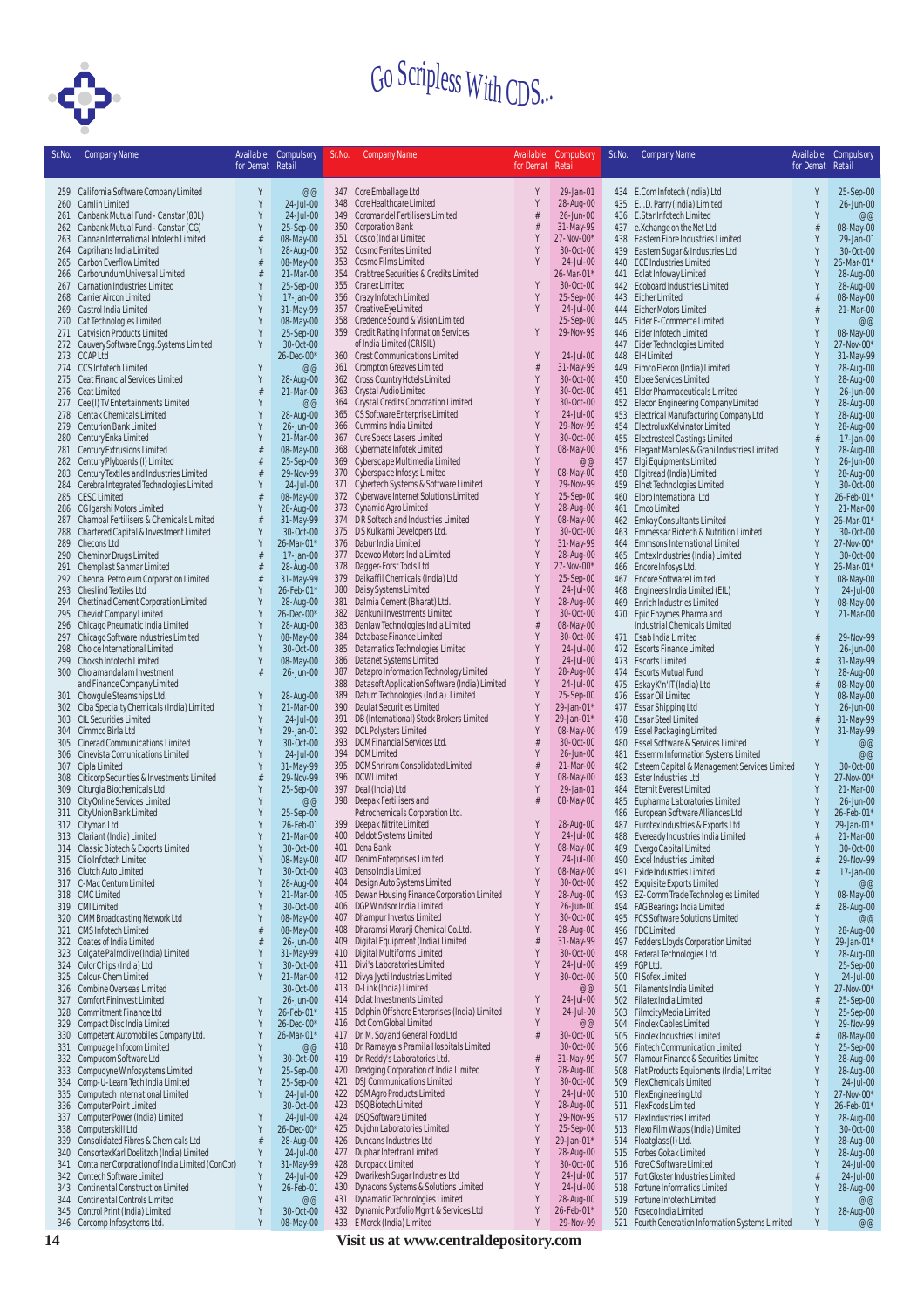# Go Scripless With CDS...

| Sr.No. | Company Name | Available for Demat | Compulsory Retail |
|---|---|---|---|
| 259 | California Software Company Limited | Y | @@ |
| 260 | Camlin Limited | Y | 24-Jul-00 |
| 261 | Canbank Mutual Fund - Canstar (80L) | Y | 24-Jul-00 |
| 262 | Canbank Mutual Fund - Canstar (CG) | Y | 25-Sep-00 |
| 263 | Cannan International Infotech Limited | # | 08-May-00 |
| 264 | Caprihans India Limited | Y | 28-Aug-00 |
| 265 | Carbon Everflow Limited | # | 08-May-00 |
| 266 | Carborundum Universal Limited | # | 21-Mar-00 |
| 267 | Carnation Industries Limited | Y | 25-Sep-00 |
| 268 | Carrier Aircon Limited | Y | 17-Jan-00 |
| 269 | Castrol India Limited | Y | 31-May-99 |
| 270 | Cat Technologies Limited | Y | 08-May-00 |
| 271 | Catvision Products Limited | Y | 25-Sep-00 |
| 272 | Cauvery Software Engg.Systems Limited | Y | 30-Oct-00 |
| 273 | CCAP Ltd | | 26-Dec-00* |
| 274 | CCS Infotech Limited | Y | @@ |
| 275 | Ceat Financial Services Limited | Y | 28-Aug-00 |
| 276 | Ceat Limited | # | 21-Mar-00 |
| 277 | Cee (I) TV Entertainments Limited | Y | @@ |
| 278 | Centak Chemicals Limited | Y | 28-Aug-00 |
| 279 | Centurion Bank Limited | Y | 26-Jun-00 |
| 280 | Century Enka Limited | Y | 21-Mar-00 |
| 281 | Century Extrusions Limited | # | 08-May-00 |
| 282 | Century Plyboards (I) Limited | # | 25-Sep-00 |
| 283 | Century Textiles and Industries Limited | # | 29-Nov-99 |
| 284 | Cerebra Integrated Technologies Limited | Y | 24-Jul-00 |
| 285 | CESC Limited | # | 08-May-00 |
| 286 | CG Igarshi Motors Limited | Y | 28-Aug-00 |
| 287 | Chambal Fertilisers & Chemicals Limited | # | 31-May-99 |
| 288 | Chartered Capital & Investment Limited | Y | 30-Oct-00 |
| 289 | Checons Ltd | Y | 26-Mar-01* |
| 290 | Cheminor Drugs Limited | # | 17-Jan-00 |
| 291 | Chemplast Sanmar Limited | # | 28-Aug-00 |
| 292 | Chennai Petroleum Corporation Limited | # | 31-May-99 |
| 293 | Cheslind Textiles Ltd | Y | 26-Feb-01* |
| 294 | Chettinad Cement Corporation Limited | Y | 28-Aug-00 |
| 295 | Cheviot Company Limited | Y | 26-Dec-00* |
| 296 | Chicago Pneumatic India Limited | Y | 28-Aug-00 |
| 297 | Chicago Software Industries Limited | Y | 08-May-00 |
| 298 | Choice International Limited | Y | 30-Oct-00 |
| 299 | Choksh Infotech Limited | Y | 08-May-00 |
| 300 | Cholamandalam Investment and Finance Company Limited | # | 26-Jun-00 |
| 301 | Chowgule Steamships Ltd. | Y | 28-Aug-00 |
| 302 | Ciba Specialty Chemicals (India) Limited | Y | 21-Mar-00 |
| 303 | CIL Securities Limited | Y | 24-Jul-00 |
| 304 | Cimmco Birla Ltd | Y | 29-Jan-01 |
| 305 | Cinerad Communications Limited | Y | 30-Oct-00 |
| 306 | Cinevista Comunications Limited | Y | 24-Jul-00 |
| 307 | Cipla Limited | Y | 31-May-99 |
| 308 | Citicorp Securities & Investments Limited | # | 29-Nov-99 |
| 309 | Citurgia Biochemicals Ltd | Y | 25-Sep-00 |
| 310 | City Online Services Limited | Y | @@ |
| 311 | City Union Bank Limited | Y | 25-Sep-00 |
| 312 | Cityman Ltd | Y | 26-Feb-01 |
| 313 | Clariant (India) Limited | Y | 21-Mar-00 |
| 314 | Classic Biotech & Exports Limited | Y | 30-Oct-00 |
| 315 | Clio Infotech Limited | Y | 08-May-00 |
| 316 | Clutch Auto Limited | Y | 30-Oct-00 |
| 317 | C-Mac Centum Limited | Y | 28-Aug-00 |
| 318 | CMC Limited | Y | 21-Mar-00 |
| 319 | CMI Limited | Y | 30-Oct-00 |
| 320 | CMM Broadcasting Network Ltd | Y | 08-May-00 |
| 321 | CMS Infotech Limited | # | 08-May-00 |
| 322 | Coates of India Limited | # | 26-Jun-00 |
| 323 | Colgate Palmolive (India) Limited | Y | 31-May-99 |
| 324 | Color Chips (India) Ltd | Y | 30-Oct-00 |
| 325 | Colour-Chem Limited | Y | 21-Mar-00 |
| 326 | Combine Overseas Limited | | 30-Oct-00 |
| 327 | Comfort Fininvest Limited | | 26-Jun-00 |
| 328 | Commitment Finance Ltd | Y | 26-Feb-01* |
| 329 | Compact Disc India Limited | Y | 26-Dec-00* |
| 330 | Competent Automobiles Company Ltd. | Y | 26-Mar-01* |
| 331 | Compuage Infocom Limited | Y | @@ |
| 332 | Compucom Software Ltd | Y | 30-Oct-00 |
| 333 | Compudyne Winfosystems Limited | Y | 25-Sep-00 |
| 334 | Comp-U-Learn Tech India Limited | Y | 25-Sep-00 |
| 335 | Computech International Limited | Y | 24-Jul-00 |
| 336 | Computer Point Limited | | 30-Oct-00 |
| 337 | Computer Power (India) Limited | Y | 24-Jul-00 |
| 338 | Computerskill Ltd | Y | 26-Dec-00* |
| 339 | Consolidated Fibres & Chemicals Ltd | # | 28-Aug-00 |
| 340 | Consortex Karl Doelitzch (India) Limited | Y | 24-Jul-00 |
| 341 | Container Corporation of India Limited (ConCor) | Y | 31-May-99 |
| 342 | Contech Software Limited | Y | 24-Jul-00 |
| 343 | Continental Construction Limited | Y | 26-Feb-01 |
| 344 | Continental Controls Limited | Y | @@ |
| 345 | Control Print (India) Limited | Y | 30-Oct-00 |
| 346 | Corcomp Infosystems Ltd. | Y | 08-May-00 |
| 347 | Core Emballage Ltd | Y | 29-Jan-01 |
| 348 | Core Healthcare Limited | Y | 28-Aug-00 |
| 349 | Coromandel Fertilisers Limited | # | 26-Jun-00 |
| 350 | Corporation Bank | # | 31-May-99 |
| 351 | Cosco (India) Limited | Y | 27-Nov-00* |
| 352 | Cosmo Ferrites Limited | Y | 30-Oct-00 |
| 353 | Cosmo Films Limited | Y | 24-Jul-00 |
| 354 | Crabtree Securities & Credits Limited | | 26-Mar-01* |
| 355 | Cranex Limited | Y | 30-Oct-00 |
| 356 | Crazy Infotech Limited | Y | 25-Sep-00 |
| 357 | Creative Eye Limited | Y | 24-Jul-00 |
| 358 | Credence Sound & Vision Limited | | 25-Sep-00 |
| 359 | Credit Rating Information Services of India Limited (CRISIL) | Y | 29-Nov-99 |
| 360 | Crest Communications Limited | Y | 24-Jul-00 |
| 361 | Crompton Greaves Limited | # | 31-May-99 |
| 362 | Cross Country Hotels Limited | Y | 30-Oct-00 |
| 363 | Crystal Audio Limited | Y | 30-Oct-00 |
| 364 | Crystal Credits Corporation Limited | Y | 30-Oct-00 |
| 365 | CS Software Enterprise Limited | Y | 24-Jul-00 |
| 366 | Cummins India Limited | Y | 29-Nov-99 |
| 367 | Cure Specs Lasers Limited | Y | 30-Oct-00 |
| 368 | Cybermate Infotek Limited | Y | 08-May-00 |
| 369 | Cyberscape Multimedia Limited | Y | @@ |
| 370 | Cyberspace Infosys Limited | Y | 08-May-00 |
| 371 | Cybertech Systems & Software Limited | Y | 29-Nov-99 |
| 372 | Cyberwave Internet Solutions Limited | Y | 25-Sep-00 |
| 373 | Cynamid Agro Limited | Y | 28-Aug-00 |
| 374 | DR Softech and Industries Limited | Y | 08-May-00 |
| 375 | DS Kulkarni Developers Ltd. | Y | 30-Oct-00 |
| 376 | Dabur India Limited | Y | 31-May-99 |
| 377 | Daewoo Motors India Limited | Y | 28-Aug-00 |
| 378 | Dagger-Forst Tools Ltd | Y | 27-Nov-00* |
| 379 | Daikaffil Chemicals (India) Ltd | Y | 25-Sep-00 |
| 380 | Daisy Systems Limited | Y | 24-Jul-00 |
| 381 | Dalmia Cement (Bharat) Ltd. | Y | 28-Aug-00 |
| 382 | Dankuni Investments Limited | Y | 30-Oct-00 |
| 383 | Danlaw Technologies India Limited | # | 08-May-00 |
| 384 | Database Finance Limited | Y | 30-Oct-00 |
| 385 | Datamatics Technologies Limited | Y | 24-Jul-00 |
| 386 | Datanet Systems Limited | Y | 24-Jul-00 |
| 387 | Datapro Information Technology Limited | Y | 28-Aug-00 |
| 388 | Datasoft Application Software (India) Limited | Y | 24-Jul-00 |
| 389 | Datum Technologies (India) Limited | Y | 25-Sep-00 |
| 390 | Daulat Securities Limited | Y | 29-Jan-01* |
| 391 | DB (International) Stock Brokers Limited | Y | 29-Jan-01* |
| 392 | DCL Polysters Limited | Y | 08-May-00 |
| 393 | DCM Financial Services Ltd. | # | 30-Oct-00 |
| 394 | DCM Limited | Y | 26-Jun-00 |
| 395 | DCM Shriram Consolidated Limited | # | 21-Mar-00 |
| 396 | DCW Limited | Y | 08-May-00 |
| 397 | Deal (India) Ltd | Y | 29-Jan-01 |
| 398 | Deepak Fertilisers and Petrochemicals Corporation Ltd. | # | 08-May-00 |
| 399 | Deepak Nitrite Limited | Y | 28-Aug-00 |
| 400 | Deldot Systems Limited | Y | 24-Jul-00 |
| 401 | Dena Bank | Y | 08-May-00 |
| 402 | Denim Enterprises Limited | Y | 24-Jul-00 |
| 403 | Denso India Limited | Y | 08-May-00 |
| 404 | Design Auto Systems Limited | Y | 30-Oct-00 |
| 405 | Dewan Housing Finance Corporation Limited | Y | 28-Aug-00 |
| 406 | DGP Windsor India Limited | Y | 26-Jun-00 |
| 407 | Dhampur Invertos Limited | Y | 30-Oct-00 |
| 408 | Dharamsi Morarji Chemical Co.Ltd. | Y | 28-Aug-00 |
| 409 | Digital Equipment (India) Limited | # | 31-May-99 |
| 410 | Digital Multiforms Limited | Y | 30-Oct-00 |
| 411 | Divi's Laboratories Limited | Y | 24-Jul-00 |
| 412 | Divya Jyoti Industries Limited | Y | 30-Oct-00 |
| 413 | D-Link (India) Limited | | @@ |
| 414 | Dolat Investments Limited | Y | 24-Jul-00 |
| 415 | Dolphin Offshore Enterprises (India) Limited | Y | 24-Jul-00 |
| 416 | Dot Com Global Limited | Y | @@ |
| 417 | Dr. M. Soy and General Food Ltd | # | 30-Oct-00 |
| 418 | Dr. Ramayya's Pramila Hospitals Limited | | 30-Oct-00 |
| 419 | Dr. Reddy's Laboratories Ltd. | # | 31-May-99 |
| 420 | Dredging Corporation of India Limited | Y | 28-Aug-00 |
| 421 | DSJ Communications Limited | Y | 30-Oct-00 |
| 422 | DSM Agro Products Limited | Y | 24-Jul-00 |
| 423 | DSQ Biotech Limited | Y | 28-Aug-00 |
| 424 | DSQ Software Limited | Y | 29-Nov-99 |
| 425 | Dujohn Laboratories Limited | Y | 25-Sep-00 |
| 426 | Duncans Industries Ltd | Y | 29-Jan-01* |
| 427 | Duphar Interfran Limited | Y | 28-Aug-00 |
| 428 | Duropack Limited | Y | 30-Oct-00 |
| 429 | Dwarikesh Sugar Industries Ltd | Y | 24-Jul-00 |
| 430 | Dynacons Systems & Solutions Limited | Y | 24-Jul-00 |
| 431 | Dynamatic Technologies Limited | Y | 28-Aug-00 |
| 432 | Dynamic Portfolio Mgmt & Services Ltd | Y | 26-Feb-01* |
| 433 | E Merck (India) Limited | Y | 29-Nov-99 |
| 434 | E.Com Infotech (India) Ltd | Y | 25-Sep-00 |
| 435 | E.I.D. Parry (India) Limited | Y | 26-Jun-00 |
| 436 | E.Star Infotech Limited | Y | @@ |
| 437 | e.Xchange on the Net Ltd | # | 08-May-00 |
| 438 | Eastern Fibre Industries Limited | Y | 29-Jan-01 |
| 439 | Eastern Sugar & Industries Ltd | Y | 30-Oct-00 |
| 440 | ECE Industries Limited | Y | 26-Mar-01* |
| 441 | Eclat Infoway Limited | Y | 28-Aug-00 |
| 442 | Ecoboard Industries Limited | Y | 28-Aug-00 |
| 443 | Eicher Limited | # | 08-May-00 |
| 444 | Eicher Motors Limited | # | 21-Mar-00 |
| 445 | Eider E-Commerce Limited | Y | @@ |
| 446 | Eider Infotech Limited | Y | 08-May-00 |
| 447 | Eider Technologies Limited | Y | 27-Nov-00* |
| 448 | EIH Limited | Y | 31-May-99 |
| 449 | Eimco Elecon (India) Limited | Y | 28-Aug-00 |
| 450 | Elbee Services Limited | Y | 28-Aug-00 |
| 451 | Elder Pharmaceuticals Limited | Y | 26-Jun-00 |
| 452 | Elecon Engineering Company Limited | Y | 28-Aug-00 |
| 453 | Electrical Manufacturing Company Ltd | Y | 28-Aug-00 |
| 454 | Electrolux Kelvinator Limited | Y | 28-Aug-00 |
| 455 | Electrosteel Castings Limited | # | 17-Jan-00 |
| 456 | Elegant Marbles & Grani Industries Limited | Y | 28-Aug-00 |
| 457 | Elgi Equipments Limited | Y | 26-Jun-00 |
| 458 | Elgitread (India) Limited | Y | 28-Aug-00 |
| 459 | Elnet Technologies Limited | Y | 30-Oct-00 |
| 460 | Elpro International Ltd | Y | 26-Feb-01* |
| 461 | Emco Limited | Y | 21-Mar-00 |
| 462 | Emkay Consultants Limited | Y | 26-Mar-01* |
| 463 | Emmessar Biotech & Nutrition Limited | Y | 30-Oct-00 |
| 464 | Emmsons International Limited | Y | 27-Nov-00* |
| 465 | Emtex Industries (India) Limited | Y | 30-Oct-00 |
| 466 | Encore Infosys Ltd. | Y | 26-Mar-01* |
| 467 | Encore Software Limited | Y | 08-May-00 |
| 468 | Engineers India Limited (EIL) | Y | 24-Jul-00 |
| 469 | Enrich Industries Limited | Y | 08-May-00 |
| 470 | Epic Enzymes Pharma and Industrial Chemicals Limited | Y | 21-Mar-00 |
| 471 | Esab India Limited | # | 29-Nov-99 |
| 472 | Escorts Finance Limited | Y | 26-Jun-00 |
| 473 | Escorts Limited | # | 31-May-99 |
| 474 | Escorts Mutual Fund | Y | 28-Aug-00 |
| 475 | Eskay K'n'IT (India) Ltd | # | 08-May-00 |
| 476 | Essar Oil Limited | Y | 08-May-00 |
| 477 | Essar Shipping Ltd | Y | 26-Jun-00 |
| 478 | Essar Steel Limited | # | 31-May-99 |
| 479 | Essel Packaging Limited | Y | 31-May-99 |
| 480 | Essel Software & Services Limited | Y | @@ |
| 481 | Essemm Information Systems Limited | | @@ |
| 482 | Esteem Capital & Management Services Limited | Y | 30-Oct-00 |
| 483 | Ester Industries Ltd | Y | 27-Nov-00* |
| 484 | Eternit Everest Limited | Y | 21-Mar-00 |
| 485 | Eupharma Laboratories Limited | Y | 26-Jun-00 |
| 486 | European Software Alliances Ltd | Y | 26-Feb-01* |
| 487 | Eurotex Industries & Exports Ltd | Y | 29-Jan-01* |
| 488 | Eveready Industries India Limited | # | 21-Mar-00 |
| 489 | Evergo Capital Limited | Y | 30-Oct-00 |
| 490 | Excel Industries Limited | # | 29-Nov-99 |
| 491 | Exide Industries Limited | # | 17-Jan-00 |
| 492 | Exquisite Exports Limited | Y | @@ |
| 493 | EZ-Comm Trade Technologies Limited | Y | 08-May-00 |
| 494 | FAG Bearings India Limited | # | 28-Aug-00 |
| 495 | FCS Software Solutions Limited | Y | @@ |
| 496 | FDC Limited | Y | 28-Aug-00 |
| 497 | Fedders Lloyds Corporation Limited | Y | 29-Jan-01* |
| 498 | Federal Technologies Ltd. | Y | 28-Aug-00 |
| 499 | FGP Ltd. | | 25-Sep-00 |
| 500 | FI Sofex Limited | | 28-Aug-00 |
| 501 | Filaments India Limited | Y | 27-Nov-00* |
| 502 | Filatex India Limited | # | 25-Sep-00 |
| 503 | Filmcity Media Limited | Y | 25-Sep-00 |
| 504 | Finolex Cables Limited | Y | 29-Nov-99 |
| 505 | Finolex Industries Limited | # | 08-May-00 |
| 506 | Fintech Communication Limited | Y | 25-Sep-00 |
| 507 | Flamour Finance & Securities Limited | Y | 28-Aug-00 |
| 508 | Flat Products Equipments (India) Limited | Y | 28-Aug-00 |
| 509 | Flex Chemicals Limited | Y | 24-Jul-00 |
| 510 | Flex Engineering Ltd | Y | 27-Nov-00* |
| 511 | Flex Foods Limited | Y | 26-Feb-01* |
| 512 | Flex Industries Limited | Y | 28-Aug-00 |
| 513 | Flexo Film Wraps (India) Limited | Y | 30-Oct-00 |
| 514 | Floatglass (I) Ltd. | Y | 28-Aug-00 |
| 515 | Forbes Gokak Limited | Y | 28-Aug-00 |
| 516 | Fore C Software Limited | Y | 24-Jul-00 |
| 517 | Fort Gloster Industries Limited | # | 24-Jul-00 |
| 518 | Fortune Informatics Limited | Y | 28-Aug-00 |
| 519 | Fortune Infotech Limited | Y | @@ |
| 520 | Foseco India Limited | Y | 28-Aug-00 |
| 521 | Fourth Generation Information Systems Limited | Y | @@ |

Visit us at www.centraldepository.com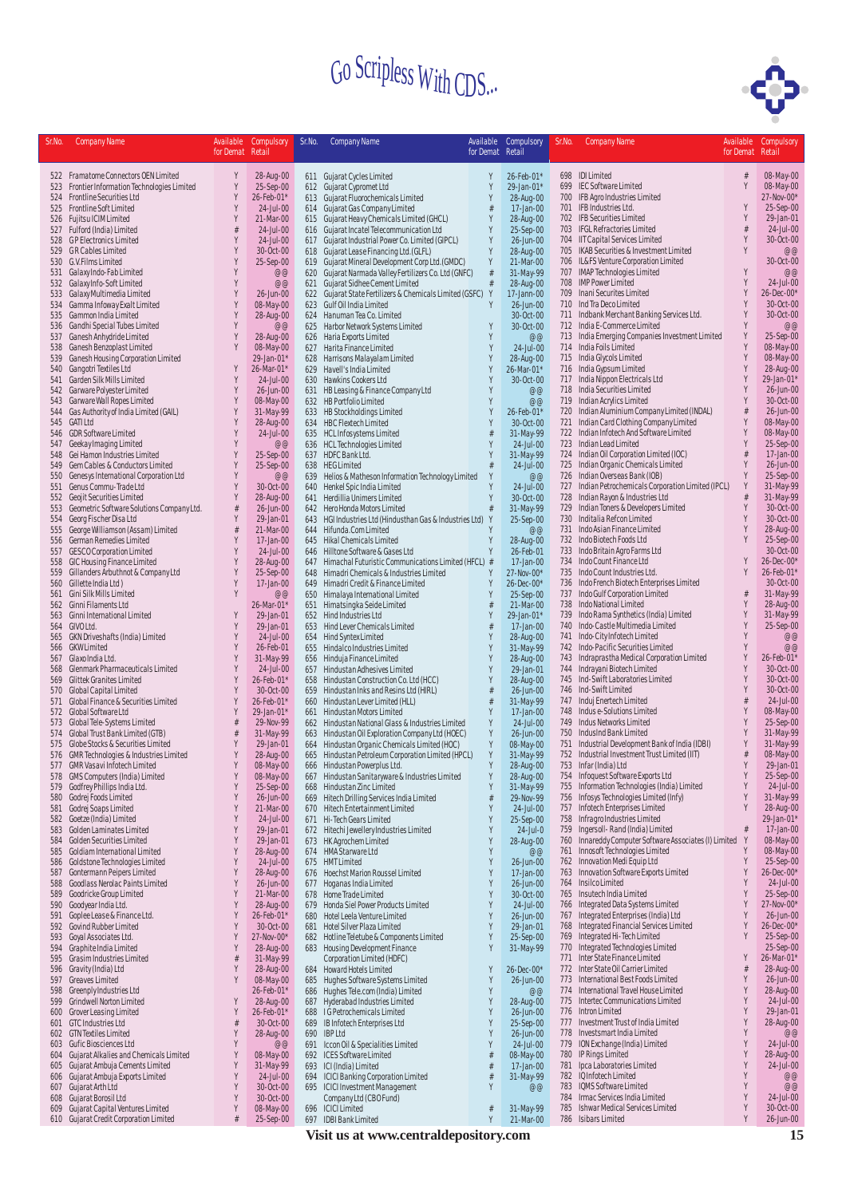# Go Scripless With CDS...

| Sr.No. | Company Name | Available for Demat | Compulsory Retail |
|---|---|---|---|
| 522 | Framatome Connectors OEN Limited | Y | 28-Aug-00 |
| 523 | Frontier Information Technologies Limited | Y | 25-Sep-00 |
| 524 | Frontline Securities Ltd | Y | 26-Feb-01* |
| 525 | Frontline Soft Limited | Y | 24-Jul-00 |
| 526 | Fujitsu ICIM Limited | Y | 21-Mar-00 |
| 527 | Fulford (India) Limited | # | 24-Jul-00 |
| 528 | GP Electronics Limited | Y | 24-Jul-00 |
| 529 | GR Cables Limited | Y | 30-Oct-00 |
| 530 | G.V.Films Limited | Y | 25-Sep-00 |
| 531 | Galaxy Indo-Fab Limited | Y | @@ |
| 532 | Galaxy Info-Soft Limited | Y | @@ |
| 533 | Galaxy Multimedia Limited | Y | 26-Jun-00 |
| 534 | Gamma Infoway Exalt Limited | Y | 08-May-00 |
| 535 | Gammon India Limited | Y | 28-Aug-00 |
| 536 | Gandhi Special Tubes Limited | Y | @@ |
| 537 | Ganesh Anhydride Limited | Y | 28-Aug-00 |
| 538 | Ganesh Benzoplast Limited | Y | 08-May-00 |
| 539 | Ganesh Housing Corporation Limited | | 29-Jan-01* |
| 540 | Gangotri Textiles Ltd | Y | 26-Mar-01* |
| 541 | Garden Silk Mills Limited | Y | 24-Jul-00 |
| 542 | Garware Polyester Limited | Y | 26-Jun-00 |
| 543 | Garware Wall Ropes Limited | Y | 08-May-00 |
| 544 | Gas Authority of India Limited (GAIL) | Y | 31-May-99 |
| 545 | GATI Ltd | Y | 28-Aug-00 |
| 546 | GDR Software Limited | Y | 24-Jul-00 |
| 547 | Geekay Imaging Limited | Y | @@ |
| 548 | Gei Hamon Industries Limited | Y | 25-Sep-00 |
| 549 | Gem Cables & Conductors Limited | Y | 25-Sep-00 |
| 550 | Genesys International Corporation Ltd | Y | @@ |
| 551 | Genus Commu-Trade Ltd | Y | 30-Oct-00 |
| 552 | Geojit Securities Limited | Y | 28-Aug-00 |
| 553 | Geometric Software Solutions Company Ltd. | # | 26-Jun-00 |
| 554 | Georg Fischer Disa Ltd | Y | 29-Jan-01 |
| 555 | George Williamson (Assam) Limited | # | 21-Mar-00 |
| 556 | German Remedies Limited | Y | 17-Jan-00 |
| 557 | GESCO Corporation Limited | Y | 24-Jul-00 |
| 558 | GIC Housing Finance Limited | Y | 28-Aug-00 |
| 559 | Gillanders Arbuthnot & Company Ltd | Y | 25-Sep-00 |
| 560 | Gillette India Ltd ) | Y | 17-Jan-00 |
| 561 | Gini Silk Mills Limited | Y | @@ |
| 562 | Ginni Filaments Ltd | | 26-Mar-01* |
| 563 | Ginni International Limited | Y | 29-Jan-01 |
| 564 | GIVO Ltd. | Y | 29-Jan-01 |
| 565 | GKN Driveshafts (India) Limited | Y | 24-Jul-00 |
| 566 | GKW Limited | Y | 26-Feb-01 |
| 567 | Glaxo India Ltd. | Y | 31-May-99 |
| 568 | Glenmark Pharmaceuticals Limited | Y | 24-Jul-00 |
| 569 | Glittek Granites Limited | Y | 26-Feb-01* |
| 570 | Global Capital Limited | Y | 30-Oct-00 |
| 571 | Global Finance & Securities Limited | Y | 26-Feb-01* |
| 572 | Global Software Ltd | Y | 29-Jan-01* |
| 573 | Global Tele-Systems Limited | # | 29-Nov-99 |
| 574 | Global Trust Bank Limited (GTB) | # | 31-May-99 |
| 575 | Globe Stocks & Securities Limited | Y | 29-Jan-01 |
| 576 | GMR Technologies & Industries Limited | Y | 28-Aug-00 |
| 577 | GMR Vasavi Infotech Limited | Y | 08-May-00 |
| 578 | GMS Computers (India) Limited | Y | 08-May-00 |
| 579 | Godfrey Phillips India Ltd. | Y | 25-Sep-00 |
| 580 | Godrej Foods Limited | Y | 26-Jun-00 |
| 581 | Godrej Soaps Limited | Y | 21-Mar-00 |
| 582 | Goetze (India) Limited | Y | 24-Jul-00 |
| 583 | Golden Laminates Limited | Y | 29-Jan-01 |
| 584 | Golden Securities Limited | Y | 29-Jan-01 |
| 585 | Goldiam International Limited | Y | 28-Aug-00 |
| 586 | Goldstone Technologies Limited | Y | 24-Jul-00 |
| 587 | Gontermann Peipers Limited | Y | 28-Aug-00 |
| 588 | Goodlass Nerolac Paints Limited | Y | 26-Jun-00 |
| 589 | Goodricke Group Limited | Y | 21-Mar-00 |
| 590 | Goodyear India Ltd. | Y | 28-Aug-00 |
| 591 | Goplee Lease & Finance Ltd. | Y | 26-Feb-01* |
| 592 | Govind Rubber Limited | Y | 30-Oct-00 |
| 593 | Goyal Associates Ltd. | Y | 27-Nov-00* |
| 594 | Graphite India Limited | Y | 28-Aug-00 |
| 595 | Grasim Industries Limited | # | 31-May-99 |
| 596 | Gravity (India) Ltd | Y | 28-Aug-00 |
| 597 | Greaves Limited | Y | 08-May-00 |
| 598 | Greenply Industries Ltd | | 26-Feb-01* |
| 599 | Grindwell Norton Limited | Y | 28-Aug-00 |
| 600 | Grover Leasing Limited | Y | 26-Feb-01* |
| 601 | GTC Industries Ltd | # | 30-Oct-00 |
| 602 | GTN Textiles Limited | Y | 28-Aug-00 |
| 603 | Gufic Biosciences Ltd | Y | @@ |
| 604 | Gujarat Alkalies and Chemicals Limited | Y | 08-May-00 |
| 605 | Gujarat Ambuja Cements Limited | Y | 31-May-99 |
| 606 | Gujarat Ambuja Exports Limited | Y | 24-Jul-00 |
| 607 | Gujarat Arth Ltd | Y | 30-Oct-00 |
| 608 | Gujarat Borosil Ltd | Y | 30-Oct-00 |
| 609 | Gujarat Capital Ventures Limited | Y | 08-May-00 |
| 610 | Gujarat Credit Corporation Limited | # | 25-Sep-00 |
| 611 | Gujarat Cycles Limited | Y | 26-Feb-01* |
| 612 | Gujarat Cypromet Ltd | Y | 29-Jan-01* |
| 613 | Gujarat Fluorochemicals Limited | Y | 28-Aug-00 |
| 614 | Gujarat Gas Company Limited | # | 17-Jan-00 |
| 615 | Gujarat Heavy Chemicals Limited (GHCL) | Y | 28-Aug-00 |
| 616 | Gujarat Incatel Telecommunication Ltd | Y | 25-Sep-00 |
| 617 | Gujarat Industrial Power Co. Limited (GIPCL) | Y | 26-Jun-00 |
| 618 | Gujarat Lease Financing Ltd.(GLFL) | Y | 28-Aug-00 |
| 619 | Gujarat Mineral Development Corp Ltd.(GMDC) | Y | 21-Mar-00 |
| 620 | Gujarat Narmada Valley Fertilizers Co. Ltd (GNFC) | # | 31-May-99 |
| 621 | Gujarat Sidhee Cement Limited | # | 28-Aug-00 |
| 622 | Gujarat State Fertilizers & Chemicals Limited (GSFC) | Y | 17-Jann-00 |
| 623 | Gulf Oil India Limited | Y | 26-Jun-00 |
| 624 | Hanuman Tea Co. Limited | | 30-Oct-00 |
| 625 | Harbor Network Systems Limited | Y | 30-Oct-00 |
| 626 | Haria Exports Limited | Y | @@ |
| 627 | Harita Finance Limited | Y | 24-Jul-00 |
| 628 | Harrisons Malayalam Limited | Y | 28-Aug-00 |
| 629 | Havell's India Limited | Y | 26-Mar-01* |
| 630 | Hawkins Cookers Ltd | Y | 30-Oct-00 |
| 631 | HB Leasing & Finance Company Ltd | Y | @@ |
| 632 | HB Portfolio Limited | Y | @@ |
| 633 | HB Stockholdings Limited | Y | 26-Feb-01* |
| 634 | HBC Flextech Limited | Y | 30-Oct-00 |
| 635 | HCL Infosystems Limited | # | 31-May-99 |
| 636 | HCL Technologies Limited | Y | 24-Jul-00 |
| 637 | HDFC Bank Ltd. | Y | 31-May-99 |
| 638 | HEG Limited | # | 24-Jul-00 |
| 639 | Helios & Matheson Information Technology Limited | Y | @@ |
| 640 | Henkel Spic India Limited | Y | 24-Jul-00 |
| 641 | Herdillia Unimers Limited | Y | 30-Oct-00 |
| 642 | Hero Honda Motors Limited | # | 31-May-99 |
| 643 | HGI Industries Ltd (Hindusthan Gas & Industries Ltd) | Y | 25-Sep-00 |
| 644 | Hifunda.Com Limited | Y | @@ |
| 645 | Hikal Chemicals Limited | Y | 28-Aug-00 |
| 646 | Hilltone Software & Gases Ltd | Y | 26-Feb-01 |
| 647 | Himachal Futuristic Communications Limited (HFCL) | # | 17-Jan-00 |
| 648 | Himadri Chemicals & Industries Limited | Y | 27-Nov-00* |
| 649 | Himadri Credit & Finance Limited | Y | 26-Dec-00* |
| 650 | Himalaya International Limited | Y | 25-Sep-00 |
| 651 | Himatsingka Seide Limited | # | 21-Mar-00 |
| 652 | Hind Industries Ltd | Y | 29-Jan-01* |
| 653 | Hind Lever Chemicals Limited | # | 17-Jan-00 |
| 654 | Hind Syntex Limited | Y | 28-Aug-00 |
| 655 | Hindalco Industries Limited | Y | 31-May-99 |
| 656 | Hinduja Finance Limited | Y | 28-Aug-00 |
| 657 | Hindustan Adhesives Limited | Y | 29-Jan-01 |
| 658 | Hindustan Construction Co. Ltd (HCC) | Y | 28-Aug-00 |
| 659 | Hindustan Inks and Resins Ltd (HIRL) | # | 26-Jun-00 |
| 660 | Hindustan Lever Limited (HLL) | # | 31-May-99 |
| 661 | Hindustan Motors Limited | Y | 17-Jan-00 |
| 662 | Hindustan National Glass & Industries Limited | Y | 24-Jul-00 |
| 663 | Hindustan Oil Exploration Company Ltd (HOEC) | Y | 26-Jun-00 |
| 664 | Hindustan Organic Chemicals Limited (HOC) | Y | 08-May-00 |
| 665 | Hindustan Petroleum Corporation Limited (HPCL) | Y | 31-May-99 |
| 666 | Hindustan Powerplus Ltd. | Y | 28-Aug-00 |
| 667 | Hindustan Sanitaryware & Industries Limited | Y | 28-Aug-00 |
| 668 | Hindustan Zinc Limited | Y | 31-May-99 |
| 669 | Hitech Drilling Services India Limited | # | 29-Nov-99 |
| 670 | Hitech Entertainment Limited | Y | 24-Jul-00 |
| 671 | Hi-Tech Gears Limited | Y | 25-Sep-00 |
| 672 | Hitechi Jewellery Industries Limited | Y | 24-Jul-0 |
| 673 | HK Agrochem Limited | Y | 28-Aug-00 |
| 674 | HMA Starware Ltd | Y | @@ |
| 675 | HMT Limited | Y | 26-Jun-00 |
| 676 | Hoechst Marion Roussel Limited | Y | 17-Jan-00 |
| 677 | Hoganas India Limited | Y | 26-Jun-00 |
| 678 | Home Trade Limited | Y | 30-Oct-00 |
| 679 | Honda Siel Power Products Limited | Y | 24-Jul-00 |
| 680 | Hotel Leela Venture Limited | Y | 26-Jun-00 |
| 681 | Hotel Silver Plaza Limited | Y | 29-Jan-01 |
| 682 | Hotline Teletube & Components Limited | Y | 25-Sep-00 |
| 683 | Housing Development Finance Corporation Limited (HDFC) | Y | 31-May-99 |
| 684 | Howard Hotels Limited | Y | 26-Dec-00* |
| 685 | Hughes Software Systems Limited | Y | 26-Jun-00 |
| 686 | Hughes Tele.com (India) Limited | Y | @@ |
| 687 | Hyderabad Industries Limited | Y | 28-Aug-00 |
| 688 | I G Petrochemicals Limited | Y | 26-Jun-00 |
| 689 | IB Infotech Enterprises Ltd | Y | 25-Sep-00 |
| 690 | IBP Ltd | Y | 26-Jun-00 |
| 691 | Iccon Oil & Specialities Limited | Y | 24-Jul-00 |
| 692 | ICES Software Limited | # | 08-May-00 |
| 693 | ICI (India) Limited | # | 17-Jan-00 |
| 694 | ICICI Banking Corporation Limited | # | 31-May-99 |
| 695 | ICICI Investment Management Company Ltd (CBO Fund) | Y | @@ |
| 696 | ICICI Limited | # | 31-May-99 |
| 697 | IDBI Bank Limited | Y | 21-Mar-00 |
| 698 | IDI Limited | # | 08-May-00 |
| 699 | IEC Software Limited | Y | 08-May-00 |
| 700 | IFB Agro Industries Limited | | 27-Nov-00* |
| 701 | IFB Industries Ltd. | Y | 25-Sep-00 |
| 702 | IFB Securities Limited | Y | 29-Jan-01 |
| 703 | IFGL Refractories Limited | # | 24-Jul-00 |
| 704 | IIT Capital Services Limited | Y | 30-Oct-00 |
| 705 | IKAB Securities & Investment Limited | Y | @@ |
| 706 | IL&FS Venture Corporation Limited | | 30-Oct-00 |
| 707 | IMAP Technologies Limited | Y | @@ |
| 708 | IMP Power Limited | Y | 24-Jul-00 |
| 709 | Inani Securities Limited | Y | 26-Dec-00* |
| 710 | Ind Tra Deco Limited | Y | 30-Oct-00 |
| 711 | Indbank Merchant Banking Services Ltd. | Y | 30-Oct-00 |
| 712 | India E-Commerce Limited | Y | @@ |
| 713 | India Emerging Companies Investment Limited | Y | 25-Sep-00 |
| 714 | India Foils Limited | Y | 08-May-00 |
| 715 | India Glycols Limited | Y | 08-May-00 |
| 716 | India Gypsum Limited | Y | 28-Aug-00 |
| 717 | India Nippon Electricals Ltd | Y | 29-Jan-01* |
| 718 | India Securities Limited | Y | 26-Jun-00 |
| 719 | Indian Acrylics Limited | Y | 30-Oct-00 |
| 720 | Indian Aluminium Company Limited (INDAL) | # | 26-Jun-00 |
| 721 | Indian Card Clothing Company Limited | Y | 08-May-00 |
| 722 | Indian Infotech And Software Limited | Y | 08-May-00 |
| 723 | Indian Lead Limited | Y | 25-Sep-00 |
| 724 | Indian Oil Corporation Limited (IOC) | # | 17-Jan-00 |
| 725 | Indian Organic Chemicals Limited | Y | 26-Jun-00 |
| 726 | Indian Overseas Bank (IOB) | Y | 25-Sep-00 |
| 727 | Indian Petrochemicals Corporation Limited (IPCL) | Y | 31-May-99 |
| 728 | Indian Rayon & Industries Ltd | # | 31-May-99 |
| 729 | Indian Toners & Developers Limited | Y | 30-Oct-00 |
| 730 | Inditalia Refcon Limited | Y | 30-Oct-00 |
| 731 | Indo Asian Finance Limited | Y | 28-Aug-00 |
| 732 | Indo Biotech Foods Ltd | Y | 25-Sep-00 |
| 733 | Indo Britain Agro Farms Ltd | | 30-Oct-00 |
| 734 | Indo Count Finance Ltd | Y | 26-Dec-00* |
| 735 | Indo Count Industries Ltd. | Y | 26-Feb-01* |
| 736 | Indo French Biotech Enterprises Limited | | 30-Oct-00 |
| 737 | Indo Gulf Corporation Limited | # | 31-May-99 |
| 738 | Indo National Limited | Y | 28-Aug-00 |
| 739 | Indo Rama Synthetics (India) Limited | Y | 31-May-99 |
| 740 | Indo-Castle Multimedia Limited | Y | 25-Sep-00 |
| 741 | Indo-City Infotech Limited | Y | @@ |
| 742 | Indo-Pacific Securities Limited | Y | @@ |
| 743 | Indraprastha Medical Corporation Limited | Y | 26-Feb-01* |
| 744 | Indrayani Biotech Limited | Y | 30-Oct-00 |
| 745 | Ind-Swift Laboratories Limited | Y | 30-Oct-00 |
| 746 | Ind-Swift Limited | Y | 30-Oct-00 |
| 747 | Induj Enertech Limited | # | 24-Jul-00 |
| 748 | Indus e-Solutions Limited | Y | 08-May-00 |
| 749 | Indus Networks Limited | Y | 25-Sep-00 |
| 750 | IndusInd Bank Limited | Y | 31-May-99 |
| 751 | Industrial Development Bank of India (IDBI) | Y | 31-May-99 |
| 752 | Industrial Investment Trust Limited (IIT) | # | 08-May-00 |
| 753 | Infar (India) Ltd | Y | 29-Jan-01 |
| 754 | Infoquest Software Exports Ltd | Y | 25-Sep-00 |
| 755 | Information Technologies (India) Limited | Y | 24-Jul-00 |
| 756 | Infosys Technologies Limited (Infy) | Y | 31-May-99 |
| 757 | Infotech Enterprises Limited | Y | 28-Aug-00 |
| 758 | Infragro Industries Limited | | 29-Jan-01* |
| 759 | Ingersoll- Rand (India) Limited | # | 17-Jan-00 |
| 760 | Innareddy Computer Software Associates (I) Limited | Y | 08-May-00 |
| 761 | Innosoft Technologies Limited | Y | 08-May-00 |
| 762 | Innovation Medi Equip Ltd | Y | 25-Sep-00 |
| 763 | Innovation Software Exports Limited | Y | 26-Dec-00* |
| 764 | Insilco Limited | Y | 24-Jul-00 |
| 765 | Insutech India Limited | Y | 25-Sep-00 |
| 766 | Integrated Data Systems Limited | Y | 27-Nov-00* |
| 767 | Integrated Enterprises (India) Ltd | Y | 26-Jun-00 |
| 768 | Integrated Financial Services Limited | Y | 26-Dec-00* |
| 769 | Integrated Hi-Tech Limited | Y | 25-Sep-00 |
| 770 | Integrated Technologies Limited | | 25-Sep-00 |
| 771 | Inter State Finance Limited | Y | 26-Mar-01* |
| 772 | Inter State Oil Carrier Limited | # | 28-Aug-00 |
| 773 | International Best Foods Limited | Y | 26-Jun-00 |
| 774 | International Travel House Limited | Y | 28-Aug-00 |
| 775 | Intertec Communications Limited | Y | 24-Jul-00 |
| 776 | Intron Limited | Y | 29-Jan-01 |
| 777 | Investment Trust of India Limited | Y | 28-Aug-00 |
| 778 | Investsmart India Limited | Y | @@ |
| 779 | ION Exchange (India) Limited | Y | 24-Jul-00 |
| 780 | IP Rings Limited | Y | 28-Aug-00 |
| 781 | Ipca Laboratories Limited | Y | 24-Jul-00 |
| 782 | IQ Infotech Limited | Y | @@ |
| 783 | IQMS Software Limited | Y | @@ |
| 784 | Irmac Services India Limited | Y | 24-Jul-00 |
| 785 | Ishwar Medical Services Limited | Y | 30-Oct-00 |
| 786 | Isibars Limited | Y | 26-Jun-00 |

**Visit us at www.centraldepository.com**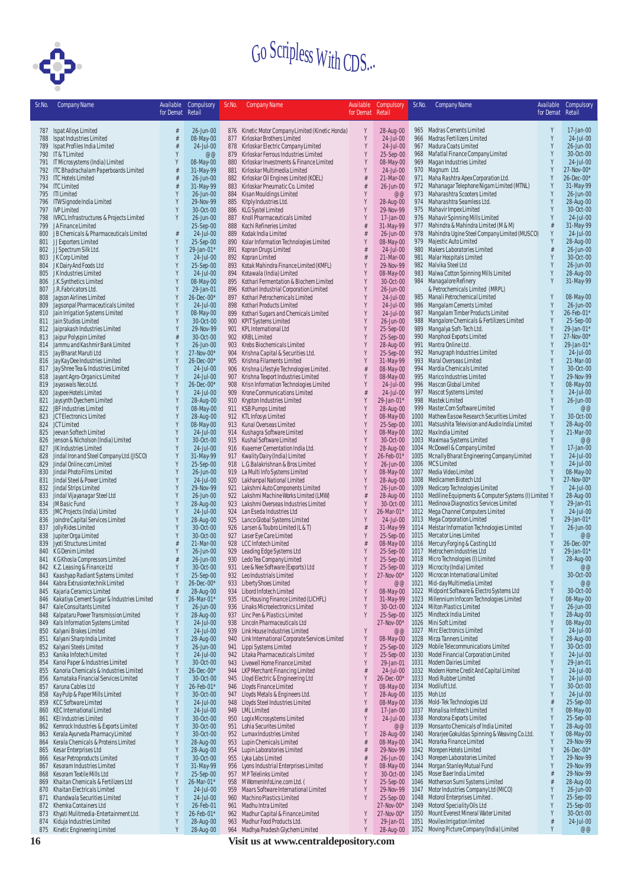# Go Scripless With CDS...

| Sr.No. | Company Name | Available for Demat | Compulsory Retail |
|---|---|---|---|
| 787 | Ispat Alloys Limited | # | 26-Jun-00 |
| 788 | Ispat Industries Limited | # | 08-May-00 |
| 789 | Ispat Profiles India Limited | # | 24-Jul-00 |
| 790 | IT & T Limited | Y | @@ |
| 791 | IT Microsystems (India) Limited | Y | 08-May-00 |
| 792 | ITC Bhadrachalam Paperboards Limited | # | 31-May-99 |
| 793 | ITC Hotels Limited | # | 26-Jun-00 |
| 794 | ITC Limited | # | 31-May-99 |
| 795 | ITI Limited | Y | 26-Jun-00 |
| 796 | ITW Signode India Limited | Y | 29-Nov-99 |
| 797 | IVP Limited | Y | 30-Oct-00 |
| 798 | IVRCL Infrastructures & Projects Limited | Y | 26-Jun-00 |
| 799 | J A Finance Limited | | 25-Sep-00 |
| 800 | J B Chemicals & Pharmaceuticals Limited | # | 24-Jul-00 |
| 801 | J J Exporters Limited | Y | 25-Sep-00 |
| 802 | J J Spectrum Silk Ltd. | Y | 29-Jan-01* |
| 803 | J K Corp Limited | Y | 24-Jul-00 |
| 804 | J K Dairy And Foods Ltd | Y | 25-Sep-00 |
| 805 | J K Industries Limited | Y | 24-Jul-00 |
| 806 | J.K.Synthetics Limited | Y | 08-May-00 |
| 807 | J.R.Fabricators Ltd. | Y | 29-Jan-01 |
| 808 | Jagson Airlines Limited | Y | 26-Dec-00* |
| 809 | Jagsonpal Pharmaceuticals Limited | Y | 24-Jul-00 |
| 810 | Jain Irrigation Systems Limited | Y | 08-May-00 |
| 811 | Jain Studios Limited | Y | 30-Oct-00 |
| 812 | Jaiprakash Industries Limited | Y | 29-Nov-99 |
| 813 | Jaipur Polyspin Limited | # | 30-Oct-00 |
| 814 | Jammu and Kashmir Bank Limited | Y | 26-Jun-00 |
| 815 | Jay Bharat Maruti Ltd | Y | 27-Nov-00* |
| 816 | Jay Kay Dee Industries Limited | Y | 26-Dec-00* |
| 817 | Jay Shree Tea & Industries Limited | Y | 24-Jul-00 |
| 818 | Jayant Agro-Organics Limited | Y | 24-Jul-00 |
| 819 | Jayaswals Neco Ltd. | Y | 26-Dec-00* |
| 820 | Jaypee Hotels Limited | Y | 24-Jul-00 |
| 821 | Jaysynth Dyechem Limited | Y | 28-Aug-00 |
| 822 | JBF Industries Limited | Y | 08-May-00 |
| 823 | JCT Electronics Limited | Y | 28-Aug-00 |
| 824 | JCT Limited | Y | 08-May-00 |
| 825 | Jeevan Softech Limited | Y | 24-Jul-00 |
| 826 | Jenson & Nicholson (India) Limited | Y | 30-Oct-00 |
| 827 | JIK Industries Limited | Y | 24-Jul-00 |
| 828 | Jindal Iron and Steel Company Ltd.(JISCO) | Y | 31-May-99 |
| 829 | Jindal Online.com Limited | Y | 25-Sep-00 |
| 830 | Jindal Photo Films Limited | Y | 26-Jun-00 |
| 831 | Jindal Steel & Power Limited | Y | 24-Jul-00 |
| 832 | Jindal Strips Limited | Y | 29-Nov-99 |
| 833 | Jindal Vijayanagar Steel Ltd | Y | 26-Jun-00 |
| 834 | JM Basic Fund | Y | 28-Aug-00 |
| 835 | JMC Projects (India) Limited | Y | 24-Jul-00 |
| 836 | Joindre Capital Services Limited | Y | 28-Aug-00 |
| 837 | Jolly Rides Limited | Y | 30-Oct-00 |
| 838 | Jupiter Orga Limited | Y | 30-Oct-00 |
| 839 | Jyoti Structures Limited | # | 21-Mar-00 |
| 840 | K G Denim Limited | Y | 26-Jun-00 |
| 841 | K G Khosla Compressors Limited | # | 26-Jun-00 |
| 842 | K.Z. Leasing & Finance Ltd | Y | 30-Oct-00 |
| 843 | Kaashyap Radiant Systems Limited | Y | 25-Sep-00 |
| 844 | Kabra Extrusiontechnik Limited | Y | 26-Dec-00* |
| 845 | Kajaria Ceramics Limited | # | 28-Aug-00 |
| 846 | Kakatiya Cement Sugar & Industries Limited | Y | 26-Mar-01* |
| 847 | Kale Consultants Limited | Y | 26-Jun-00 |
| 848 | Kalpataru Power Transmission Limited | Y | 28-Aug-00 |
| 849 | Kals Information Systems Limited | Y | 24-Jul-00 |
| 850 | Kalyani Brakes Limited | Y | 24-Jul-00 |
| 851 | Kalyani Sharp India Limited | Y | 28-Aug-00 |
| 852 | Kalyani Steels Limited | Y | 26-Jun-00 |
| 853 | Kanika Infotech Limited | Y | 24-Jul-00 |
| 854 | Kanoi Paper & Industries Limited | Y | 30-Oct-00 |
| 855 | Kanoria Chemicals & Industries Limited | Y | 26-Dec-00* |
| 856 | Karnataka Financial Services Limited | Y | 30-Oct-00 |
| 857 | Karuna Cables Ltd | Y | 26-Feb-01* |
| 858 | Kay Pulp & Paper Mills Limited | Y | 30-Oct-00 |
| 859 | KCC Software Limited | Y | 24-Jul-00 |
| 860 | KEC International Limited | Y | 24-Jul-00 |
| 861 | KEI Industries Limited | Y | 30-Oct-00 |
| 862 | Kemrock Industries & Exports Limited | Y | 30-Oct-00 |
| 863 | Kerala Ayurveda Pharmacy Limited | Y | 30-Oct-00 |
| 864 | Kerala Chemicals & Proteins Limited | Y | 28-Aug-00 |
| 865 | Kesar Enterprises Ltd | Y | 28-Aug-00 |
| 866 | Kesar Petroproducts Limited | Y | 30-Oct-00 |
| 867 | Kesoram Industries Limited | Y | 31-May-99 |
| 868 | Kesoram Textile Mills Ltd | Y | 25-Sep-00 |
| 869 | Khaitan Chemicals & Fertilizers Ltd | Y | 26-Mar-01* |
| 870 | Khaitan Electricals Limited | Y | 24-Jul-00 |
| 871 | Khandwala Securities Limited | Y | 24-Jul-00 |
| 872 | Khemka Containers Ltd | Y | 26-Feb-01 |
| 873 | Khyati Mulitmedia-Entertainment Ltd. | Y | 26-Feb-01* |
| 874 | Kiduja Industries Limited | Y | 28-Aug-00 |
| 875 | Kinetic Engineering Limited | Y | 28-Aug-00 |
| 876 | Kinetic Motor Company Limited (Kinetic Honda) | Y | 28-Aug-00 |
| 877 | Kirloskar Brothers Limited | Y | 24-Jul-00 |
| 878 | Kirloskar Electric Company Limited | Y | 24-Jul-00 |
| 879 | Kirloskar Ferrous Industries Limited | Y | 25-Sep-00 |
| 880 | Kirloskar Investments & Finance Limited | Y | 08-May-00 |
| 881 | Kirloskar Multimedia Limited | Y | 24-Jul-00 |
| 882 | Kirloskar Oil Engines Limited (KOEL) | # | 21-Mar-00 |
| 883 | Kirloskar Pneumatic Co. Limited | # | 26-Jun-00 |
| 884 | Kisan Mouldings Limited | Y | @@ |
| 885 | Kitply Industries Ltd. | Y | 28-Aug-00 |
| 886 | KLG Systel Limited | Y | 29-Nov-99 |
| 887 | Knoll Pharmaceuticals Limited | Y | 17-Jan-00 |
| 888 | Kochi Refineries Limited | # | 31-May-99 |
| 889 | Kodak India Limited | # | 26-Jun-00 |
| 890 | Kolar Information Technologies Limited | Y | 08-May-00 |
| 891 | Kopran Drugs Limited | # | 24-Jul-00 |
| 892 | Kopran Limited | # | 21-Mar-00 |
| 893 | Kotak Mahindra Finance Limited (KMFL) | Y | 29-Nov-99 |
| 894 | Kotawala (India) Limited | Y | 08-May-00 |
| 895 | Kothari Fermentation & Biochem Limited | Y | 30-Oct-00 |
| 896 | Kothari Industrial Corporation Limited | Y | 26-Jun-00 |
| 897 | Kothari Petrochemicals Limited | Y | 24-Jul-00 |
| 898 | Kothari Products Limited | Y | 24-Jul-00 |
| 899 | Kothari Sugars and Chemicals Limited | Y | 24-Jul-00 |
| 900 | KPIT Systems Limited | Y | 26-Jun-00 |
| 901 | KPL International Ltd | Y | 25-Sep-00 |
| 902 | KRBL Limited | Y | 25-Sep-00 |
| 903 | Krebs Biochemicals Limited | Y | 28-Aug-00 |
| 904 | Krishna Capital & Securities Ltd. | Y | 25-Sep-00 |
| 905 | Krishna Filaments Limited | Y | 31-May-99 |
| 906 | Krishna Lifestyle Technologies Limited . | # | 08-May-00 |
| 907 | Krishna Texport Industries Limited | Y | 08-May-00 |
| 908 | Krisn Information Technologies Limited | Y | 24-Jul-00 |
| 909 | Krone Communications Limited | # | 24-Jul-00 |
| 910 | Krypton Industries Limited | Y | 29-Jan-01* |
| 911 | KSB Pumps Limited | Y | 28-Aug-00 |
| 912 | KTL Infosys Limited | Y | 08-May-00 |
| 913 | Kunal Overseas Limited | Y | 25-Sep-00 |
| 914 | Kushagra Software Limited | Y | 08-May-00 |
| 915 | Kushal Software Limited | Y | 30-Oct-00 |
| 916 | Kvaerner Cementation India Ltd. | Y | 28-Aug-00 |
| 917 | Kwality Dairy (India) Limited | Y | 26-Feb-01* |
| 918 | L.G.Balakrishnan & Bros Limited | Y | 26-Jun-00 |
| 919 | La Multi Info Systems Limited | Y | 08-May-00 |
| 920 | Lakhanpal National Limited | Y | 28-Aug-00 |
| 921 | Lakshmi Auto Components Limited | Y | 26-Jun-00 |
| 922 | Lakshmi Machine Works Limited (LMW) | # | 28-Aug-00 |
| 923 | Lakshmi Overseas Industries Limited | Y | 30-Oct-00 |
| 924 | Lan Eseda Industries Ltd | Y | 26-Mar-01* |
| 925 | Lanco Global Systems Limited | Y | 24-Jul-00 |
| 926 | Larsen & Toubro Limited (L & T) | # | 31-May-99 |
| 927 | Laser Eye Care Limited | Y | 25-Sep-00 |
| 928 | LCC Infotech Limited | # | 08-May-00 |
| 929 | Leading Edge Systems Ltd | Y | 25-Sep-00 |
| 930 | Ledo Tea Company Limited | Y | 25-Sep-00 |
| 931 | Lee & Nee Software (Exports) Ltd | Y | 25-Sep-00 |
| 932 | Leo Industrials Limited | Y | 27-Nov-00* |
| 933 | Liberty Shoes Limited | Y | @@ |
| 934 | Libord Infotech Limited | Y | 08-May-00 |
| 935 | LIC Housing Finance Limited (LICHFL) | Y | 31-May-99 |
| 936 | Linaks Microelectronics Limited | Y | 30-Oct-00 |
| 937 | Linc Pen & Plastics Limited | Y | 25-Sep-00 |
| 938 | Lincoln Pharmaceuticals Ltd | | 27-Nov-00* |
| 939 | Link House Industries Limited | Y | @@ |
| 940 | Link International Corporate Services Limited | Y | 08-May-00 |
| 941 | Lippi Systems Limited | Y | 25-Sep-00 |
| 942 | Litaka Pharmaceuticals Limited | Y | 25-Sep-00 |
| 943 | Livewell Home Finance Limited | Y | 29-Jan-01 |
| 944 | LKP Merchant Financing Limited | # | 24-Jul-00 |
| 945 | Lloyd Electric & Engineering Ltd | Y | 26-Dec-00* |
| 946 | Lloyds Finance Limited | Y | 08-May-00 |
| 947 | Lloyds Metals & Engineers Ltd. | Y | 28-Aug-00 |
| 948 | Lloyds Steel Industries Limited | Y | 08-May-00 |
| 949 | LML Limited | # | 17-Jan-00 |
| 950 | Logix Microsystems Limited | Y | 24-Jul-00 |
| 951 | Lohia Securites Limited | Y | @@ |
| 952 | Lumax Industries Limited | Y | 28-Aug-00 |
| 953 | Lupin Chemicals Limited | # | 08-May-00 |
| 954 | Lupin Laboratories Limited | # | 29-Nov-99 |
| 955 | Lyka Labs Limited | # | 26-Jun-00 |
| 956 | Lyons Industrial Enterprises Limited | Y | 08-May-00 |
| 957 | M P Telelinks Limited | Y | 30-Oct-00 |
| 958 | M Womeninfoline.com Ltd. ( | Y | 25-Sep-00 |
| 959 | Maars Software International Limited | Y | 29-Nov-99 |
| 960 | Machino Plastics Limited | Y | 25-Sep-00 |
| 961 | Madhu Intra Limited | | 27-Nov-00* |
| 962 | Madhur Capital & Finance Limited | Y | 27-Nov-00* |
| 963 | Madhur Food Products Ltd. | Y | 29-Jan-01 |
| 964 | Madhya Pradesh Glychem Limited | Y | 28-Aug-00 |
| 965 | Madras Cements Limited | Y | 17-Jan-00 |
| 966 | Madras Fertilizers Limited | Y | 24-Jul-00 |
| 967 | Madura Coats Limited | Y | 26-Jun-00 |
| 968 | Mafatlal Finance Company Limited | Y | 30-Oct-00 |
| 969 | Magan Industries Limited | Y | 24-Jul-00 |
| 970 | Magnum Ltd. | Y | 27-Nov-00* |
| 971 | Maha Rashtra Apex Corporation Ltd. | Y | 26-Dec-00* |
| 972 | Mahanagar Telephone Nigam Limited (MTNL) | Y | 31-May-99 |
| 973 | Maharashtra Scooters Limited | Y | 26-Jun-00 |
| 974 | Maharashtra Seamless Ltd. | Y | 28-Aug-00 |
| 975 | Mahavir Impex Limited | Y | 30-Oct-00 |
| 976 | Mahavir Spinning Mills Limited | Y | 24-Jul-00 |
| 977 | Mahindra & Mahindra Limited (M & M) | # | 31-May-99 |
| 978 | Mahindra Ugine Steel Company Limited (MUSCO) | Y | 24-Jul-00 |
| 979 | Majestic Auto Limited | Y | 28-Aug-00 |
| 980 | Makers Laboratories Limited | # | 26-Jun-00 |
| 981 | Malar Hospitals Limited | Y | 30-Oct-00 |
| 982 | Malvika Steel Ltd | Y | 26-Jun-00 |
| 983 | Malwa Cotton Spinning Mills Limited | Y | 28-Aug-00 |
| 984 | Managalore Refinery & Petrochemicals Limited (MRPL) | Y | 31-May-99 |
| 985 | Manali Petrochemical Limited | Y | 08-May-00 |
| 986 | Mangalam Cements Limited | Y | 26-Jun-00 |
| 987 | Mangalam Timber Products Limited | Y | 26-Feb-01* |
| 988 | Mangalore Chemicals & Fertilizers Limited | Y | 25-Sep-00 |
| 989 | Mangalya Soft-Tech Ltd. | Y | 29-Jan-01* |
| 990 | Manphool Exports Limited | Y | 27-Nov-00* |
| 991 | Mantra Online Ltd . | Y | 29-Jan-01* |
| 992 | Manugraph Industries Limited | Y | 24-Jul-00 |
| 993 | Maral Overseas Limited | Y | 21-Mar-00 |
| 994 | Mardia Chemicals Limited | Y | 30-Oct-00 |
| 995 | Marico Industries Limited | Y | 29-Nov-99 |
| 996 | Mascon Global Limited | Y | 08-May-00 |
| 997 | Mascot Systems Limited | Y | 24-Jul-00 |
| 998 | Mastek Limited | Y | 26-Jun-00 |
| 999 | Master.Com Software Limited | Y | @@ |
| 1000 | Mathew Easow Research Securities Limited | Y | 30-Oct-00 |
| 1001 | Matsushita Television and Audio India Limited | Y | 28-Aug-00 |
| 1002 | Max India Limited | Y | 21-Mar-00 |
| 1003 | Maxmaa Systems Limited | Y | @@ |
| 1004 | McDowell & Company Limited | Y | 17-Jan-00 |
| 1005 | Mcnally Bharat Engineering Company Limited | Y | 24-Jul-00 |
| 1006 | MCS Limited | Y | 24-Jul-00 |
| 1007 | Media Video Limited | Y | 08-May-00 |
| 1008 | Medicamen Biotech Ltd | Y | 27-Nov-00* |
| 1009 | Medicorp Technologies Limited | Y | 24-Jul-00 |
| 1010 | Mediline Equipments & Computer Systems (I) Limited | Y | 28-Aug-00 |
| 1011 | Medinova Diagnostics Services Limited | Y | 29-Jan-01 |
| 1012 | Mega Channel Computers Limited | Y | 24-Jul-00 |
| 1013 | Mega Corporation Limited | Y | 29-Jan-01* |
| 1014 | Melstar Information Technologies Limited | Y | 26-Jun-00 |
| 1015 | Mercator Lines Limited | Y | @@ |
| 1016 | Mercury Forging & Casting Ltd | Y | 26-Dec-00* |
| 1017 | Metrochem Industries Ltd | Y | 29-Jan-01* |
| 1018 | Micro Technologies (I) Limited | Y | 28-Aug-00 |
| 1019 | Microcity (India) Limited | Y | @@ |
| 1020 | Microcon International Limited | | 30-Oct-00 |
| 1021 | Mid-day Multimedia Limited | Y | @@ |
| 1022 | Midpoint Software & Electro Systems Ltd | Y | 30-Oct-00 |
| 1023 | Millennium Infocom Technologies Limited | Y | 08-May-00 |
| 1024 | Milton Plastics Limited | Y | 26-Jun-00 |
| 1025 | Mindteck India Limited | Y | 28-Aug-00 |
| 1026 | Mini Soft Limited | Y | 08-May-00 |
| 1027 | Mirc Electronics Limited | Y | 24-Jul-00 |
| 1028 | Mirza Tanners Limited | Y | 28-Aug-00 |
| 1029 | Mobile Telecommunications Limited | Y | 30-Oct-00 |
| 1030 | Model Financial Corporation Limited | Y | 24-Jul-00 |
| 1031 | Modern Dairies Limited | Y | 29-Jan-01 |
| 1032 | Modern Home Credit And Capital Limited | Y | 24-Jul-00 |
| 1033 | Modi Rubber Limited | Y | 24-Jul-00 |
| 1034 | Modiluft Ltd. | Y | 30-Oct-00 |
| 1035 | Moh Ltd | Y | 24-Jul-00 |
| 1036 | Mold-Tek Technologies Ltd | # | 25-Sep-00 |
| 1037 | Monalisa Infotech Limited | Y | 08-May-00 |
| 1038 | Monotona Exports Limited | Y | 25-Sep-00 |
| 1039 | Monsanto Chemicals of India Limited | Y | 28-Aug-00 |
| 1040 | Morarjee Gokuldas Spinning & Weaving Co.Ltd. | Y | 08-May-00 |
| 1041 | Morarka Finance Limited | Y | 29-Nov-99 |
| 1042 | Morepen Hotels Limited | Y | 26-Dec-00* |
| 1043 | Morepen Laboratories Limited | Y | 29-Nov-99 |
| 1044 | Morgan Stanley Mutual Fund | Y | 29-Nov-99 |
| 1045 | Moser Baer India Limited | # | 29-Nov-99 |
| 1046 | Motherson Sumi Systems Limited | # | 28-Aug-00 |
| 1047 | Motor Industries Company Ltd (MICO) | Y | 26-Jun-00 |
| 1048 | Motorol Enterprises Limited . | Y | 25-Sep-00 |
| 1049 | Motorol Speciality Oils Ltd | Y | 25-Sep-00 |
| 1050 | Mount Everest Mineral Water Limited | Y | 30-Oct-00 |
| 1051 | Movilex Irrigation limited | # | 24-Jul-00 |
| 1052 | Moving Picture Company (India) Limited | Y | @@ |

Visit us at www.centraldepository.com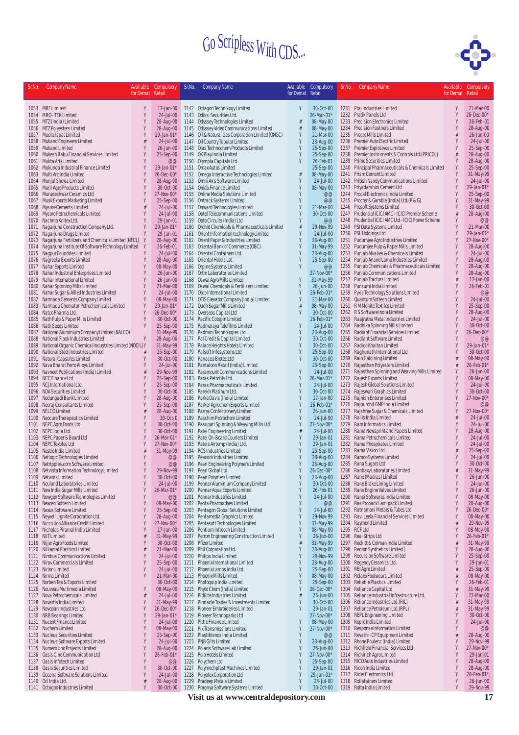# Go Scripless With CDS...

| Sr.No. | Company Name | Available for Demat | Compulsory Retail |
|---|---|---|---|
| 1053 | MRF Limited | Y | 17-Jan-00 |
| 1054 | MRO - TEK Limited | Y | 24-Jul-00 |
| 1055 | MTZ (India) Limited | Y | 28-Aug-00 |
| 1056 | MTZ Polyesters Limited | Y | 28-Aug-00 |
| 1057 | Mudra Ispat Limited | Y | 29-Jan-01* |
| 1058 | Mukand Engineers Limited | # | 24-Jul-00 |
| 1059 | Mukand Limited | Y | 26-Jun-00 |
| 1060 | Mukesh Babu Financial Services Limited | Y | 25-Sep-00 |
| 1061 | Mukta Arts Limited | Y | @@ |
| 1062 | Mukunda Industrial Finance Limited | Y | 29-Jan-01* |
| 1063 | Multi Arc India Limited | Y | 26-Dec-00* |
| 1064 | Munjal Showa Limited | Y | 28-Aug-00 |
| 1065 | Murli Agro Products Limited | Y | 30-Oct-00 |
| 1066 | Murudeshwar Ceramics Ltd | Y | 27-Nov-00* |
| 1067 | Musk Exports Marketing Limited | Y | 25-Sep-00 |
| 1068 | Mysore Cements Limited | # | 24-Jul-00 |
| 1069 | Mysore Petrochemicals Limited | Y | 24-Jul-00 |
| 1070 | Nachmo Knitex Ltd. | Y | 29-Jan-01 |
| 1071 | Nagarjuna Construction Company Ltd. | Y | 29-Jan-01* |
| 1072 | Nagarjuna Drugs Limited | Y | 29-Jan-01 |
| 1073 | Nagarjuna Fertilizers and Chemicals Limited (NFCL) | Y | 28-Aug-00 |
| 1074 | Nagarjuna Institute Of Software Technology Limited | Y | 26-Feb-01 |
| 1075 | Nagpur Foundries Limited | Y | 24-Jul-00 |
| 1076 | Nagreeka Exports Limited | Y | 28-Aug-00 |
| 1077 | Nahar Exports Limited | Y | 08-May-00 |
| 1078 | Nahar Industrial Enterprises Limited | Y | 26-Jun-00 |
| 1079 | Nahar International Limited | Y | 26-Jun-00 |
| 1080 | Nahar Spinning Mills Limited | Y | 21-Mar-00 |
| 1081 | Nahar Sugar & Allied Industries Limited | Y | 24-Jul-00 |
| 1082 | Narmada Cements Company Limited | Y | 08-May-00 |
| 1083 | Narmada Chematur Petrochemicals Limited | Y | 29-Jan-01* |
| 1084 | Natco Pharma Ltd. | Y | 26-Dec-00* |
| 1085 | Nath Pulp & Paper Mills Limited | Y | 30-Oct-00 |
| 1086 | Nath Seeds Limited | Y | 25-Sep-00 |
| 1087 | National Aluminium Company Limited (NALCO) | Y | 31-May-99 |
| 1088 | National Flask Industries Limited | Y | 28-Aug-00 |
| 1089 | National Organic Chemical Industries Limited (NOCIL) | Y | 31-May-99 |
| 1090 | National Steel Industries Limited | # | 25-Sep-00 |
| 1091 | Natural Capsules Limited | Y | 30-Oct-00 |
| 1092 | Nava Bharat Ferro Alloys Limited | Y | 24-Jul-00 |
| 1093 | Navneet Publications (India) Limited | # | 29-Nov-99 |
| 1094 | NCC Finance Ltd | Y | 25-Sep-00 |
| 1095 | NCJ International Ltd. | Y | 25-Sep-00 |
| 1096 | NDA Securities Limited | Y | 30-Oct-00 |
| 1097 | Nedungadi Bank Limited | Y | 28-Aug-00 |
| 1098 | Neeraj Consultants Limited | Y | 25-Sep-00 |
| 1099 | NELCO Limited | # | 28-Aug-00 |
| 1100 | Neocure Therapeutics Limited | Y | 30-Oct-0 |
| 1101 | NEPC Agro Foods Ltd. | Y | 30-Oct-00 |
| 1102 | NEPC India Ltd. | Y | 30-Oct-00 |
| 1103 | NEPC Paper & Board Ltd | Y | 26-Mar-01* |
| 1104 | NEPC Textiles Ltd | Y | 27-Nov-00* |
| 1105 | Nestle India Limited | # | 31-May-99 |
| 1106 | Netlogic Technologies Limited | Y | @@ |
| 1107 | Netripples.com Software Limited | Y | @@ |
| 1108 | Netvista Information Technology Limited | Y | 29-Nov-99 |
| 1109 | Network Limited | Y | 30-Oct-00 |
| 1110 | Neuland Laboratories Limited | Y | 24-Jul-00 |
| 1111 | New India Sugar Mills Limited | Y | 26-Mar-01* |
| 1112 | Newgen Software Technologies Limited | Y | @@ |
| 1113 | Nexcen Softech Limited | Y | 08-May-00 |
| 1114 | Nexus Software Limited | Y | 25-Sep-00 |
| 1115 | Neyveli Lignite Corporation Ltd. | Y | 28-Aug-00 |
| 1116 | Nicco Uco Alliance Credit Limited | Y | 27-Nov-00* |
| 1117 | Nicholas Piramal India Limited | Y | 17-Jan-00 |
| 1118 | NIIT Limited | # | 31-May-99 |
| 1119 | Nijjer Agro Foods Limited | Y | 30-Oct-00 |
| 1120 | Nilkamal Plastics Limited | # | 21-Mar-00 |
| 1121 | Nimbus Communications Limited | Y | 24-Jul-00 |
| 1122 | Nirav Commercials Limited | Y | 25-Sep-00 |
| 1123 | Nirlon Limited | Y | 24-Jul-00 |
| 1124 | Nirma Limited | Y | 21-Mar-00 |
| 1125 | Norben Tea & Exports Limited | | 30-Oct-00 |
| 1126 | Nouveau Multimedia Limited | Y | 08-May-00 |
| 1127 | Nova Petrochemicals Limited | # | 24-Jul-00 |
| 1128 | Novartis India Limited | Y | 31-May-99 |
| 1129 | Novopan Industries Ltd. | Y | 26-Dec-00* |
| 1130 | NRB Bearings Limited | Y | 29-Jan-01* |
| 1131 | Nucent Finance Limited | Y | 24-Jul-00 |
| 1132 | Nuchem Limited | Y | 08-May-00 |
| 1133 | Nucleus Securities Limited | Y | 25-Sep-00 |
| 1134 | Nucleus Software Exports Limited | Y | 24-Jul-00 |
| 1135 | Numero Uno Projects Limited | Y | 28-Aug-00 |
| 1136 | Oasis Cine Communication Ltd | Y | 26-Feb-01* |
| 1137 | Oasis Infotech Limited | Y | @@ |
| 1138 | Oasis Securities Limited | Y | 30-Oct-00 |
| 1139 | Oceana Software Solutions Limited | Y | 24-Jul-00 |
| 1140 | Ocl India Ltd. | # | 28-Aug-00 |
| 1141 | Octagon Industries Limited | Y | 30-Oct-00 |
| 1142 | Octagon Technology Limited | Y | 30-Oct-00 |
| 1143 | Odissi Securities Ltd. | | 26-Mar-01* |
| 1144 | Odyssey Technologies Limited | # | 08-May-00 |
| 1145 | Odyssey Video Communications Limited | # | 08-May-00 |
| 1146 | Oil & Natural Gas Corporation Limited (ONGC) | Y | 21-Mar-00 |
| 1147 | Oil Country Tubular Limited | Y | 28-Aug-00 |
| 1148 | Ojas Technochem Products Limited | Y | 25-Sep-00 |
| 1149 | OK Play India Limited | Y | 25-Sep-00 |
| 1150 | Olympia Capitals Ltd | Y | 26-Feb-01 |
| 1151 | Omax Autos Limited | | 25-Sep-00 |
| 1152 | Omega Interactive Technologies Limited | # | 08-May-00 |
| 1153 | Omni Ax's Software Limited | Y | 24-Jul-00 |
| 1154 | Onida Finance Limited | Y | 08-May-00 |
| 1155 | Online Media Solutions Limited | Y | @@ |
| 1156 | Ontrack Systems Limited | Y | @@ |
| 1157 | Onward Technologies Limited | Y | 21-Mar-00 |
| 1158 | Optel Telecommunications Limited | Y | 30-Oct-00 |
| 1159 | Opto Circuits (India) Ltd | Y | @@ |
| 1160 | Orchid Chemicals & Pharmaceuticals Limited | # | 29-Nov-99 |
| 1161 | Orient Information technology Limited | Y | 24-Jul-00 |
| 1162 | Orient Paper & Industries Limited | Y | 28-Aug-00 |
| 1163 | Oriental Bank of Commerce (OBC) | Y | 31-May-99 |
| 1164 | Oriental Containers Ltd. | Y | 28-Aug-00 |
| 1165 | Oriental Hotels Ltd. | Y | 25-Sep-00 |
| 1166 | Orpine Systems Limited | Y | @@ |
| 1167 | Ortin Laboratories Limited | | 27-Nov-00* |
| 1168 | Oswal Agro Mills Limited | Y | 31-May-99 |
| 1169 | Oswal Chemicals & Fertilisers Limited | Y | 26-Jun-00 |
| 1170 | Otco International Limited | Y | 26-Feb-01* |
| 1171 | OTIS Elevator Company (India) Limited | Y | 21-Mar-00 |
| 1172 | Oudh Sugar Mills Limited | # | 08-May-00 |
| 1173 | Overseas Capital Ltd | Y | 30-Oct-00 |
| 1174 | Pacific Cotspin Limited | | 26-Feb-01* |
| 1175 | Padmalaya Telefilms Limited | Y | 24-Jul-00 |
| 1176 | Padmini Technologies Ltd | Y | 28-Aug-00 |
| 1177 | Pal Credit & Capital Limited | Y | 30-Oct-00 |
| 1178 | Palace Heights Hotels Limited | Y | 30-Oct-00 |
| 1179 | Palsoft Infosystems Ltd | Y | 25-Sep-00 |
| 1180 | Panacea Biotec Ltd | Y | 30-Oct-00 |
| 1181 | Pantaloon Retail (India) Limited | | 25-Sep-00 |
| 1182 | Paramount Communications Limited | Y | 24-Jul-00 |
| 1183 | Paras Petrofils Ltd. | Y | 26-Mar-01* |
| 1184 | Paras Pharmaceuticals Limited | Y | 24-Jul-00 |
| 1185 | Parekh Platinum Ltd. | Y | 30-Oct-00 |
| 1186 | Parke Davis (India) Limited | Y | 17-Jan-00 |
| 1187 | Parker Agrochem Exports Limited | Y | 26-Feb-01* |
| 1188 | Parrys Confectionery Limited | Y | 26-Jun-00 |
| 1189 | Paschim Petrochem Limited | Y | 24-Jul-00 |
| 1190 | Pasupati Spinning & Weaving Mills Ltd | Y | 27-Nov-00* |
| 1191 | Patel Engineering Limited | # | 24-Jul-00 |
| 1192 | Patel On-Board Couriers Limited | Y | 29-Jan-01 |
| 1193 | Patels Airtemp (India) Ltd. | Y | 29-Jan-01 |
| 1194 | PCS Industries Limited | Y | 25-Sep-00 |
| 1195 | Peacock Industries Limited | Y | 28-Aug-00 |
| 1196 | Pearl Engineering Polymers Limited | Y | 28-Aug-00 |
| 1197 | Pearl Global Ltd | Y | 26-Dec-00* |
| 1198 | Pearl Polymers Limited | Y | 28-Aug-00 |
| 1199 | Pennar Aluminium Company Limited | Y | 30-Oct-00 |
| 1200 | Pennar Aqua Exports Limited | Y | 26-Feb-01 |
| 1201 | Pennar Industries Limited | Y | 24-Jul-00 |
| 1202 | Penta Pharmadyes Limited | Y | @@ |
| 1203 | Pentagon Global Solutions Limited | Y | 24-Jul-00 |
| 1204 | Pentamedia Graphics Limited | Y | 29-Nov-99 |
| 1205 | Pentasoft Technologies Limited | Y | 31-May-99 |
| 1206 | Pentium Infotech Limited | Y | 08-May-00 |
| 1207 | Petron Engineering Construction Limited | Y | 26-Jun-00 |
| 1208 | Pfizer Limited | # | 31-May-99 |
| 1209 | Phil Corporation Ltd. | Y | 28-Aug-00 |
| 1210 | Philips India Limited | Y | 29-Nov-99 |
| 1211 | Phoenix International Limited | Y | 28-Aug-00 |
| 1212 | Phoenix Lamps India Ltd | Y | 25-Sep-00 |
| 1213 | Phoenix Mills Limited | Y | 08-May-00 |
| 1214 | Photoquip India Limited | Y | 25-Sep-00 |
| 1215 | Phyto Chem (India) Limited | Y | 26-Dec-00* |
| 1216 | Pidilite Industries Limited | # | 26-Jun-00 |
| 1217 | Pinnacle Trades & Investments Limited | Y | 30-Oct-00 |
| 1218 | Pioneer Embroideries Limited | Y | 29-Jan-01 |
| 1219 | Pioneer Technoparks Ltd | | 27-Nov-00* |
| 1220 | Pittie Finance Limited | Y | 08-May-00 |
| 1221 | Pix Transmissions Limited | Y | 27-Nov-00* |
| 1222 | Plastiblends India Limited | Y | @@ |
| 1223 | PNB Gilts Limited | Y | 28-Aug-00 |
| 1224 | Polaris Software Lab Limited | Y | 26-Jun-00 |
| 1225 | Polo Hotels Limited | Y | 27-Nov-00* |
| 1226 | Polychem Ltd | Y | 25-Sep-00 |
| 1227 | Polymechplast Machines Limited | Y | 29-Jan-01 |
| 1228 | Polyplex Corporation Ltd | Y | 29-Jan-01* |
| 1229 | Pradeep Metals Limited | Y | 24-Jul-00 |
| 1230 | Pragnya Software Systems Limited | Y | 30-Oct-00 |
| 1231 | Praj Industries Limited | Y | 21-Mar-00 |
| 1232 | Pratik Panels Ltd | Y | 26-Dec-00* |
| 1233 | Precision Electronics Limited | Y | 26-Feb-01 |
| 1234 | Precision Fastners Limited | Y | 28-Aug-00 |
| 1235 | Precot Mills Limited | # | 26-Jun-00 |
| 1236 | Premier Auto Electric Limited | Y | 24-Jul-00 |
| 1237 | Premier Explosives Limited | Y | 25-Sep-00 |
| 1238 | Premier Instruments & Controls Ltd.(PRICOL) | # | 28-Aug-00 |
| 1239 | Prime Securities Limited | Y | 28-Aug-00 |
| 1240 | Principal Pharmaceuticals & Chemicals Limited | Y | 25-Sep-00 |
| 1241 | Prism Cement Limited | Y | 31-May-99 |
| 1242 | Pritish Nandy Communications Limited | Y | 24-Jul-00 |
| 1243 | Priyadarshini Cement Ltd | Y | 29-Jan-01* |
| 1244 | Procal Electronics India Limited | Y | 25-Sep-00 |
| 1245 | Procter & Gamble (India) Ltd. (P & G) | Y | 31-May-99 |
| 1246 | Prosoft Systems Limited | Y | 30-Oct-00 |
| 1247 | Prudential ICICI AMC - ICICI Premier Scheme | # | 28-Aug-00 |
| 1248 | Prudential ICICI AMC Ltd - ICICI Power Scheme | Y | @@ |
| 1249 | PSI Data Systems Limited | Y | 21-Mar-00 |
| 1250 | PSL Holdings Ltd | Y | 29-Jan-01* |
| 1251 | Pudumjee Agro Industries Limited | Y | 27-Nov-00* |
| 1252 | Pudumjee Pulp & Paper Mills Limited | Y | 28-Aug-00 |
| 1253 | Punjab Alkalies & Chemicals Limited | Y | 24-Jul-00 |
| 1254 | Punjab Anand Lamp Industries Limited | Y | 28-Aug-00 |
| 1255 | Punjab Chemicals & Pharmaceuticals Limited | Y | 28-Aug-00 |
| 1256 | Punjab Communications Limited | Y | 28-Aug-00 |
| 1257 | Punjab Tractors Limited | # | 17-Jan-00 |
| 1258 | Punsumi India Limited | Y | 26-Feb-01 |
| 1259 | Pyxis Technology Solutions Limited | Y | @@ |
| 1260 | Quantum Softech Limited | Y | 24-Jul-00 |
| 1261 | R M Mohite Textiles Limited | Y | 25-Sep-00 |
| 1262 | R S Software India Limited | Y | 28-Aug-00 |
| 1263 | Raajratna Metal Industries Limited | Y | 24-Jul-00 |
| 1264 | Radhika Spinning Mills Limited | Y | 30-Oct-00 |
| 1265 | Radiant Financial Services Limited | Y | 26-Dec-00* |
| 1266 | Radiant Software Limited | Y | @@ |
| 1267 | Radico Khaitan Limited | Y | 29-Jan-01* |
| 1268 | Raghunath International Ltd | Y | 30-Oct-00 |
| 1269 | Rain Calcining Limited | # | 08-May-00 |
| 1270 | Rajasthan Polyesters Limited | # | 26-Feb-01* |
| 1271 | Rajasthan Spinning and Weaving Mills Limited | Y | 26-Jun-00 |
| 1272 | Rajesh Exports Limited | Y | 08-May-00 |
| 1273 | Rajesh Global Solutions Limited | Y | 24-Jul-00 |
| 1274 | Rajeswari Graphics Limited | Y | 30-Oct-00 |
| 1275 | Rajnish Enterprises Limited | Y | 27-Nov-00* |
| 1276 | Rajpurohit GMP India Limited | Y | @@ |
| 1277 | Rajshree Sugar & Chemicals Limited | Y | 27-Nov-00* |
| 1278 | Rallis India Limited | # | 24-Jul-00 |
| 1279 | Ram Informatics Limited | Y | 24-Jul-00 |
| 1280 | Rama Newsprint and Papers Limited | Y | 28-Aug-00 |
| 1281 | Rama Petrochemicals Limited | Y | 24-Jul-00 |
| 1282 | Rama Phosphates Limited | Y | 24-Jul-00 |
| 1283 | Rama Vision Ltd | # | 25-Sep-00 |
| 1284 | Ramco Systems Limited | Y | 24-Jul-00 |
| 1285 | Rana Sugars Ltd | Y | 30-Oct-00 |
| 1286 | Ranbaxy Laboratories Limited | # | 31-May-99 |
| 1287 | Rane (Madras) Limited | Y | 26-Jun-00 |
| 1288 | Rane Brake Lining Limited | Y | 24-Jul-00 |
| 1289 | Rane Engine Valves Limited | Y | 26-Jun-00 |
| 1290 | Ransi Softwares India Limited | Y | 08-May-00 |
| 1291 | Ras Propack Lamipack Limited | Y | 28-Aug-00 |
| 1292 | Ratnamani Metals & Tubes Ltd | Y | 26-Dec-00* |
| 1293 | Ravi Leela Financial Services Limited | Y | 08-May-00 |
| 1294 | Raymond Limited | # | 29-Nov-99 |
| 1295 | RCF Ltd | Y | 08-May-00 |
| 1296 | Real Strips Ltd | Y | 26-Feb-01* |
| 1297 | Reckitt & Colman India Limited | # | 31-May-99 |
| 1298 | Recron Synthetics Limited ( | Y | 28-Aug-00 |
| 1299 | Recursion Software Limited | Y | 25-Sep-00 |
| 1300 | Regency Ceramics Ltd. | Y | 29-Jan-01 |
| 1301 | REI Agro Limited | # | 25-Sep-00 |
| 1302 | Relaxo Footwears Limited | # | 08-May-00 |
| 1303 | Reliable Plastics Limited | Y | 26-Feb-01 |
| 1304 | Reliance Capital Ltd. | # | 31-May-99 |
| 1305 | Reliance Industrial Infrastructure Ltd. | Y | 21-Mar-00 |
| 1306 | Reliance Industries Ltd. (RIL) | # | 31-May-99 |
| 1307 | Reliance Petroleum Ltd. (RPL) | # | 31-May-99 |
| 1308 | REPL Engineering Limited | Y | 30-Oct-00 |
| 1309 | Repro India Limited | Y | 24-Jul-00 |
| 1310 | Response Informatics Limited | Y | @@ |
| 1311 | Revathi - CP Equipment Limited | # | 28-Aug-00 |
| 1312 | Rhone Poulenc (India) Limited | Y | 29-Nov-99 |
| 1313 | Richfield Financial Services Ltd | Y | 27-Nov-00* |
| 1314 | Richirich Agro Limited | Y | 29-Jan-01 |
| 1315 | RICO Auto Industries Limited | Y | 28-Aug-00 |
| 1316 | Ricoh India Limited | Y | 28-Aug-00 |
| 1317 | Rider Electronics Ltd | Y | 26-Feb-01* |
| 1318 | Rollatainers Limited | Y | 26-Jun-00 |
| 1319 | Rolta India Limited | Y | 29-Nov-99 |

**Visit us at www.centraldepository.com**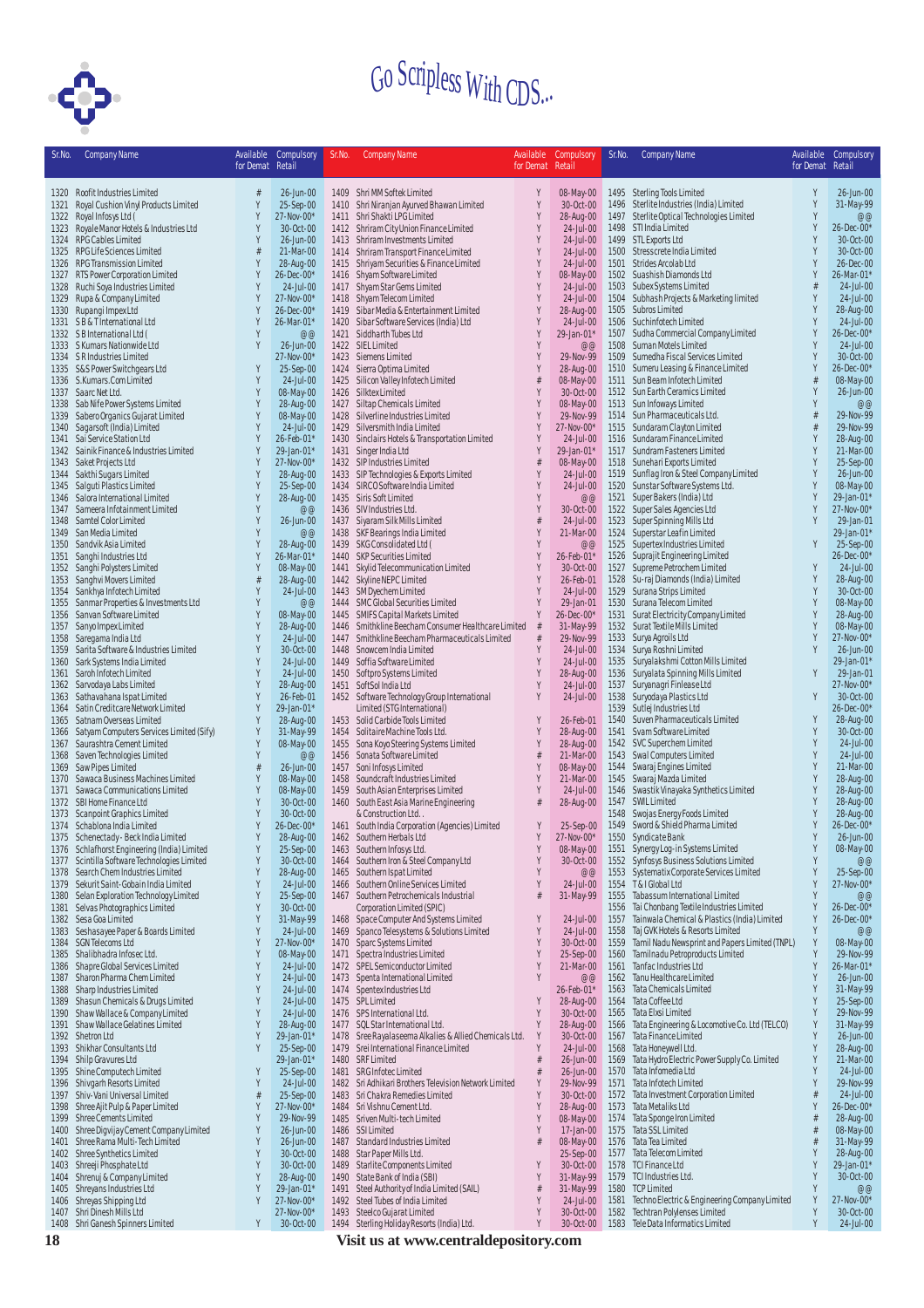# Go Scripless With CDS...

| Sr.No. | Company Name | Available for Demat | Compulsory Retail |
|---|---|---|---|
| 1320 | Roofit Industries Limited | # | 26-Jun-00 |
| 1321 | Royal Cushion Vinyl Products Limited | Y | 25-Sep-00 |
| 1322 | Royal Infosys Ltd ( | Y | 27-Nov-00* |
| 1323 | Royale Manor Hotels & Industries Ltd | Y | 30-Oct-00 |
| 1324 | RPG Cables Limited | Y | 26-Jun-00 |
| 1325 | RPG Life Sciences Limited | # | 21-Mar-00 |
| 1326 | RPG Transmission Limited | Y | 28-Aug-00 |
| 1327 | RTS Power Corporation Limited | Y | 26-Dec-00* |
| 1328 | Ruchi Soya Industries Limited | Y | 24-Jul-00 |
| 1329 | Rupa & Company Limited | Y | 27-Nov-00* |
| 1330 | Rupangi Impex Ltd | Y | 26-Dec-00* |
| 1331 | S B & T International Ltd | Y | 26-Mar-01* |
| 1332 | S B International Ltd ( | Y | @@ |
| 1333 | S Kumars Nationwide Ltd | Y | 26-Jun-00 |
| 1334 | S R Industries Limited | | 27-Nov-00* |
| 1335 | S&S Power Switchgears Ltd | Y | 25-Sep-00 |
| 1336 | S.Kumars.Com Limited | Y | 24-Jul-00 |
| 1337 | Saarc Net Ltd. | Y | 08-May-00 |
| 1338 | Sab Nife Power Systems Limited | Y | 28-Aug-00 |
| 1339 | Sabero Organics Gujarat Limited | Y | 08-May-00 |
| 1340 | Sagarsoft (India) Limited | Y | 24-Jul-00 |
| 1341 | Sai Service Station Ltd | Y | 26-Feb-01* |
| 1342 | Sainik Finance & Industries Limited | Y | 29-Jan-01* |
| 1343 | Saket Projects Ltd | Y | 27-Nov-00* |
| 1344 | Sakthi Sugars Limited | Y | 28-Aug-00 |
| 1345 | Salguti Plastics Limited | Y | 25-Sep-00 |
| 1346 | Salora International Limited | Y | 28-Aug-00 |
| 1347 | Sameera Infotainment Limited | Y | @@ |
| 1348 | Samtel Color Limited | Y | 26-Jun-00 |
| 1349 | San Media Limited | Y | @@ |
| 1350 | Sandvik Asia Limited | Y | 28-Aug-00 |
| 1351 | Sanghi Industries Ltd | Y | 26-Mar-01* |
| 1352 | Sanghi Polysters Limited | Y | 08-May-00 |
| 1353 | Sanghvi Movers Limited | # | 28-Aug-00 |
| 1354 | Sankhya Infotech Limited | Y | 24-Jul-00 |
| 1355 | Sanmar Properties & Investments Ltd | Y | @@ |
| 1356 | Sanvan Software Limited | Y | 08-May-00 |
| 1357 | Sanyo Impex Limited | Y | 28-Aug-00 |
| 1358 | Saregama India Ltd | Y | 24-Jul-00 |
| 1359 | Sarita Software & Industries Limited | Y | 30-Oct-00 |
| 1360 | Sark Systems India Limited | Y | 24-Jul-00 |
| 1361 | Saroh Infotech Limited | Y | 24-Jul-00 |
| 1362 | Sarvodaya Labs Limited | Y | 28-Aug-00 |
| 1363 | Sathavahana Ispat Limited | Y | 26-Feb-01 |
| 1364 | Satin Creditcare Network Limited | Y | 29-Jan-01* |
| 1365 | Satnam Overseas Limited | Y | 28-Aug-00 |
| 1366 | Satyam Computers Services Limited (Sify) | Y | 31-May-99 |
| 1367 | Saurashtra Cement Limited | Y | 08-May-00 |
| 1368 | Saven Technologies Limited | Y | @@ |
| 1369 | Saw Pipes Limited | # | 26-Jun-00 |
| 1370 | Sawaca Business Machines Limited | Y | 08-May-00 |
| 1371 | Sawaca Communications Limited | Y | 08-May-00 |
| 1372 | SBI Home Finance Ltd | Y | 30-Oct-00 |
| 1373 | Scanpoint Graphics Limited | Y | 30-Oct-00 |
| 1374 | Schablona India Limited | Y | 26-Dec-00* |
| 1375 | Schenectady - Beck India Limited | Y | 28-Aug-00 |
| 1376 | Schlafhorst Engineering (India) Limited | Y | 25-Sep-00 |
| 1377 | Scintilla Software Technologies Limited | Y | 30-Oct-00 |
| 1378 | Search Chem Industries Limited | Y | 28-Aug-00 |
| 1379 | Sekurit Saint-Gobain India Limited | Y | 24-Jul-00 |
| 1380 | Selan Exploration Technology Limited | Y | 25-Sep-00 |
| 1381 | Selvas Photographics Limited | Y | 30-Oct-00 |
| 1382 | Sesa Goa Limited | Y | 31-May-99 |
| 1383 | Seshasayee Paper & Boards Limited | Y | 24-Jul-00 |
| 1384 | SGN Telecoms Ltd | Y | 27-Nov-00* |
| 1385 | Shalibhadra Infosec Ltd. | Y | 08-May-00 |
| 1386 | Shapre Global Services Limited | Y | 24-Jul-00 |
| 1387 | Sharon Pharma Chem Limited | Y | 24-Jul-00 |
| 1388 | Sharp Industries Limited | Y | 24-Jul-00 |
| 1389 | Shasun Chemicals & Drugs Limited | Y | 24-Jul-00 |
| 1390 | Shaw Wallace & Company Limited | Y | 24-Jul-00 |
| 1391 | Shaw Wallace Gelatines Limited | Y | 28-Aug-00 |
| 1392 | Shetron Ltd | Y | 29-Jan-01* |
| 1393 | Shikhar Consultants Ltd | Y | 25-Sep-00 |
| 1394 | Shilp Gravures Ltd | | 29-Jan-01* |
| 1395 | Shine Computech Limited | Y | 25-Sep-00 |
| 1396 | Shivgarh Resorts Limited | Y | 24-Jul-00 |
| 1397 | Shiv-Vani Universal Limited | # | 25-Sep-00 |
| 1398 | Shree Ajit Pulp & Paper Limited | Y | 27-Nov-00* |
| 1399 | Shree Cements Limited | Y | 29-Nov-99 |
| 1400 | Shree Digvijay Cement Company Limited | Y | 26-Jun-00 |
| 1401 | Shree Rama Multi-Tech Limited | Y | 26-Jun-00 |
| 1402 | Shree Synthetics Limited | Y | 30-Oct-00 |
| 1403 | Shreeji Phosphate Ltd | Y | 30-Oct-00 |
| 1404 | Shrenuj & Company Limited | Y | 28-Aug-00 |
| 1405 | Shreyans Industries Ltd | Y | 29-Jan-01* |
| 1406 | Shreyas Shipping Ltd | Y | 27-Nov-00* |
| 1407 | Shri Dinesh Mills Ltd | | 27-Nov-00* |
| 1408 | Shri Ganesh Spinners Limited | Y | 30-Oct-00 |
| 1409 | Shri MM Softek Limited | Y | 08-May-00 |
| 1410 | Shri Niranjan Ayurved Bhawan Limited | Y | 30-Oct-00 |
| 1411 | Shri Shakti LPG Limited | Y | 28-Aug-00 |
| 1412 | Shriram City Union Finance Limited | Y | 24-Jul-00 |
| 1413 | Shriram Investments Limited | Y | 24-Jul-00 |
| 1414 | Shriram Transport Finance Limited | Y | 24-Jul-00 |
| 1415 | Shriyam Securities & Finance Limited | Y | 24-Jul-00 |
| 1416 | Shyam Software Limited | Y | 08-May-00 |
| 1417 | Shyam Star Gems Limited | Y | 24-Jul-00 |
| 1418 | Shyam Telecom Limited | Y | 24-Jul-00 |
| 1419 | Sibar Media & Entertainment Limited | Y | 28-Aug-00 |
| 1420 | Sibar Software Services (India) Ltd | Y | 24-Jul-00 |
| 1421 | Siddharth Tubes Ltd | Y | 29-Jan-01* |
| 1422 | SIEL Limited | Y | @@ |
| 1423 | Siemens Limited | Y | 29-Nov-99 |
| 1424 | Sierra Optima Limited | Y | 28-Aug-00 |
| 1425 | Silicon Valley Infotech Limited | # | 08-May-00 |
| 1426 | Silktex Limited | Y | 30-Oct-00 |
| 1427 | Siltap Chemicals Limited | Y | 08-May-00 |
| 1428 | Silverline Industries Limited | Y | 29-Nov-99 |
| 1429 | Silversmith India Limited | Y | 27-Nov-00* |
| 1430 | Sinclairs Hotels & Transportation Limited | Y | 24-Jul-00 |
| 1431 | Singer India Ltd | Y | 29-Jan-01* |
| 1432 | SIP Industries Limited | # | 08-May-00 |
| 1433 | SIP Technologies & Exports Limited | Y | 24-Jul-00 |
| 1434 | SIRCO Software India Limited | Y | 24-Jul-00 |
| 1435 | Siris Soft Limited | Y | @@ |
| 1436 | SIV Industries Ltd. | Y | 30-Oct-00 |
| 1437 | Siyaram Silk Mills Limited | # | 24-Jul-00 |
| 1438 | SKF Bearings India Limited | Y | 21-Mar-00 |
| 1439 | SKG Consolidated Ltd ( | Y | @@ |
| 1440 | SKP Securities Limited | Y | 26-Feb-01* |
| 1441 | Skylid Telecommunication Limited | Y | 30-Oct-00 |
| 1442 | Skyline NEPC Limited | Y | 26-Feb-01 |
| 1443 | SM Dyechem Limited | Y | 24-Jul-00 |
| 1444 | SMC Global Securities Limited | Y | 29-Jan-01 |
| 1445 | SMIFS Capital Markets Limited | Y | 26-Dec-00* |
| 1446 | Smithkline Beecham Consumer Healthcare Limited | # | 31-May-99 |
| 1447 | Smithkline Beecham Pharmaceuticals Limited | # | 29-Nov-99 |
| 1448 | Snowcem India Limited | Y | 24-Jul-00 |
| 1449 | Soffia Software Limited | Y | 24-Jul-00 |
| 1450 | Softpro Systems Limited | Y | 28-Aug-00 |
| 1451 | SoftSol India Ltd | Y | 24-Jul-00 |
| 1452 | Software Technology Group International Limited (STG International) | Y | 24-Jul-00 |
| 1453 | Solid Carbide Tools Limited | Y | 26-Feb-01 |
| 1454 | Solitaire Machine Tools Ltd. | Y | 28-Aug-00 |
| 1455 | Sona Koyo Steering Systems Limited | Y | 28-Aug-00 |
| 1456 | Sonata Software Limited | # | 21-Mar-00 |
| 1457 | Soni Infosys Limited | Y | 08-May-00 |
| 1458 | Soundcraft Industries Limited | Y | 21-Mar-00 |
| 1459 | South Asian Enterprises Limited | Y | 24-Jul-00 |
| 1460 | South East Asia Marine Engineering & Construction Ltd. . | # | 28-Aug-00 |
| 1461 | South India Corporation (Agencies) Limited | Y | 25-Sep-00 |
| 1462 | Southern Herbals Ltd | Y | 27-Nov-00* |
| 1463 | Southern Infosys Ltd. | Y | 08-May-00 |
| 1464 | Southern Iron & Steel Company Ltd | Y | 30-Oct-00 |
| 1465 | Southern Ispat Limited | Y | @@ |
| 1466 | Southern Online Services Limited | Y | 24-Jul-00 |
| 1467 | Southern Petrochemicals Industrial Corporation Limited (SPIC) | # | 31-May-99 |
| 1468 | Space Computer And Systems Limited | Y | 24-Jul-00 |
| 1469 | Spanco Telesystems & Solutions Limited | Y | 24-Jul-00 |
| 1470 | Sparc Systems Limited | Y | 30-Oct-00 |
| 1471 | Spectra Industries Limited | Y | 25-Sep-00 |
| 1472 | SPEL Semiconductor Limited | Y | 21-Mar-00 |
| 1473 | Spenta International Limited | Y | @@ |
| 1474 | Spentex Industries Ltd | | 26-Feb-01* |
| 1475 | SPL Limited | Y | 28-Aug-00 |
| 1476 | SPS International Ltd. | Y | 30-Oct-00 |
| 1477 | SQL Star International Ltd. | Y | 28-Aug-00 |
| 1478 | Sree Rayalaseema Alkalies & Allied Chemicals Ltd. | Y | 30-Oct-00 |
| 1479 | Srei International Finance Limited | Y | 24-Jul-00 |
| 1480 | SRF Limited | # | 26-Jun-00 |
| 1481 | SRG Infotec Limited | # | 26-Jun-00 |
| 1482 | Sri Adhikari Brothers Television Network Limited | Y | 29-Nov-99 |
| 1483 | Sri Chakra Remedies Limited | Y | 30-Oct-00 |
| 1484 | Sri Vishnu Cement Ltd. | Y | 28-Aug-00 |
| 1485 | Sriven Multi-tech Limited | Y | 08-May-00 |
| 1486 | SSI Limited | Y | 17-Jan-00 |
| 1487 | Standard Industries Limited | # | 08-May-00 |
| 1488 | Star Paper Mills Ltd. | | 25-Sep-00 |
| 1489 | Starlite Components Limited | Y | 30-Oct-00 |
| 1490 | State Bank of India (SBI) | Y | 31-May-99 |
| 1491 | Steel Authority of India Limited (SAIL) | # | 31-May-99 |
| 1492 | Steel Tubes of India Limited | Y | 24-Jul-00 |
| 1493 | Steelco Gujarat Limited | Y | 30-Oct-00 |
| 1494 | Sterling Holiday Resorts (India) Ltd. | Y | 30-Oct-00 |
| 1495 | Sterling Tools Limited | Y | 26-Jun-00 |
| 1496 | Sterlite Industries (India) Limited | Y | 31-May-99 |
| 1497 | Sterlite Optical Technologies Limited | Y | @@ |
| 1498 | STI India Limited | Y | 26-Dec-00* |
| 1499 | STL Exports Ltd | Y | 30-Oct-00 |
| 1500 | Stresscrete India Limited | Y | 30-Oct-00 |
| 1501 | Strides Arcolab Ltd | Y | 26-Dec-00 |
| 1502 | Suashish Diamonds Ltd | Y | 26-Mar-01* |
| 1503 | Subex Systems Limited | # | 24-Jul-00 |
| 1504 | Subhash Projects & Marketing limited | Y | 24-Jul-00 |
| 1505 | Subros Limited | Y | 28-Aug-00 |
| 1506 | Suchinfotech Limited | Y | 24-Jul-00 |
| 1507 | Sudha Commercial Company Limited | Y | 26-Dec-00* |
| 1508 | Suman Motels Limited | Y | 24-Jul-00 |
| 1509 | Sumedha Fiscal Services Limited | Y | 30-Oct-00 |
| 1510 | Sumeru Leasing & Finance Limited | Y | 26-Dec-00* |
| 1511 | Sun Beam Infotech Limited | # | 08-May-00 |
| 1512 | Sun Earth Ceramics Limited | Y | 26-Jun-00 |
| 1513 | Sun Infoways Limited | Y | @@ |
| 1514 | Sun Pharmaceuticals Ltd. | Y | 29-Nov-99 |
| 1515 | Sundaram Clayton Limited | # | 29-Nov-99 |
| 1516 | Sundaram Finance Limited | Y | 28-Aug-00 |
| 1517 | Sundram Fasteners Limited | Y | 21-Mar-00 |
| 1518 | Sunehari Exports Limited | Y | 25-Sep-00 |
| 1519 | Sunflag Iron & Steel Company Limited | Y | 26-Jun-00 |
| 1520 | Sunstar Software Systems Ltd. | Y | 08-May-00 |
| 1521 | Super Bakers (India) Ltd | Y | 29-Jan-01* |
| 1522 | Super Sales Agencies Ltd | Y | 27-Nov-00* |
| 1523 | Super Spinning Mills Ltd | Y | 29-Jan-01 |
| 1524 | Superstar Leafin Limited | | 29-Jan-01* |
| 1525 | Supertex Industries Limited | Y | 25-Sep-00 |
| 1526 | Suprajit Engineering Limited | | 26-Dec-00* |
| 1527 | Supreme Petrochem Limited | Y | 24-Jul-00 |
| 1528 | Su-raj Diamonds (India) Limited | Y | 28-Aug-00 |
| 1529 | Surana Strips Limited | Y | 30-Oct-00 |
| 1530 | Surana Telecom Limited | Y | 08-May-00 |
| 1531 | Surat Electricity Company Limited | Y | 28-Aug-00 |
| 1532 | Surat Textile Mills Limited | Y | 08-May-00 |
| 1533 | Surya Agroils Ltd | Y | 27-Nov-00* |
| 1534 | Surya Roshni Limited | Y | 26-Jun-00 |
| 1535 | Suryalakshmi Cotton Mills Limited | | 29-Jan-01* |
| 1536 | Suryalata Spinning Mills Limited | Y | 29-Jan-01 |
| 1537 | Suryanagri Finlease Ltd | | 27-Nov-00* |
| 1538 | Suryodaya Plastics Ltd | Y | 30-Oct-00 |
| 1539 | Sutlej Industries Ltd | | 26-Dec-00* |
| 1540 | Suven Pharmaceuticals Limited | Y | 28-Aug-00 |
| 1541 | Svam Software Limited | Y | 30-Oct-00 |
| 1542 | SVC Superchem Limited | Y | 24-Jul-00 |
| 1543 | Swal Computers Limited | Y | 24-Jul-00 |
| 1544 | Swaraj Engines Limited | Y | 21-Mar-00 |
| 1545 | Swaraj Mazda Limited | Y | 28-Aug-00 |
| 1546 | Swastik Vinayaka Synthetics Limited | Y | 28-Aug-00 |
| 1547 | SWIL Limited | Y | 28-Aug-00 |
| 1548 | Swojas Energy Foods Limited | Y | 28-Aug-00 |
| 1549 | Sword & Shield Pharma Limited | Y | 26-Dec-00* |
| 1550 | Syndicate Bank | Y | 26-Jun-00 |
| 1551 | Synergy Log-in Systems Limited | Y | 08-May-00 |
| 1552 | Synfosys Business Solutions Limited | Y | @@ |
| 1553 | Systematix Corporate Services Limited | Y | 25-Sep-00 |
| 1554 | T & I Global Ltd | Y | 27-Nov-00* |
| 1555 | Tabassum International Limited | Y | @@ |
| 1556 | Tai Chonbang Textile Industries Limited | Y | 26-Dec-00* |
| 1557 | Tainwala Chemical & Plastics (India) Limited | Y | 26-Dec-00* |
| 1558 | Taj GVK Hotels & Resorts Limited | Y | @@ |
| 1559 | Tamil Nadu Newsprint and Papers Limited (TNPL) | Y | 08-May-00 |
| 1560 | Tamilnadu Petroproducts Limited | Y | 29-Nov-99 |
| 1561 | Tanfac Industries Ltd | Y | 26-Mar-01* |
| 1562 | Tanu Healthcare Limited | Y | 26-Jun-00 |
| 1563 | Tata Chemicals Limited | Y | 31-May-99 |
| 1564 | Tata Coffee Ltd | Y | 25-Sep-00 |
| 1565 | Tata Elxsi Limited | Y | 29-Nov-99 |
| 1566 | Tata Engineering & Locomotive Co. Ltd (TELCO) | Y | 31-May-99 |
| 1567 | Tata Finance Limited | Y | 26-Jun-00 |
| 1568 | Tata Honeywell Ltd. | Y | 28-Aug-00 |
| 1569 | Tata Hydro Electric Power Supply Co. Limited | Y | 21-Mar-00 |
| 1570 | Tata Infomedia Ltd | Y | 24-Jul-00 |
| 1571 | Tata Infotech Limited | Y | 29-Nov-99 |
| 1572 | Tata Investment Corporation Limited | # | 24-Jul-00 |
| 1573 | Tata Metaliks Ltd | Y | 26-Dec-00* |
| 1574 | Tata Sponge Iron Limited | # | 28-Aug-00 |
| 1575 | Tata SSL Limited | # | 08-May-00 |
| 1576 | Tata Tea Limited | # | 31-May-99 |
| 1577 | Tata Telecom Limited | Y | 28-Aug-00 |
| 1578 | TCI Finance Ltd | Y | 29-Jan-01* |
| 1579 | TCI Industries Ltd. | Y | 30-Oct-00 |
| 1580 | TCP Limited | Y | @@ |
| 1581 | Techno Electric & Engineering Company Limited | Y | 27-Nov-00* |
| 1582 | Techtran Polylenses Limited | Y | 30-Oct-00 |
| 1583 | Tele Data Informatics Limited | Y | 24-Jul-00 |

**Visit us at www.centraldepository.com**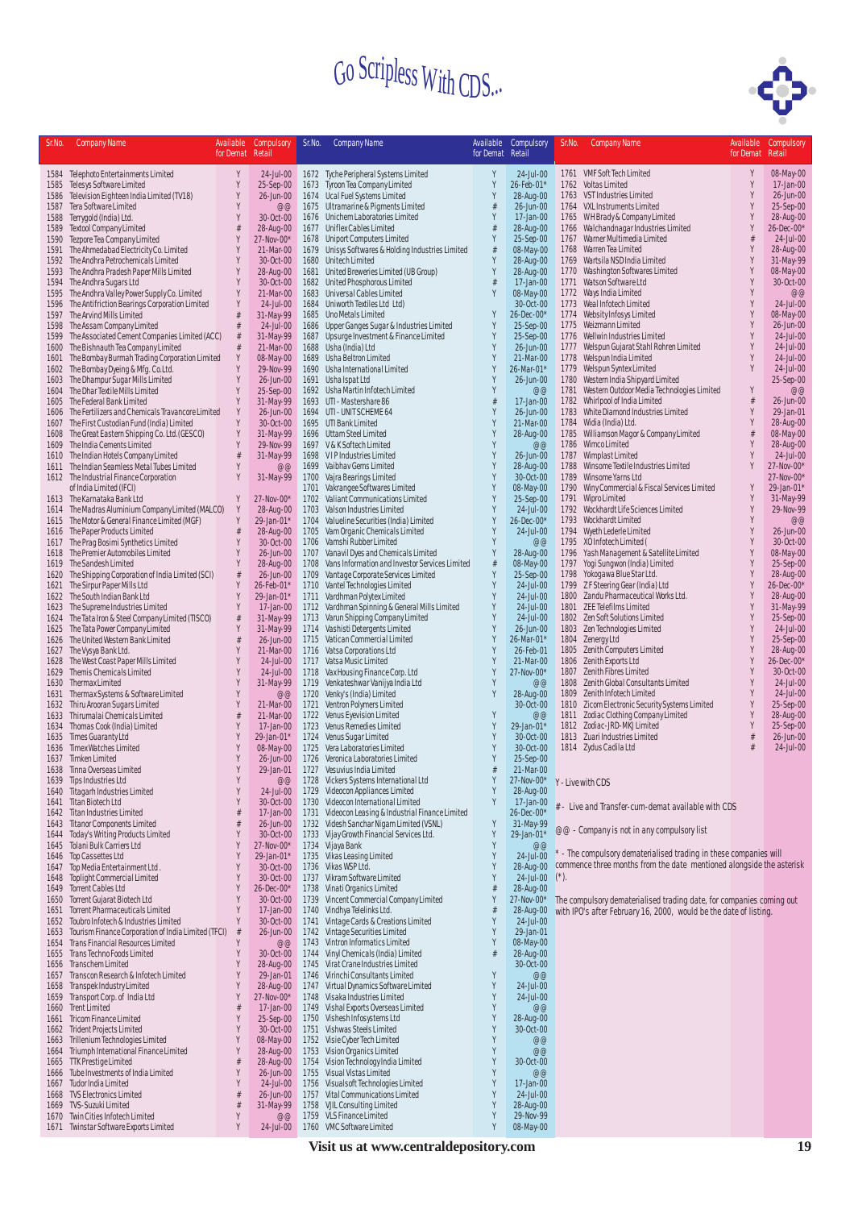# Go Scripless With CDS...

| Sr.No. | Company Name | Available for Demat | Compulsory Retail |
|---|---|---|---|
| 1584 | Telephoto Entertainments Limited | Y | 24-Jul-00 |
| 1585 | Telesys Software Limited | Y | 25-Sep-00 |
| 1586 | Television Eighteen India Limited (TV18) | Y | 26-Jun-00 |
| 1587 | Tera Software Limited | Y | @@ |
| 1588 | Terrygold (India) Ltd. | Y | 30-Oct-00 |
| 1589 | Textool Company Limited | # | 28-Aug-00 |
| 1590 | Tezpore Tea Company Limited | Y | 27-Nov-00* |
| 1591 | The Ahmedabad Electricity Co. Limited | Y | 21-Mar-00 |
| 1592 | The Andhra Petrochemicals Limited | Y | 30-Oct-00 |
| 1593 | The Andhra Pradesh Paper Mills Limited | Y | 28-Aug-00 |
| 1594 | The Andhra Sugars Ltd | Y | 30-Oct-00 |
| 1595 | The Andhra Valley Power Supply Co. Limited | Y | 21-Mar-00 |
| 1596 | The Antifriction Bearings Corporation Limited | Y | 24-Jul-00 |
| 1597 | The Arvind Mills Limited | # | 31-May-99 |
| 1598 | The Assam Company Limited | # | 24-Jul-00 |
| 1599 | The Associated Cement Companies Limited (ACC) | # | 31-May-99 |
| 1600 | The Bishnauth Tea Company Limited | # | 21-Mar-00 |
| 1601 | The Bombay Burmah Trading Corporation Limited | Y | 08-May-00 |
| 1602 | The Bombay Dyeing & Mfg. Co.Ltd. | Y | 29-Nov-99 |
| 1603 | The Dhampur Sugar Mills Limited | Y | 26-Jun-00 |
| 1604 | The Dhar Textile Mills Limited | Y | 25-Sep-00 |
| 1605 | The Federal Bank Limited | Y | 31-May-99 |
| 1606 | The Fertilizers and Chemicals Travancore Limited | Y | 26-Jun-00 |
| 1607 | The First Custodian Fund (India) Limited | Y | 30-Oct-00 |
| 1608 | The Great Eastern Shipping Co. Ltd. (GESCO) | Y | 31-May-99 |
| 1609 | The India Cements Limited | Y | 29-Nov-99 |
| 1610 | The Indian Hotels Company Limited | # | 31-May-99 |
| 1611 | The Indian Seamless Metal Tubes Limited | Y | @@ |
| 1612 | The Industrial Finance Corporation of India Limited (IFCI) | Y | 31-May-99 |
| 1613 | The Karnataka Bank Ltd | Y | 27-Nov-00* |
| 1614 | The Madras Aluminium Company Limited (MALCO) | Y | 28-Aug-00 |
| 1615 | The Motor & General Finance Limited (MGF) | Y | 29-Jan-01* |
| 1616 | The Paper Products Limited | # | 28-Aug-00 |
| 1617 | The Prag Bosimi Synthetics Limited | Y | 30-Oct-00 |
| 1618 | The Premier Automobiles Limited | Y | 26-Jun-00 |
| 1619 | The Sandesh Limited | Y | 28-Aug-00 |
| 1620 | The Shipping Corporation of India Limited (SCI) | # | 26-Jun-00 |
| 1621 | The Sirpur Paper Mills Ltd | Y | 26-Feb-01* |
| 1622 | The South Indian Bank Ltd | Y | 29-Jan-01* |
| 1623 | The Supreme Industries Limited | Y | 17-Jan-00 |
| 1624 | The Tata Iron & Steel Company Limited (TISCO) | # | 31-May-99 |
| 1625 | The Tata Power Company Limited | Y | 31-May-99 |
| 1626 | The United Western Bank Limited | # | 26-Jun-00 |
| 1627 | The Vysya Bank Ltd. | Y | 21-Mar-00 |
| 1628 | The West Coast Paper Mills Limited | Y | 24-Jul-00 |
| 1629 | Themis Chemicals Limited | Y | 24-Jul-00 |
| 1630 | Thermax Limited | Y | 31-May-99 |
| 1631 | Thermax Systems & Software Limited | Y | @@ |
| 1632 | Thiru Arooran Sugars Limited | Y | 21-Mar-00 |
| 1633 | Thirumalai Chemicals Limited | # | 21-Mar-00 |
| 1634 | Thomas Cook (India) Limited | Y | 17-Jan-00 |
| 1635 | Times Guaranty Ltd | Y | 29-Jan-01* |
| 1636 | Timex Watches Limited | Y | 08-May-00 |
| 1637 | Timken Limited | Y | 26-Jun-00 |
| 1638 | Tinna Overseas Limited | Y | 29-Jan-01 |
| 1639 | Tips Industries Ltd | Y | @@ |
| 1640 | Titagarh Industries Limited | Y | 24-Jul-00 |
| 1641 | Titan Biotech Ltd | Y | 30-Oct-00 |
| 1642 | Titan Industries Limited | # | 17-Jan-00 |
| 1643 | Titanor Components Limited | # | 26-Jun-00 |
| 1644 | Today's Writing Products Limited | Y | 30-Oct-00 |
| 1645 | Tolani Bulk Carriers Ltd | Y | 27-Nov-00* |
| 1646 | Top Cassettes Ltd | Y | 29-Jan-01* |
| 1647 | Top Media Entertainment Ltd . | Y | 30-Oct-00 |
| 1648 | Toplight Commercial Limited | Y | 30-Oct-00 |
| 1649 | Torrent Cables Ltd | Y | 26-Dec-00* |
| 1650 | Torrent Gujarat Biotech Ltd | Y | 30-Oct-00 |
| 1651 | Torrent Pharmaceuticals Limited | Y | 17-Jan-00 |
| 1652 | Toubro Infotech & Industries Limited | Y | 30-Oct-00 |
| 1653 | Tourism Finance Corporation of India Limited (TFCI) | # | 26-Jun-00 |
| 1654 | Trans Financial Resources Limited | Y | @@ |
| 1655 | Trans Techno Foods Limited | Y | 30-Oct-00 |
| 1656 | Transchem Limited | Y | 28-Aug-00 |
| 1657 | Transcon Research & Infotech Limited | Y | 29-Jan-01 |
| 1658 | Transpek Industry Limited | Y | 28-Aug-00 |
| 1659 | Transport Corp. of India Ltd | Y | 27-Nov-00* |
| 1660 | Trent Limited | # | 17-Jan-00 |
| 1661 | Tricom Finance Limited | Y | 25-Sep-00 |
| 1662 | Trident Projects Limited | Y | 30-Oct-00 |
| 1663 | Trillenium Technologies Limited | Y | 08-May-00 |
| 1664 | Triumph International Finance Limited | Y | 28-Aug-00 |
| 1665 | TTK Prestige Limited | # | 28-Aug-00 |
| 1666 | Tube Investments of India Limited | Y | 26-Jun-00 |
| 1667 | Tudor India Limited | Y | 24-Jul-00 |
| 1668 | TVS Electronics Limited | # | 26-Jun-00 |
| 1669 | TVS-Suzuki Limited | # | 31-May-99 |
| 1670 | Twin Cities Infotech Limited | Y | @@ |
| 1671 | Twinstar Software Exports Limited | Y | 24-Jul-00 |
| 1672 | Tyche Peripheral Systems Limited | Y | 24-Jul-00 |
| 1673 | Tyroon Tea Company Limited | Y | 26-Feb-01* |
| 1674 | Ucal Fuel Systems Limited | Y | 28-Aug-00 |
| 1675 | Ultramarine & Pigments Limited | # | 26-Jun-00 |
| 1676 | Unichem Laboratories Limited | Y | 17-Jan-00 |
| 1677 | Uniflex Cables Limited | # | 28-Aug-00 |
| 1678 | Uniport Computers Limited | Y | 25-Sep-00 |
| 1679 | Unisys Softwares & Holding Industries Limited | # | 08-May-00 |
| 1680 | Unitech Limited | Y | 28-Aug-00 |
| 1681 | United Breweries Limited (UB Group) | Y | 28-Aug-00 |
| 1682 | United Phosphorous Limited | # | 17-Jan-00 |
| 1683 | Universal Cables Limited | Y | 08-May-00 |
| 1684 | Uniworth Textiles Ltd Ltd) | | 30-Oct-00 |
| 1685 | Uno Metals Limited | Y | 26-Dec-00* |
| 1686 | Upper Ganges Sugar & Industries Limited | Y | 25-Sep-00 |
| 1687 | Upsurge Investment & Finance Limited | Y | 25-Sep-00 |
| 1688 | Usha (India) Ltd | Y | 26-Jun-00 |
| 1689 | Usha Beltron Limited | Y | 21-Mar-00 |
| 1690 | Usha International Limited | Y | 26-Mar-01* |
| 1691 | Usha Ispat Ltd | Y | 26-Jun-00 |
| 1692 | Usha Martin Infotech Limited | Y | @@ |
| 1693 | UTI - Mastershare 86 | # | 17-Jan-00 |
| 1694 | UTI - UNIT SCHEME 64 | Y | 26-Jun-00 |
| 1695 | UTI Bank Limited | Y | 21-Mar-00 |
| 1696 | Uttam Steel Limited | Y | 28-Aug-00 |
| 1697 | V & K Softech Limited | Y | @@ |
| 1698 | V I P Industries Limited | Y | 26-Jun-00 |
| 1699 | Vaibhav Gems Limited | Y | 28-Aug-00 |
| 1700 | Vajra Bearings Limited | Y | 30-Oct-00 |
| 1701 | Vakrangee Softwares Limited | Y | 08-May-00 |
| 1702 | Valiant Communications Limited | Y | 25-Sep-00 |
| 1703 | Valson Industries Limited | Y | 24-Jul-00 |
| 1704 | Valueline Securities (India) Limited | Y | 26-Dec-00* |
| 1705 | Vam Organic Chemicals Limited | Y | 24-Jul-00 |
| 1706 | Vamshi Rubber Limited | Y | @@ |
| 1707 | Vanavil Dyes and Chemicals Limited | Y | 28-Aug-00 |
| 1708 | Vans Information and Investor Services Limited | # | 08-May-00 |
| 1709 | Vantage Corporate Services Limited | Y | 25-Sep-00 |
| 1710 | Vantel Technologies Limited | Y | 24-Jul-00 |
| 1711 | Vardhman Polytex Limited | Y | 24-Jul-00 |
| 1712 | Vardhman Spinning & General Mills Limited | Y | 24-Jul-00 |
| 1713 | Varun Shipping Company Limited | Y | 24-Jul-00 |
| 1714 | Vashisti Detergents Limited | Y | 26-Jun-00 |
| 1715 | Vatican Commercial Limited | Y | 26-Mar-01* |
| 1716 | Vatsa Corporations Ltd | Y | 26-Feb-01 |
| 1717 | Vatsa Music Limited | Y | 21-Mar-00 |
| 1718 | Vax Housing Finance Corp. Ltd | Y | 27-Nov-00* |
| 1719 | Venkateshwar Vanijya India Ltd | Y | @@ |
| 1720 | Venky's (India) Limited | Y | 28-Aug-00 |
| 1721 | Ventron Polymers Limited | | 30-Oct-00 |
| 1722 | Venus Eyevision Limited | Y | @@ |
| 1723 | Venus Remedies Limited | Y | 29-Jan-01* |
| 1724 | Venus Sugar Limited | Y | 30-Oct-00 |
| 1725 | Vera Laboratories Limited | Y | 30-Oct-00 |
| 1726 | Veronica Laboratories Limited | Y | 25-Sep-00 |
| 1727 | Vesuvius India Limited | # | 21-Mar-00 |
| 1728 | Vickers Systems International Ltd | Y | 27-Nov-00* |
| 1729 | Videocon Appliances Limited | Y | 28-Aug-00 |
| 1730 | Videocon International Limited | Y | 17-Jan-00 |
| 1731 | Videocon Leasing & Industrial Finance Limited | | 26-Dec-00* |
| 1732 | Videsh Sanchar Nigam Limited (VSNL) | Y | 31-May-99 |
| 1733 | Vijay Growth Financial Services Ltd. | Y | 29-Jan-01* |
| 1734 | Vijaya Bank | Y | @@ |
| 1735 | Vikas Leasing Limited | Y | 24-Jul-00 |
| 1736 | Vikas WSP Ltd. | Y | 28-Aug-00 |
| 1737 | Vikram Software Limited | Y | 24-Jul-00 |
| 1738 | Vinati Organics Limited | # | 28-Aug-00 |
| 1739 | Vincent Commercial Company Limited | Y | 27-Nov-00* |
| 1740 | Vindhya Telelinks Ltd. | # | 28-Aug-00 |
| 1741 | Vintage Cards & Creations Limited | Y | 24-Jul-00 |
| 1742 | Vintage Securities Limited | Y | 29-Jan-01 |
| 1743 | Vintron Informatics Limited | Y | 08-May-00 |
| 1744 | Vinyl Chemicals (India) Limited | # | 28-Aug-00 |
| 1745 | Viral Crane Industries Limited | | 30-Oct-00 |
| 1746 | Virinchi Consultants Limited | Y | @@ |
| 1747 | Virtual Dynamics Software Limited | Y | 24-Jul-00 |
| 1748 | Visaka Industries Limited | Y | 24-Jul-00 |
| 1749 | Vishal Exports Overseas Limited | Y | @@ |
| 1750 | Vishesh Infosystems Ltd | Y | 28-Aug-00 |
| 1751 | Vishwas Steels Limited | Y | 30-Oct-00 |
| 1752 | Visie Cyber Tech Limited | Y | @@ |
| 1753 | Vision Organics Limited | Y | @@ |
| 1754 | Vision Technology India Limited | Y | 30-Oct-00 |
| 1755 | Visual Vistas Limited | Y | @@ |
| 1756 | Visualsoft Technologies Limited | Y | 17-Jan-00 |
| 1757 | Vital Communications Limited | Y | 24-Jul-00 |
| 1758 | VJIL Consulting Limited | Y | 28-Aug-00 |
| 1759 | VLS Finance Limited | Y | 29-Nov-99 |
| 1760 | VMC Software Limited | Y | 08-May-00 |
| 1761 | VMF Soft Tech Limited | Y | 08-May-00 |
| 1762 | Voltas Limited | Y | 17-Jan-00 |
| 1763 | VST Industries Limited | Y | 26-Jun-00 |
| 1764 | VXL Instruments Limited | Y | 25-Sep-00 |
| 1765 | WH Brady & Company Limited | Y | 28-Aug-00 |
| 1766 | Walchandnagar Industries Limited | Y | 26-Dec-00* |
| 1767 | Warner Multimedia Limited | # | 24-Jul-00 |
| 1768 | Warren Tea Limited | Y | 28-Aug-00 |
| 1769 | Wartsila NSD India Limited | Y | 31-May-99 |
| 1770 | Washington Softwares Limited | Y | 08-May-00 |
| 1771 | Watson Software Ltd | Y | 30-Oct-00 |
| 1772 | Ways India Limited | Y | @@ |
| 1773 | Weal Infotech Limited | Y | 24-Jul-00 |
| 1774 | Websity Infosys Limited | Y | 08-May-00 |
| 1775 | Weizmann Limited | Y | 26-Jun-00 |
| 1776 | Wellwin Industries Limited | Y | 24-Jul-00 |
| 1777 | Welspun Gujarat Stahl Rohren Limited | Y | 24-Jul-00 |
| 1778 | Welspun India Limited | Y | 24-Jul-00 |
| 1779 | Welspun Syntex Limited | Y | 24-Jul-00 |
| 1780 | Western India Shipyard Limited | | 25-Sep-00 |
| 1781 | Western Outdoor Media Technologies Limited | Y | @@ |
| 1782 | Whirlpool of India Limited | # | 26-Jun-00 |
| 1783 | White Diamond Industries Limited | Y | 29-Jan-01 |
| 1784 | Widia (India) Ltd. | Y | 28-Aug-00 |
| 1785 | Williamson Magor & Company Limited | # | 08-May-00 |
| 1786 | Wimco Limited | Y | 28-Aug-00 |
| 1787 | Wimplast Limited | Y | 24-Jul-00 |
| 1788 | Winsome Textile Industries Limited | Y | 27-Nov-00* |
| 1789 | Winsome Yarns Ltd | | 27-Nov-00* |
| 1790 | Winy Commercial & Fiscal Services Limited | Y | 29-Jan-01* |
| 1791 | Wipro Limited | Y | 31-May-99 |
| 1792 | Wockhardt Life Sciences Limited | Y | 29-Nov-99 |
| 1793 | Wockhardt Limited | Y | @@ |
| 1794 | Wyeth Lederle Limited | Y | 26-Jun-00 |
| 1795 | XO Infotech Limited ( | Y | 30-Oct-00 |
| 1796 | Yash Management & Satellite Limited | Y | 08-May-00 |
| 1797 | Yogi Sungwon (India) Limited | Y | 25-Sep-00 |
| 1798 | Yokogawa Blue Star Ltd. | Y | 28-Aug-00 |
| 1799 | Z F Steering Gear (India) Ltd | Y | 26-Dec-00* |
| 1800 | Zandu Pharmaceutical Works Ltd. | Y | 28-Aug-00 |
| 1801 | ZEE Telefilms Limited | Y | 31-May-99 |
| 1802 | Zen Soft Solutions Limited | Y | 25-Sep-00 |
| 1803 | Zen Technologies Limited | Y | 24-Jul-00 |
| 1804 | Zenergy Ltd | Y | 25-Sep-00 |
| 1805 | Zenith Computers Limited | Y | 28-Aug-00 |
| 1806 | Zenith Exports Ltd | Y | 26-Dec-00* |
| 1807 | Zenith Fibres Limited | Y | 30-Oct-00 |
| 1808 | Zenith Global Consultants Limited | Y | 24-Jul-00 |
| 1809 | Zenith Infotech Limited | Y | 24-Jul-00 |
| 1810 | Zicom Electronic Security Systems Limited | Y | 25-Sep-00 |
| 1811 | Zodiac Clothing Company Limited | Y | 28-Aug-00 |
| 1812 | Zodiac-JRD-MKJ Limited | Y | 25-Sep-00 |
| 1813 | Zuari Industries Limited | # | 26-Jun-00 |
| 1814 | Zydus Cadila Ltd | # | 24-Jul-00 |

Y - Live with CDS

# - Live and Transfer-cum-demat available with CDS

@@ - Company is not in any compulsory list

* - The compulsory dematerialised trading in these companies will commence three months from the date mentioned alongside the asterisk (*).

The compulsory dematerialised trading date, for companies coming out with IPO's after February 16, 2000, would be the date of listing.

**Visit us at www.centraldepository.com**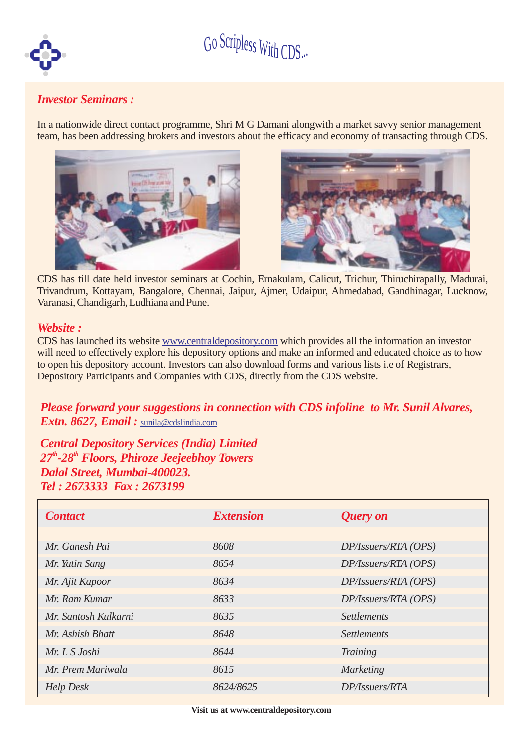Go Scripless With CDS...

## *Investor Seminars :*

In a nationwide direct contact programme, Shri M G Damani alongwith a market savvy senior management team, has been addressing brokers and investors about the efficacy and economy of transacting through CDS.

CDS has till date held investor seminars at Cochin, Ernakulam, Calicut, Trichur, Thiruchirapally, Madurai, Trivandrum, Kottayam, Bangalore, Chennai, Jaipur, Ajmer, Udaipur, Ahmedabad, Gandhinagar, Lucknow, Varanasi, Chandigarh, Ludhiana and Pune.

## *Website :*

CDS has launched its website www.centraldepository.com which provides all the information an investor will need to effectively explore his depository options and make an informed and educated choice as to how to open his depository account. Investors can also download forms and various lists i.e of Registrars, Depository Participants and Companies with CDS, directly from the CDS website.

***Please forward your suggestions in connection with CDS infoline to Mr. Sunil Alvares, Extn. 8627, Email :*** sunila@cdslindia.com

***Central Depository Services (India) Limited***
***27th-28th Floors, Phiroze Jeejeebhoy Towers***
***Dalal Street, Mumbai-400023.***
***Tel : 2673333 Fax : 2673199***

| *Contact* | *Extension* | *Query on* |
|---|---|---|
| *Mr. Ganesh Pai* | *8608* | *DP/Issuers/RTA (OPS)* |
| *Mr. Yatin Sang* | *8654* | *DP/Issuers/RTA (OPS)* |
| *Mr. Ajit Kapoor* | *8634* | *DP/Issuers/RTA (OPS)* |
| *Mr. Ram Kumar* | *8633* | *DP/Issuers/RTA (OPS)* |
| *Mr. Santosh Kulkarni* | *8635* | *Settlements* |
| *Mr. Ashish Bhatt* | *8648* | *Settlements* |
| *Mr. L S Joshi* | *8644* | *Training* |
| *Mr. Prem Mariwala* | *8615* | *Marketing* |
| *Help Desk* | *8624/8625* | *DP/Issuers/RTA* |

**Visit us at www.centraldepository.com**